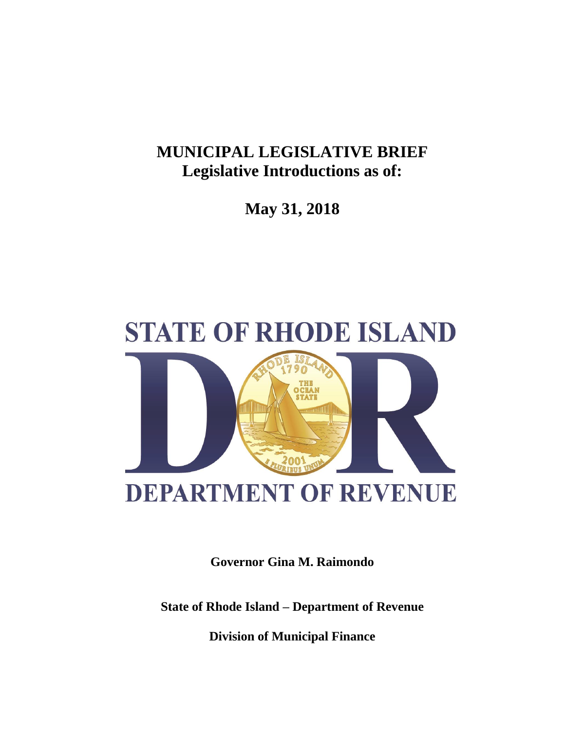# MUNICIPAL LEGISLATIVE BRIEF
## Legislative Introductions as of:

**May 31, 2018**

**STATE OF RHODE ISLAND**

**DEPARTMENT OF REVENUE**

**Governor Gina M. Raimondo**

**State of Rhode Island – Department of Revenue**

**Division of Municipal Finance**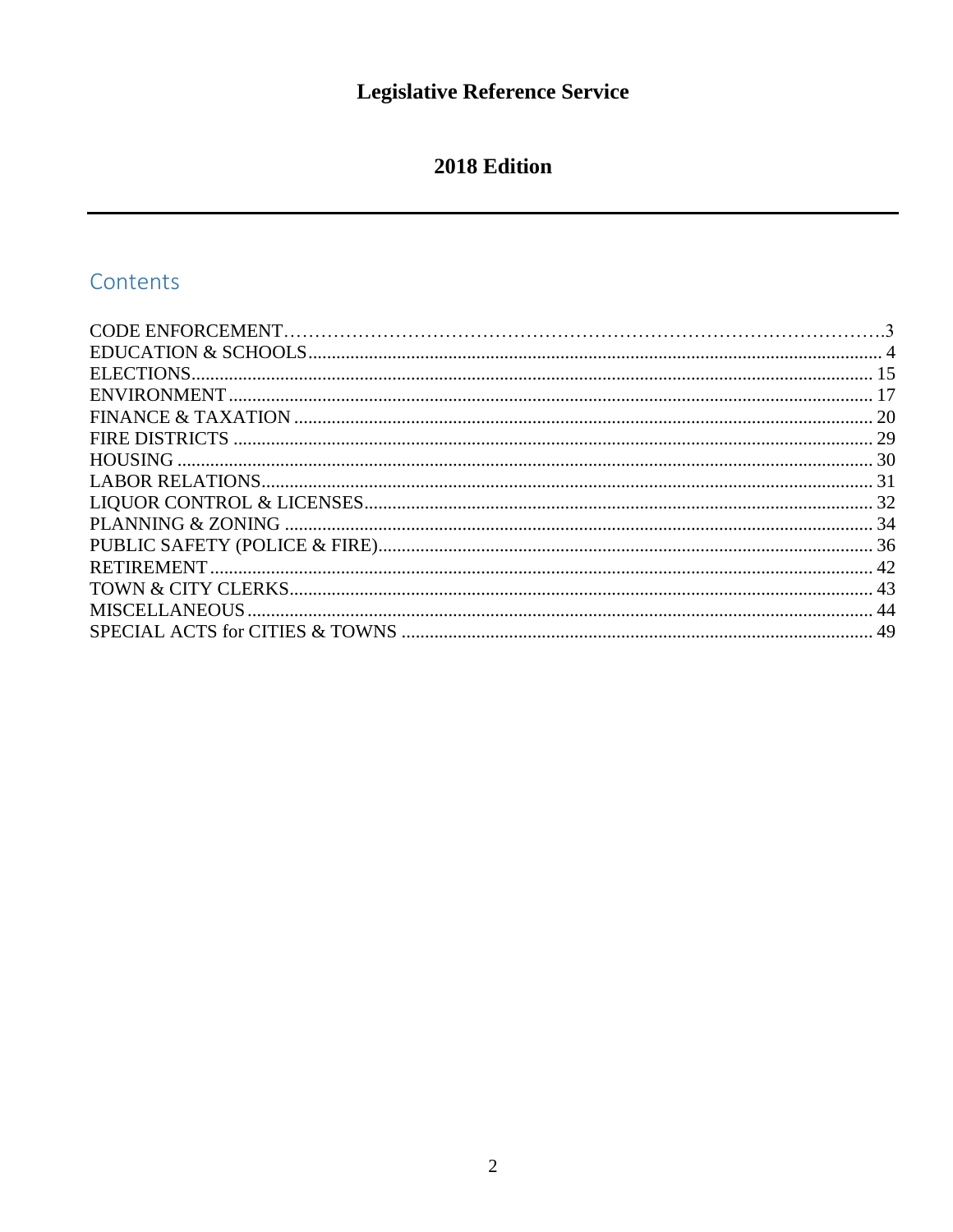# Legislative Reference Service

## 2018 Edition

---

## Contents

CODE ENFORCEMENT……………………………………………………………………………….3
EDUCATION & SCHOOLS........................................................................................................................ 4
ELECTIONS.............................................................................................................................................. 15
ENVIRONMENT ...................................................................................................................................... 17
FINANCE & TAXATION ......................................................................................................................... 20
FIRE DISTRICTS ..................................................................................................................................... 29
HOUSING ................................................................................................................................................. 30
LABOR RELATIONS............................................................................................................................... 31
LIQUOR CONTROL & LICENSES.......................................................................................................... 32
PLANNING & ZONING ........................................................................................................................... 34
PUBLIC SAFETY (POLICE & FIRE)....................................................................................................... 36
RETIREMENT .......................................................................................................................................... 42
TOWN & CITY CLERKS......................................................................................................................... 43
MISCELLANEOUS .................................................................................................................................. 44
SPECIAL ACTS for CITIES & TOWNS .................................................................................................. 49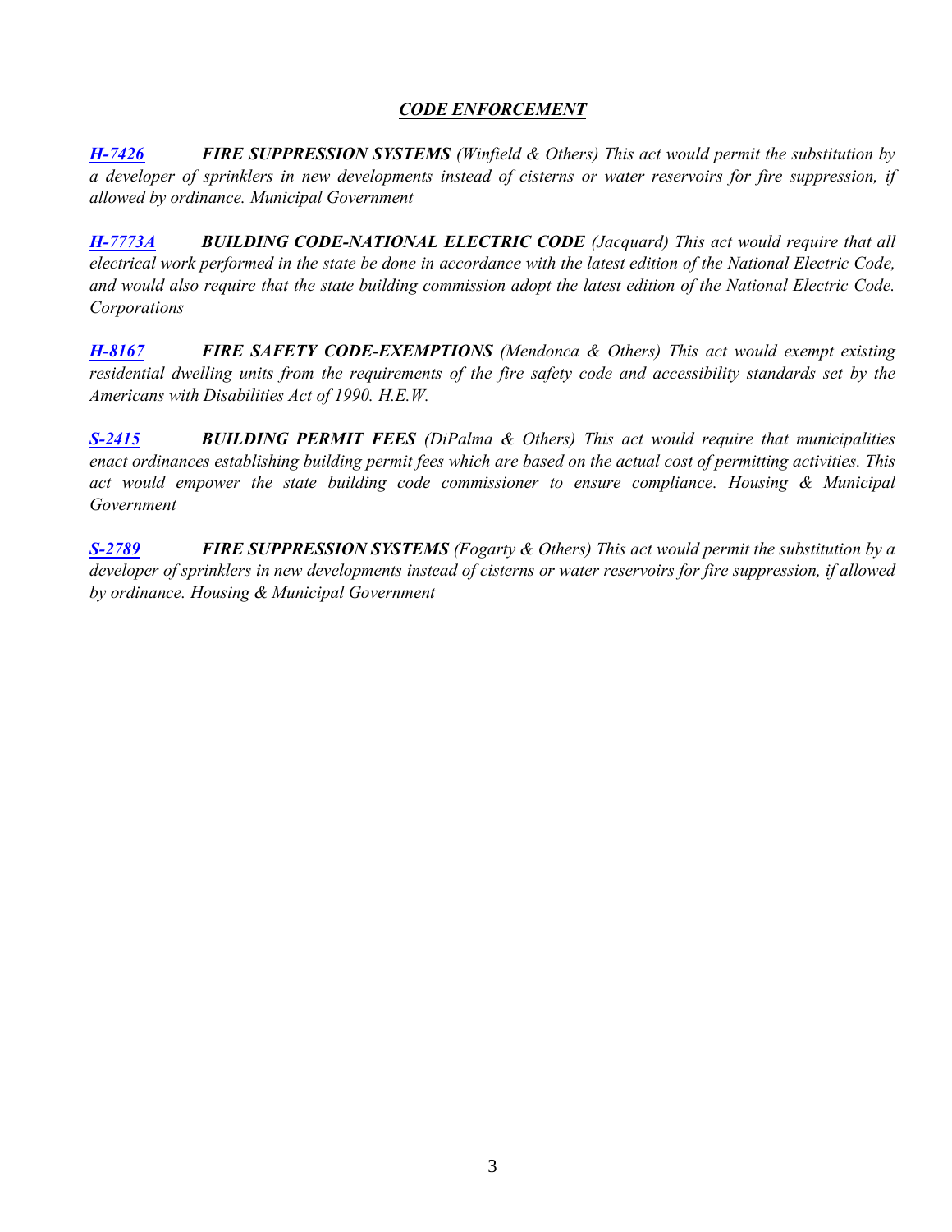## *CODE ENFORCEMENT*

***H-7426*** ***FIRE SUPPRESSION SYSTEMS*** *(Winfield & Others) This act would permit the substitution by a developer of sprinklers in new developments instead of cisterns or water reservoirs for fire suppression, if allowed by ordinance. Municipal Government*

***H-7773A*** ***BUILDING CODE-NATIONAL ELECTRIC CODE*** *(Jacquard) This act would require that all electrical work performed in the state be done in accordance with the latest edition of the National Electric Code, and would also require that the state building commission adopt the latest edition of the National Electric Code. Corporations*

***H-8167*** ***FIRE SAFETY CODE-EXEMPTIONS*** *(Mendonca & Others) This act would exempt existing residential dwelling units from the requirements of the fire safety code and accessibility standards set by the Americans with Disabilities Act of 1990. H.E.W.*

***S-2415*** ***BUILDING PERMIT FEES*** *(DiPalma & Others) This act would require that municipalities enact ordinances establishing building permit fees which are based on the actual cost of permitting activities. This act would empower the state building code commissioner to ensure compliance. Housing & Municipal Government*

***S-2789*** ***FIRE SUPPRESSION SYSTEMS*** *(Fogarty & Others) This act would permit the substitution by a developer of sprinklers in new developments instead of cisterns or water reservoirs for fire suppression, if allowed by ordinance. Housing & Municipal Government*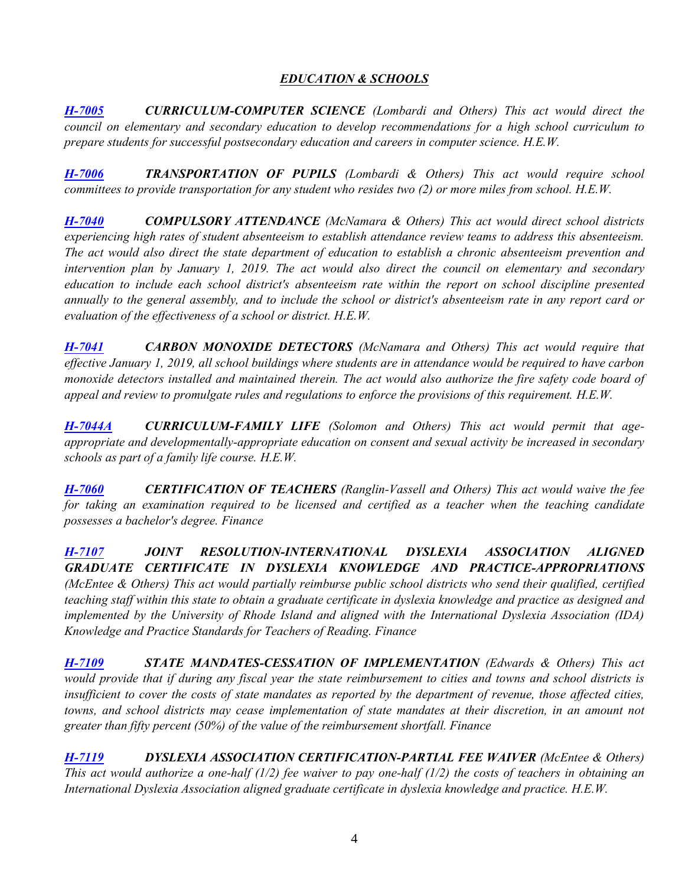## *EDUCATION & SCHOOLS*

***H-7005*** ***CURRICULUM-COMPUTER SCIENCE*** *(Lombardi and Others) This act would direct the council on elementary and secondary education to develop recommendations for a high school curriculum to prepare students for successful postsecondary education and careers in computer science. H.E.W.*

***H-7006*** ***TRANSPORTATION OF PUPILS*** *(Lombardi & Others) This act would require school committees to provide transportation for any student who resides two (2) or more miles from school. H.E.W.*

***H-7040*** ***COMPULSORY ATTENDANCE*** *(McNamara & Others) This act would direct school districts experiencing high rates of student absenteeism to establish attendance review teams to address this absenteeism. The act would also direct the state department of education to establish a chronic absenteeism prevention and intervention plan by January 1, 2019. The act would also direct the council on elementary and secondary education to include each school district's absenteeism rate within the report on school discipline presented annually to the general assembly, and to include the school or district's absenteeism rate in any report card or evaluation of the effectiveness of a school or district. H.E.W.*

***H-7041*** ***CARBON MONOXIDE DETECTORS*** *(McNamara and Others) This act would require that effective January 1, 2019, all school buildings where students are in attendance would be required to have carbon monoxide detectors installed and maintained therein. The act would also authorize the fire safety code board of appeal and review to promulgate rules and regulations to enforce the provisions of this requirement. H.E.W.*

***H-7044A*** ***CURRICULUM-FAMILY LIFE*** *(Solomon and Others) This act would permit that age-appropriate and developmentally-appropriate education on consent and sexual activity be increased in secondary schools as part of a family life course. H.E.W.*

***H-7060*** ***CERTIFICATION OF TEACHERS*** *(Ranglin-Vassell and Others) This act would waive the fee for taking an examination required to be licensed and certified as a teacher when the teaching candidate possesses a bachelor's degree. Finance*

***H-7107*** ***JOINT RESOLUTION-INTERNATIONAL DYSLEXIA ASSOCIATION ALIGNED GRADUATE CERTIFICATE IN DYSLEXIA KNOWLEDGE AND PRACTICE-APPROPRIATIONS*** *(McEntee & Others) This act would partially reimburse public school districts who send their qualified, certified teaching staff within this state to obtain a graduate certificate in dyslexia knowledge and practice as designed and implemented by the University of Rhode Island and aligned with the International Dyslexia Association (IDA) Knowledge and Practice Standards for Teachers of Reading. Finance*

***H-7109*** ***STATE MANDATES-CESSATION OF IMPLEMENTATION*** *(Edwards & Others) This act would provide that if during any fiscal year the state reimbursement to cities and towns and school districts is insufficient to cover the costs of state mandates as reported by the department of revenue, those affected cities, towns, and school districts may cease implementation of state mandates at their discretion, in an amount not greater than fifty percent (50%) of the value of the reimbursement shortfall. Finance*

***H-7119*** ***DYSLEXIA ASSOCIATION CERTIFICATION-PARTIAL FEE WAIVER*** *(McEntee & Others) This act would authorize a one-half (1/2) fee waiver to pay one-half (1/2) the costs of teachers in obtaining an International Dyslexia Association aligned graduate certificate in dyslexia knowledge and practice. H.E.W.*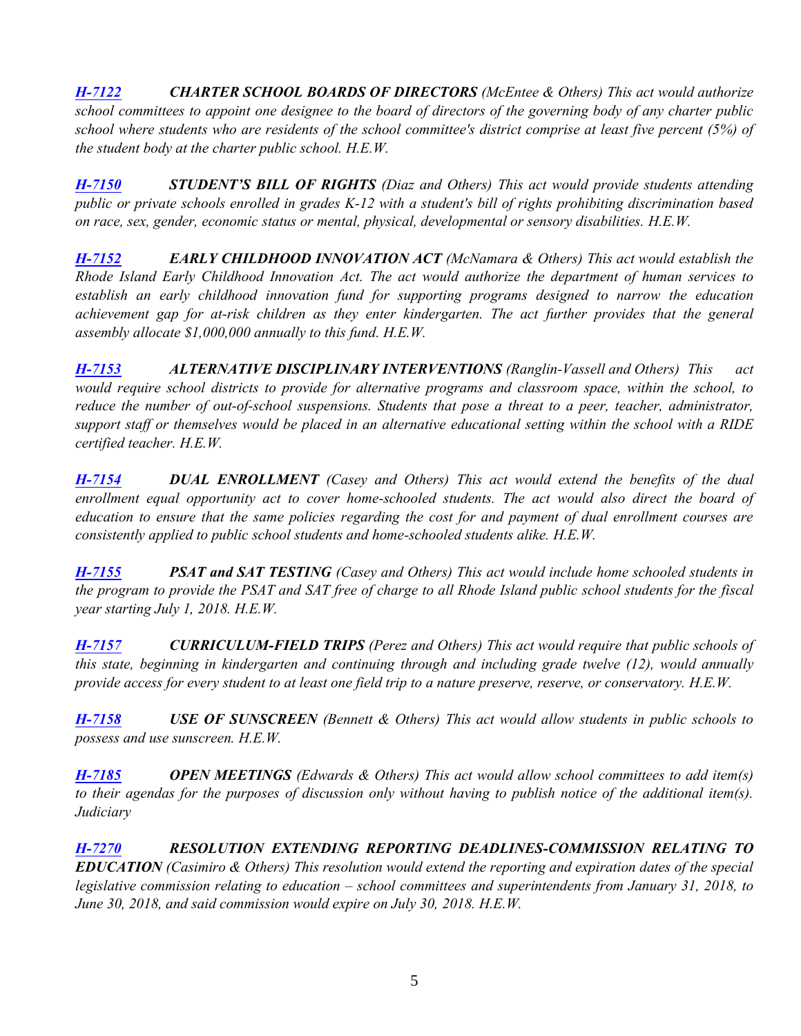***H-7122*** ***CHARTER SCHOOL BOARDS OF DIRECTORS*** *(McEntee & Others) This act would authorize school committees to appoint one designee to the board of directors of the governing body of any charter public school where students who are residents of the school committee's district comprise at least five percent (5%) of the student body at the charter public school. H.E.W.*

***H-7150*** ***STUDENT'S BILL OF RIGHTS*** *(Diaz and Others) This act would provide students attending public or private schools enrolled in grades K-12 with a student's bill of rights prohibiting discrimination based on race, sex, gender, economic status or mental, physical, developmental or sensory disabilities. H.E.W.*

***H-7152*** ***EARLY CHILDHOOD INNOVATION ACT*** *(McNamara & Others) This act would establish the Rhode Island Early Childhood Innovation Act. The act would authorize the department of human services to establish an early childhood innovation fund for supporting programs designed to narrow the education achievement gap for at-risk children as they enter kindergarten. The act further provides that the general assembly allocate $1,000,000 annually to this fund. H.E.W.*

***H-7153*** ***ALTERNATIVE DISCIPLINARY INTERVENTIONS*** *(Ranglin-Vassell and Others) This act would require school districts to provide for alternative programs and classroom space, within the school, to reduce the number of out-of-school suspensions. Students that pose a threat to a peer, teacher, administrator, support staff or themselves would be placed in an alternative educational setting within the school with a RIDE certified teacher. H.E.W.*

***H-7154*** ***DUAL ENROLLMENT*** *(Casey and Others) This act would extend the benefits of the dual enrollment equal opportunity act to cover home-schooled students. The act would also direct the board of education to ensure that the same policies regarding the cost for and payment of dual enrollment courses are consistently applied to public school students and home-schooled students alike. H.E.W.*

***H-7155*** ***PSAT and SAT TESTING*** *(Casey and Others) This act would include home schooled students in the program to provide the PSAT and SAT free of charge to all Rhode Island public school students for the fiscal year starting July 1, 2018. H.E.W.*

***H-7157*** ***CURRICULUM-FIELD TRIPS*** *(Perez and Others) This act would require that public schools of this state, beginning in kindergarten and continuing through and including grade twelve (12), would annually provide access for every student to at least one field trip to a nature preserve, reserve, or conservatory. H.E.W.*

***H-7158*** ***USE OF SUNSCREEN*** *(Bennett & Others) This act would allow students in public schools to possess and use sunscreen. H.E.W.*

***H-7185*** ***OPEN MEETINGS*** *(Edwards & Others) This act would allow school committees to add item(s) to their agendas for the purposes of discussion only without having to publish notice of the additional item(s). Judiciary*

***H-7270*** ***RESOLUTION EXTENDING REPORTING DEADLINES-COMMISSION RELATING TO EDUCATION*** *(Casimiro & Others) This resolution would extend the reporting and expiration dates of the special legislative commission relating to education – school committees and superintendents from January 31, 2018, to June 30, 2018, and said commission would expire on July 30, 2018. H.E.W.*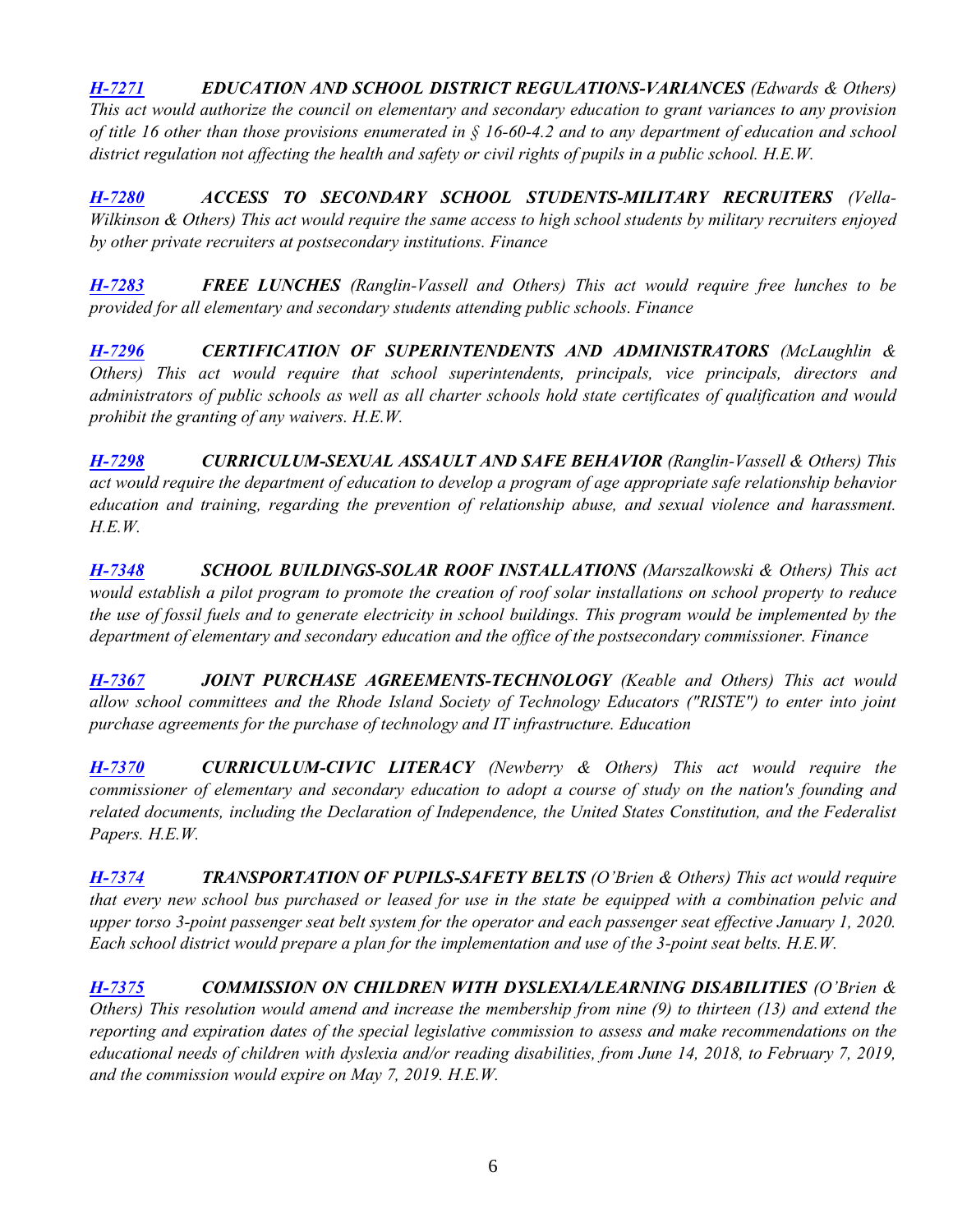***H-7271*** ***EDUCATION AND SCHOOL DISTRICT REGULATIONS-VARIANCES*** *(Edwards & Others) This act would authorize the council on elementary and secondary education to grant variances to any provision of title 16 other than those provisions enumerated in § 16-60-4.2 and to any department of education and school district regulation not affecting the health and safety or civil rights of pupils in a public school. H.E.W.*

***H-7280*** ***ACCESS TO SECONDARY SCHOOL STUDENTS-MILITARY RECRUITERS*** *(Vella-Wilkinson & Others) This act would require the same access to high school students by military recruiters enjoyed by other private recruiters at postsecondary institutions. Finance*

***H-7283*** ***FREE LUNCHES*** *(Ranglin-Vassell and Others) This act would require free lunches to be provided for all elementary and secondary students attending public schools. Finance*

***H-7296*** ***CERTIFICATION OF SUPERINTENDENTS AND ADMINISTRATORS*** *(McLaughlin & Others) This act would require that school superintendents, principals, vice principals, directors and administrators of public schools as well as all charter schools hold state certificates of qualification and would prohibit the granting of any waivers. H.E.W.*

***H-7298*** ***CURRICULUM-SEXUAL ASSAULT AND SAFE BEHAVIOR*** *(Ranglin-Vassell & Others) This act would require the department of education to develop a program of age appropriate safe relationship behavior education and training, regarding the prevention of relationship abuse, and sexual violence and harassment. H.E.W.*

***H-7348*** ***SCHOOL BUILDINGS-SOLAR ROOF INSTALLATIONS*** *(Marszalkowski & Others) This act would establish a pilot program to promote the creation of roof solar installations on school property to reduce the use of fossil fuels and to generate electricity in school buildings. This program would be implemented by the department of elementary and secondary education and the office of the postsecondary commissioner. Finance*

***H-7367*** ***JOINT PURCHASE AGREEMENTS-TECHNOLOGY*** *(Keable and Others) This act would allow school committees and the Rhode Island Society of Technology Educators ("RISTE") to enter into joint purchase agreements for the purchase of technology and IT infrastructure. Education*

***H-7370*** ***CURRICULUM-CIVIC LITERACY*** *(Newberry & Others) This act would require the commissioner of elementary and secondary education to adopt a course of study on the nation's founding and related documents, including the Declaration of Independence, the United States Constitution, and the Federalist Papers. H.E.W.*

***H-7374*** ***TRANSPORTATION OF PUPILS-SAFETY BELTS*** *(O'Brien & Others) This act would require that every new school bus purchased or leased for use in the state be equipped with a combination pelvic and upper torso 3-point passenger seat belt system for the operator and each passenger seat effective January 1, 2020. Each school district would prepare a plan for the implementation and use of the 3-point seat belts. H.E.W.*

***H-7375*** ***COMMISSION ON CHILDREN WITH DYSLEXIA/LEARNING DISABILITIES*** *(O'Brien & Others) This resolution would amend and increase the membership from nine (9) to thirteen (13) and extend the reporting and expiration dates of the special legislative commission to assess and make recommendations on the educational needs of children with dyslexia and/or reading disabilities, from June 14, 2018, to February 7, 2019, and the commission would expire on May 7, 2019. H.E.W.*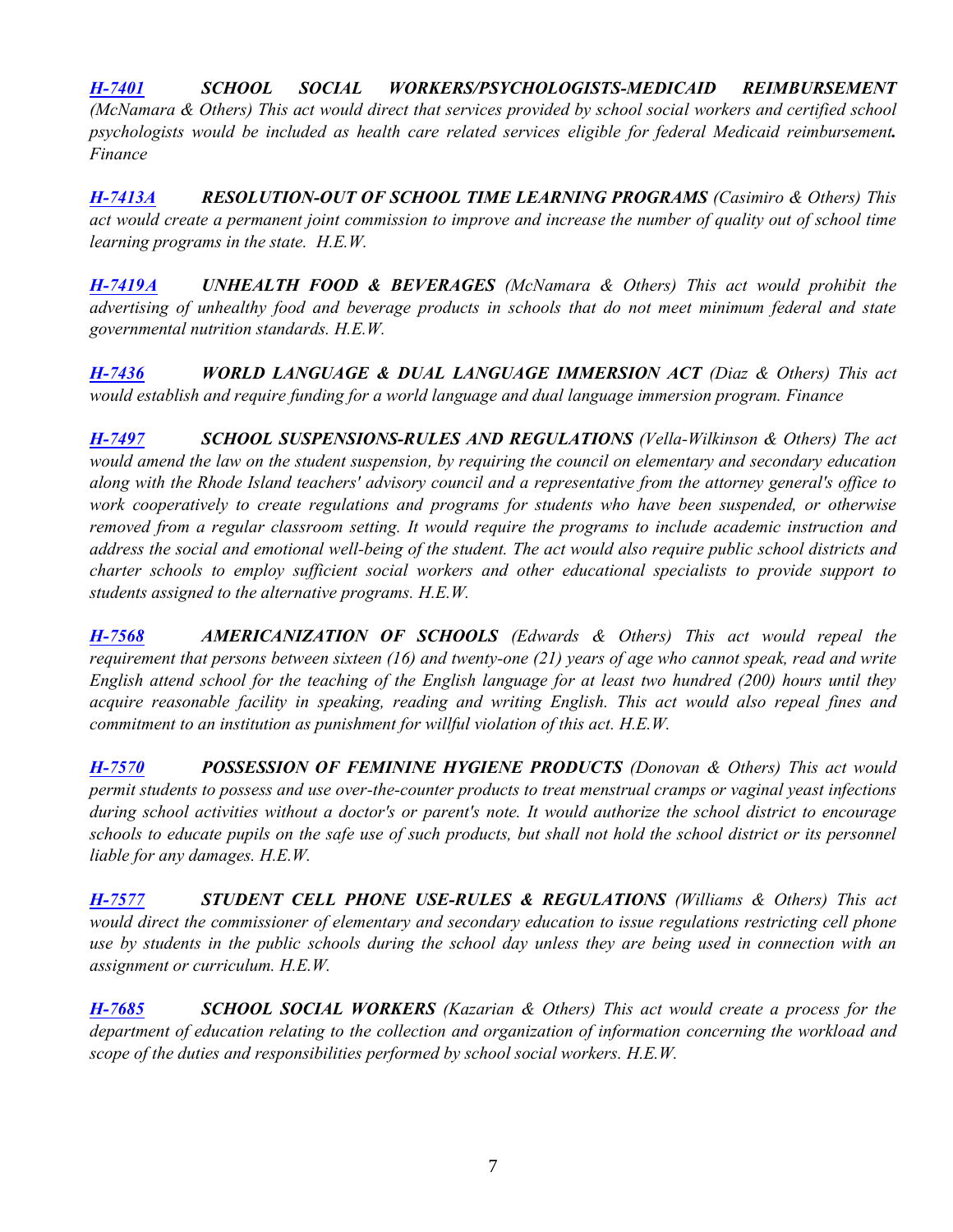***H-7401*** ***SCHOOL SOCIAL WORKERS/PSYCHOLOGISTS-MEDICAID REIMBURSEMENT*** *(McNamara & Others) This act would direct that services provided by school social workers and certified school psychologists would be included as health care related services eligible for federal Medicaid reimbursement**.** Finance*

***H-7413A*** ***RESOLUTION-OUT OF SCHOOL TIME LEARNING PROGRAMS*** *(Casimiro & Others) This act would create a permanent joint commission to improve and increase the number of quality out of school time learning programs in the state. H.E.W.*

***H-7419A*** ***UNHEALTH FOOD & BEVERAGES*** *(McNamara & Others) This act would prohibit the advertising of unhealthy food and beverage products in schools that do not meet minimum federal and state governmental nutrition standards. H.E.W.*

***H-7436*** ***WORLD LANGUAGE & DUAL LANGUAGE IMMERSION ACT*** *(Diaz & Others) This act would establish and require funding for a world language and dual language immersion program. Finance*

***H-7497*** ***SCHOOL SUSPENSIONS-RULES AND REGULATIONS*** *(Vella-Wilkinson & Others) The act would amend the law on the student suspension, by requiring the council on elementary and secondary education along with the Rhode Island teachers' advisory council and a representative from the attorney general's office to work cooperatively to create regulations and programs for students who have been suspended, or otherwise removed from a regular classroom setting. It would require the programs to include academic instruction and address the social and emotional well-being of the student. The act would also require public school districts and charter schools to employ sufficient social workers and other educational specialists to provide support to students assigned to the alternative programs. H.E.W.*

***H-7568*** ***AMERICANIZATION OF SCHOOLS*** *(Edwards & Others) This act would repeal the requirement that persons between sixteen (16) and twenty-one (21) years of age who cannot speak, read and write English attend school for the teaching of the English language for at least two hundred (200) hours until they acquire reasonable facility in speaking, reading and writing English. This act would also repeal fines and commitment to an institution as punishment for willful violation of this act. H.E.W.*

***H-7570*** ***POSSESSION OF FEMININE HYGIENE PRODUCTS*** *(Donovan & Others) This act would permit students to possess and use over-the-counter products to treat menstrual cramps or vaginal yeast infections during school activities without a doctor's or parent's note. It would authorize the school district to encourage schools to educate pupils on the safe use of such products, but shall not hold the school district or its personnel liable for any damages. H.E.W.*

***H-7577*** ***STUDENT CELL PHONE USE-RULES & REGULATIONS*** *(Williams & Others) This act would direct the commissioner of elementary and secondary education to issue regulations restricting cell phone use by students in the public schools during the school day unless they are being used in connection with an assignment or curriculum. H.E.W.*

***H-7685*** ***SCHOOL SOCIAL WORKERS*** *(Kazarian & Others) This act would create a process for the department of education relating to the collection and organization of information concerning the workload and scope of the duties and responsibilities performed by school social workers. H.E.W.*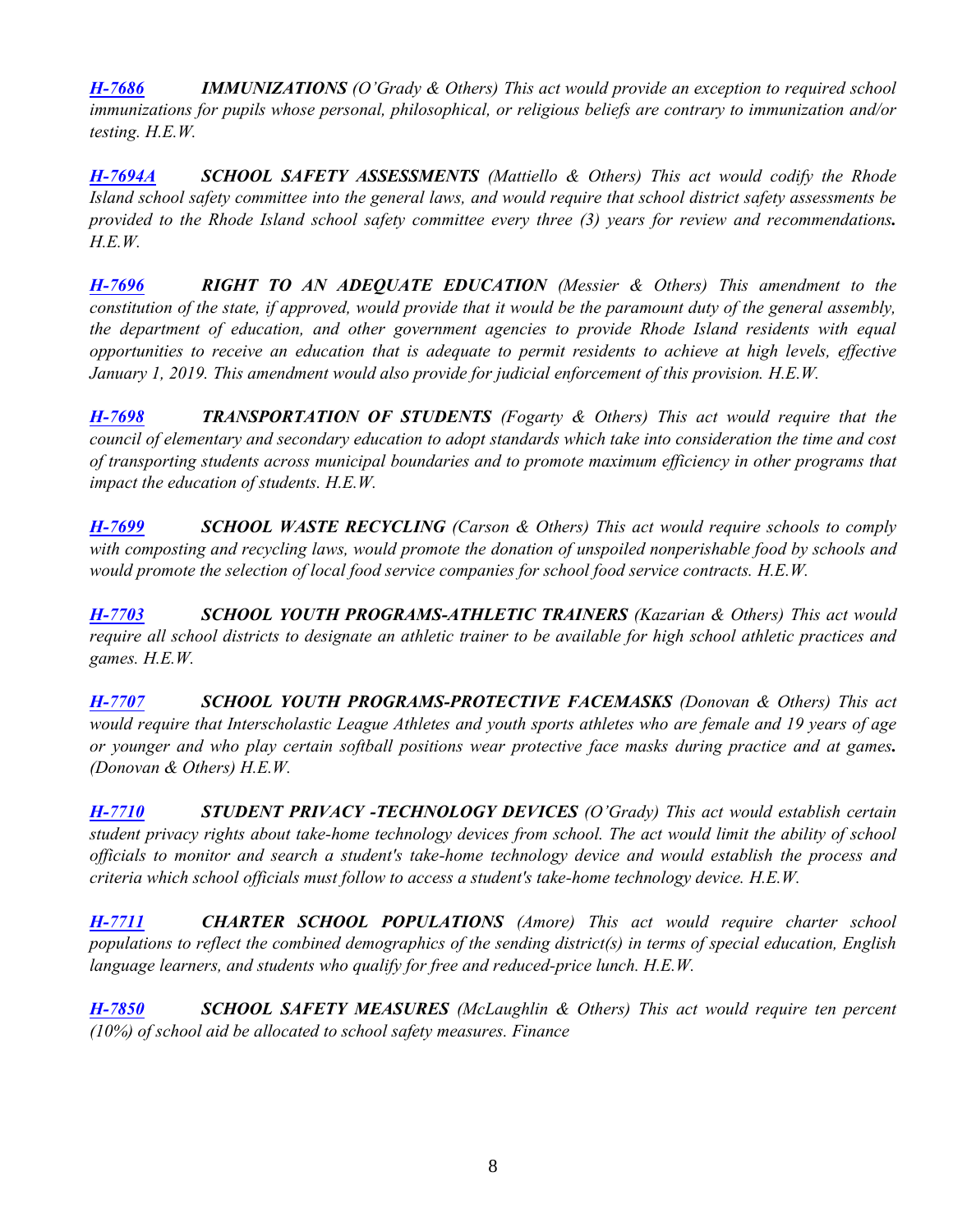***[H-7686](#)*** ***IMMUNIZATIONS*** *(O'Grady & Others) This act would provide an exception to required school immunizations for pupils whose personal, philosophical, or religious beliefs are contrary to immunization and/or testing. H.E.W.*

***[H-7694A](#)*** ***SCHOOL SAFETY ASSESSMENTS*** *(Mattiello & Others) This act would codify the Rhode Island school safety committee into the general laws, and would require that school district safety assessments be provided to the Rhode Island school safety committee every three (3) years for review and recommendations**.** H.E.W.*

***[H-7696](#)*** ***RIGHT TO AN ADEQUATE EDUCATION*** *(Messier & Others) This amendment to the constitution of the state, if approved, would provide that it would be the paramount duty of the general assembly, the department of education, and other government agencies to provide Rhode Island residents with equal opportunities to receive an education that is adequate to permit residents to achieve at high levels, effective January 1, 2019. This amendment would also provide for judicial enforcement of this provision. H.E.W.*

***[H-7698](#)*** ***TRANSPORTATION OF STUDENTS*** *(Fogarty & Others) This act would require that the council of elementary and secondary education to adopt standards which take into consideration the time and cost of transporting students across municipal boundaries and to promote maximum efficiency in other programs that impact the education of students. H.E.W.*

***[H-7699](#)*** ***SCHOOL WASTE RECYCLING*** *(Carson & Others) This act would require schools to comply with composting and recycling laws, would promote the donation of unspoiled nonperishable food by schools and would promote the selection of local food service companies for school food service contracts. H.E.W.*

***[H-7703](#)*** ***SCHOOL YOUTH PROGRAMS-ATHLETIC TRAINERS*** *(Kazarian & Others) This act would require all school districts to designate an athletic trainer to be available for high school athletic practices and games. H.E.W.*

***[H-7707](#)*** ***SCHOOL YOUTH PROGRAMS-PROTECTIVE FACEMASKS*** *(Donovan & Others) This act would require that Interscholastic League Athletes and youth sports athletes who are female and 19 years of age or younger and who play certain softball positions wear protective face masks during practice and at games**.** (Donovan & Others) H.E.W.*

***[H-7710](#)*** ***STUDENT PRIVACY -TECHNOLOGY DEVICES*** *(O'Grady) This act would establish certain student privacy rights about take-home technology devices from school. The act would limit the ability of school officials to monitor and search a student's take-home technology device and would establish the process and criteria which school officials must follow to access a student's take-home technology device. H.E.W.*

***[H-7711](#)*** ***CHARTER SCHOOL POPULATIONS*** *(Amore) This act would require charter school populations to reflect the combined demographics of the sending district(s) in terms of special education, English language learners, and students who qualify for free and reduced-price lunch. H.E.W.*

***[H-7850](#)*** ***SCHOOL SAFETY MEASURES*** *(McLaughlin & Others) This act would require ten percent (10%) of school aid be allocated to school safety measures. Finance*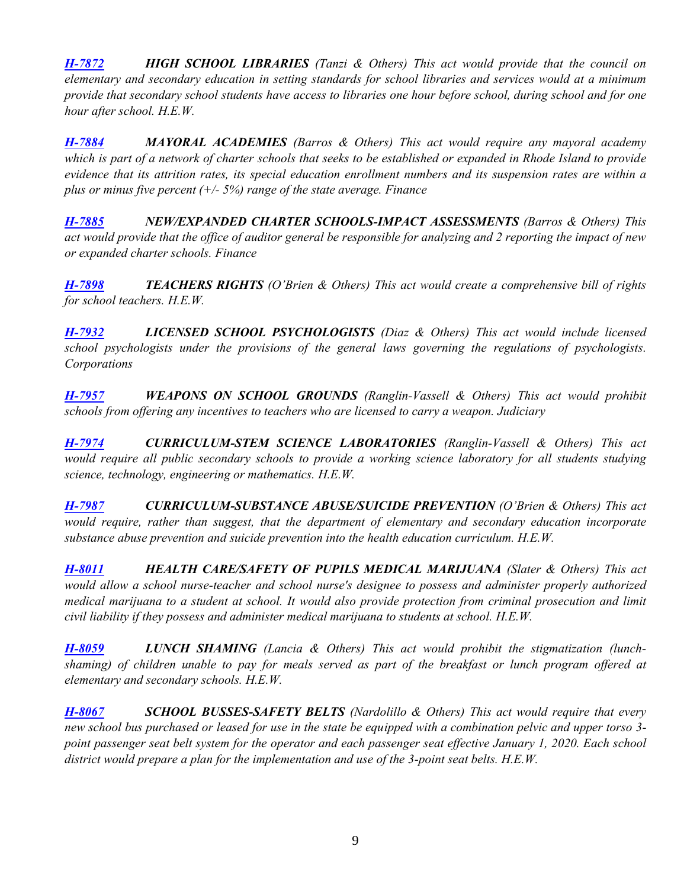***H-7872*** ***HIGH SCHOOL LIBRARIES*** *(Tanzi & Others) This act would provide that the council on elementary and secondary education in setting standards for school libraries and services would at a minimum provide that secondary school students have access to libraries one hour before school, during school and for one hour after school. H.E.W.*

***H-7884*** ***MAYORAL ACADEMIES*** *(Barros & Others) This act would require any mayoral academy which is part of a network of charter schools that seeks to be established or expanded in Rhode Island to provide evidence that its attrition rates, its special education enrollment numbers and its suspension rates are within a plus or minus five percent (+/- 5%) range of the state average. Finance*

***H-7885*** ***NEW/EXPANDED CHARTER SCHOOLS-IMPACT ASSESSMENTS*** *(Barros & Others) This act would provide that the office of auditor general be responsible for analyzing and 2 reporting the impact of new or expanded charter schools. Finance*

***H-7898*** ***TEACHERS RIGHTS*** *(O'Brien & Others) This act would create a comprehensive bill of rights for school teachers. H.E.W.*

***H-7932*** ***LICENSED SCHOOL PSYCHOLOGISTS*** *(Diaz & Others) This act would include licensed school psychologists under the provisions of the general laws governing the regulations of psychologists. Corporations*

***H-7957*** ***WEAPONS ON SCHOOL GROUNDS*** *(Ranglin-Vassell & Others) This act would prohibit schools from offering any incentives to teachers who are licensed to carry a weapon. Judiciary*

***H-7974*** ***CURRICULUM-STEM SCIENCE LABORATORIES*** *(Ranglin-Vassell & Others) This act would require all public secondary schools to provide a working science laboratory for all students studying science, technology, engineering or mathematics. H.E.W.*

***H-7987*** ***CURRICULUM-SUBSTANCE ABUSE/SUICIDE PREVENTION*** *(O'Brien & Others) This act would require, rather than suggest, that the department of elementary and secondary education incorporate substance abuse prevention and suicide prevention into the health education curriculum. H.E.W.*

***H-8011*** ***HEALTH CARE/SAFETY OF PUPILS MEDICAL MARIJUANA*** *(Slater & Others) This act would allow a school nurse-teacher and school nurse's designee to possess and administer properly authorized medical marijuana to a student at school. It would also provide protection from criminal prosecution and limit civil liability if they possess and administer medical marijuana to students at school. H.E.W.*

***H-8059*** ***LUNCH SHAMING*** *(Lancia & Others) This act would prohibit the stigmatization (lunch-shaming) of children unable to pay for meals served as part of the breakfast or lunch program offered at elementary and secondary schools. H.E.W.*

***H-8067*** ***SCHOOL BUSSES-SAFETY BELTS*** *(Nardolillo & Others) This act would require that every new school bus purchased or leased for use in the state be equipped with a combination pelvic and upper torso 3-point passenger seat belt system for the operator and each passenger seat effective January 1, 2020. Each school district would prepare a plan for the implementation and use of the 3-point seat belts. H.E.W.*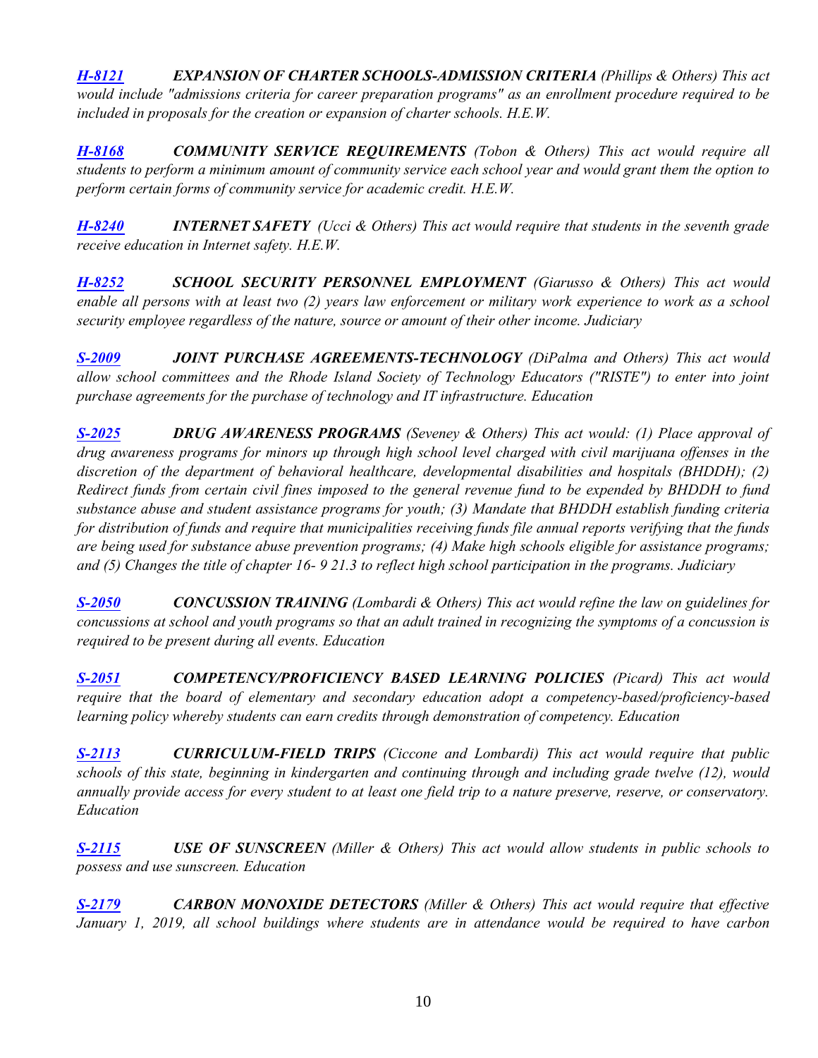***H-8121*** ***EXPANSION OF CHARTER SCHOOLS-ADMISSION CRITERIA*** *(Phillips & Others) This act would include "admissions criteria for career preparation programs" as an enrollment procedure required to be included in proposals for the creation or expansion of charter schools. H.E.W.*

***H-8168*** ***COMMUNITY SERVICE REQUIREMENTS*** *(Tobon & Others) This act would require all students to perform a minimum amount of community service each school year and would grant them the option to perform certain forms of community service for academic credit. H.E.W.*

***H-8240*** ***INTERNET SAFETY*** *(Ucci & Others) This act would require that students in the seventh grade receive education in Internet safety. H.E.W.*

***H-8252*** ***SCHOOL SECURITY PERSONNEL EMPLOYMENT*** *(Giarusso & Others) This act would enable all persons with at least two (2) years law enforcement or military work experience to work as a school security employee regardless of the nature, source or amount of their other income. Judiciary*

***S-2009*** ***JOINT PURCHASE AGREEMENTS-TECHNOLOGY*** *(DiPalma and Others) This act would allow school committees and the Rhode Island Society of Technology Educators ("RISTE") to enter into joint purchase agreements for the purchase of technology and IT infrastructure. Education*

***S-2025*** ***DRUG AWARENESS PROGRAMS*** *(Seveney & Others) This act would: (1) Place approval of drug awareness programs for minors up through high school level charged with civil marijuana offenses in the discretion of the department of behavioral healthcare, developmental disabilities and hospitals (BHDDH); (2) Redirect funds from certain civil fines imposed to the general revenue fund to be expended by BHDDH to fund substance abuse and student assistance programs for youth; (3) Mandate that BHDDH establish funding criteria for distribution of funds and require that municipalities receiving funds file annual reports verifying that the funds are being used for substance abuse prevention programs; (4) Make high schools eligible for assistance programs; and (5) Changes the title of chapter 16- 9 21.3 to reflect high school participation in the programs. Judiciary*

***S-2050*** ***CONCUSSION TRAINING*** *(Lombardi & Others) This act would refine the law on guidelines for concussions at school and youth programs so that an adult trained in recognizing the symptoms of a concussion is required to be present during all events. Education*

***S-2051*** ***COMPETENCY/PROFICIENCY BASED LEARNING POLICIES*** *(Picard) This act would require that the board of elementary and secondary education adopt a competency-based/proficiency-based learning policy whereby students can earn credits through demonstration of competency. Education*

***S-2113*** ***CURRICULUM-FIELD TRIPS*** *(Ciccone and Lombardi) This act would require that public schools of this state, beginning in kindergarten and continuing through and including grade twelve (12), would annually provide access for every student to at least one field trip to a nature preserve, reserve, or conservatory. Education*

***S-2115*** ***USE OF SUNSCREEN*** *(Miller & Others) This act would allow students in public schools to possess and use sunscreen. Education*

***S-2179*** ***CARBON MONOXIDE DETECTORS*** *(Miller & Others) This act would require that effective January 1, 2019, all school buildings where students are in attendance would be required to have carbon*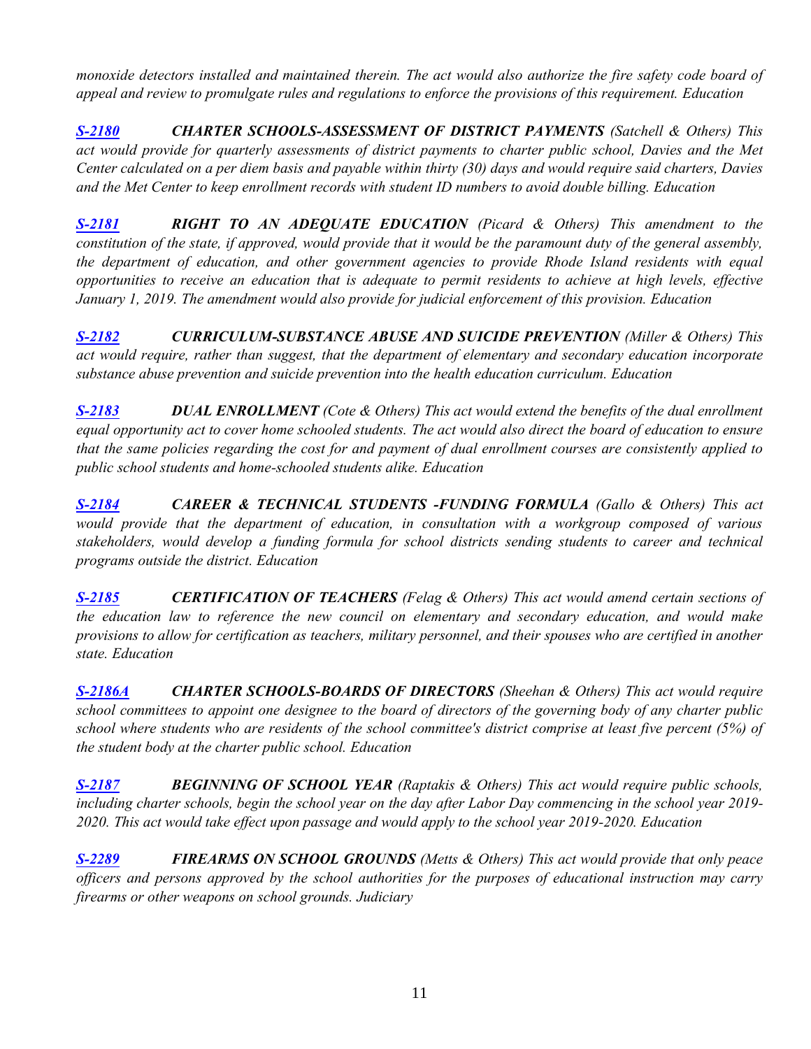*monoxide detectors installed and maintained therein. The act would also authorize the fire safety code board of appeal and review to promulgate rules and regulations to enforce the provisions of this requirement. Education*

***S-2180*** ***CHARTER SCHOOLS-ASSESSMENT OF DISTRICT PAYMENTS*** *(Satchell & Others) This act would provide for quarterly assessments of district payments to charter public school, Davies and the Met Center calculated on a per diem basis and payable within thirty (30) days and would require said charters, Davies and the Met Center to keep enrollment records with student ID numbers to avoid double billing. Education*

***S-2181*** ***RIGHT TO AN ADEQUATE EDUCATION*** *(Picard & Others) This amendment to the constitution of the state, if approved, would provide that it would be the paramount duty of the general assembly, the department of education, and other government agencies to provide Rhode Island residents with equal opportunities to receive an education that is adequate to permit residents to achieve at high levels, effective January 1, 2019. The amendment would also provide for judicial enforcement of this provision. Education*

***S-2182*** ***CURRICULUM-SUBSTANCE ABUSE AND SUICIDE PREVENTION*** *(Miller & Others) This act would require, rather than suggest, that the department of elementary and secondary education incorporate substance abuse prevention and suicide prevention into the health education curriculum. Education*

***S-2183*** ***DUAL ENROLLMENT*** *(Cote & Others) This act would extend the benefits of the dual enrollment equal opportunity act to cover home schooled students. The act would also direct the board of education to ensure that the same policies regarding the cost for and payment of dual enrollment courses are consistently applied to public school students and home-schooled students alike. Education*

***S-2184*** ***CAREER & TECHNICAL STUDENTS -FUNDING FORMULA*** *(Gallo & Others) This act would provide that the department of education, in consultation with a workgroup composed of various stakeholders, would develop a funding formula for school districts sending students to career and technical programs outside the district. Education*

***S-2185*** ***CERTIFICATION OF TEACHERS*** *(Felag & Others) This act would amend certain sections of the education law to reference the new council on elementary and secondary education, and would make provisions to allow for certification as teachers, military personnel, and their spouses who are certified in another state. Education*

***S-2186A*** ***CHARTER SCHOOLS-BOARDS OF DIRECTORS*** *(Sheehan & Others) This act would require school committees to appoint one designee to the board of directors of the governing body of any charter public school where students who are residents of the school committee's district comprise at least five percent (5%) of the student body at the charter public school. Education*

***S-2187*** ***BEGINNING OF SCHOOL YEAR*** *(Raptakis & Others) This act would require public schools, including charter schools, begin the school year on the day after Labor Day commencing in the school year 2019-2020. This act would take effect upon passage and would apply to the school year 2019-2020. Education*

***S-2289*** ***FIREARMS ON SCHOOL GROUNDS*** *(Metts & Others) This act would provide that only peace officers and persons approved by the school authorities for the purposes of educational instruction may carry firearms or other weapons on school grounds. Judiciary*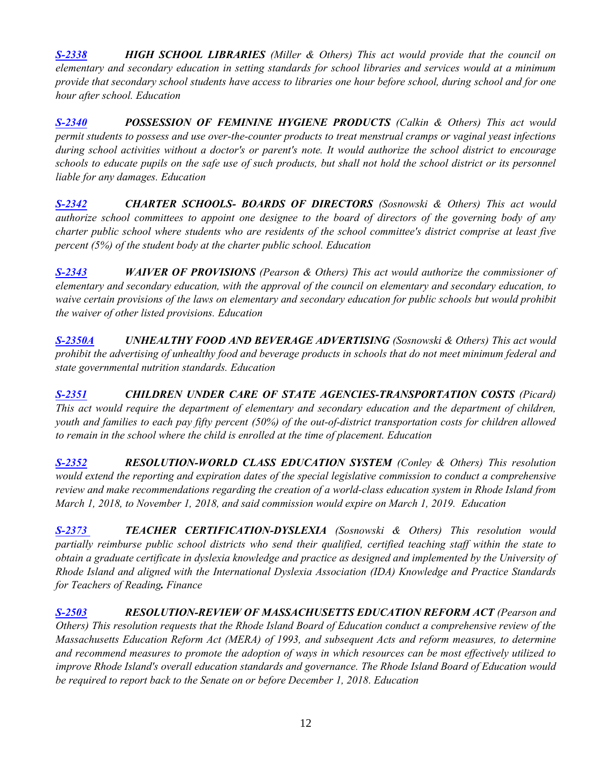***S-2338*** ***HIGH SCHOOL LIBRARIES*** *(Miller & Others) This act would provide that the council on elementary and secondary education in setting standards for school libraries and services would at a minimum provide that secondary school students have access to libraries one hour before school, during school and for one hour after school. Education*

***S-2340*** ***POSSESSION OF FEMININE HYGIENE PRODUCTS*** *(Calkin & Others) This act would permit students to possess and use over-the-counter products to treat menstrual cramps or vaginal yeast infections during school activities without a doctor's or parent's note. It would authorize the school district to encourage schools to educate pupils on the safe use of such products, but shall not hold the school district or its personnel liable for any damages. Education*

***S-2342*** ***CHARTER SCHOOLS- BOARDS OF DIRECTORS*** *(Sosnowski & Others) This act would authorize school committees to appoint one designee to the board of directors of the governing body of any charter public school where students who are residents of the school committee's district comprise at least five percent (5%) of the student body at the charter public school. Education*

***S-2343*** ***WAIVER OF PROVISIONS*** *(Pearson & Others) This act would authorize the commissioner of elementary and secondary education, with the approval of the council on elementary and secondary education, to waive certain provisions of the laws on elementary and secondary education for public schools but would prohibit the waiver of other listed provisions. Education*

***S-2350A*** ***UNHEALTHY FOOD AND BEVERAGE ADVERTISING*** *(Sosnowski & Others) This act would prohibit the advertising of unhealthy food and beverage products in schools that do not meet minimum federal and state governmental nutrition standards. Education*

***S-2351*** ***CHILDREN UNDER CARE OF STATE AGENCIES-TRANSPORTATION COSTS*** *(Picard) This act would require the department of elementary and secondary education and the department of children, youth and families to each pay fifty percent (50%) of the out-of-district transportation costs for children allowed to remain in the school where the child is enrolled at the time of placement. Education*

***S-2352*** ***RESOLUTION-WORLD CLASS EDUCATION SYSTEM*** *(Conley & Others) This resolution would extend the reporting and expiration dates of the special legislative commission to conduct a comprehensive review and make recommendations regarding the creation of a world-class education system in Rhode Island from March 1, 2018, to November 1, 2018, and said commission would expire on March 1, 2019. Education*

***S-2373*** ***TEACHER CERTIFICATION-DYSLEXIA*** *(Sosnowski & Others) This resolution would partially reimburse public school districts who send their qualified, certified teaching staff within the state to obtain a graduate certificate in dyslexia knowledge and practice as designed and implemented by the University of Rhode Island and aligned with the International Dyslexia Association (IDA) Knowledge and Practice Standards for Teachers of Reading**.** Finance*

***S-2503*** ***RESOLUTION-REVIEW OF MASSACHUSETTS EDUCATION REFORM ACT*** *(Pearson and Others) This resolution requests that the Rhode Island Board of Education conduct a comprehensive review of the Massachusetts Education Reform Act (MERA) of 1993, and subsequent Acts and reform measures, to determine and recommend measures to promote the adoption of ways in which resources can be most effectively utilized to improve Rhode Island's overall education standards and governance. The Rhode Island Board of Education would be required to report back to the Senate on or before December 1, 2018. Education*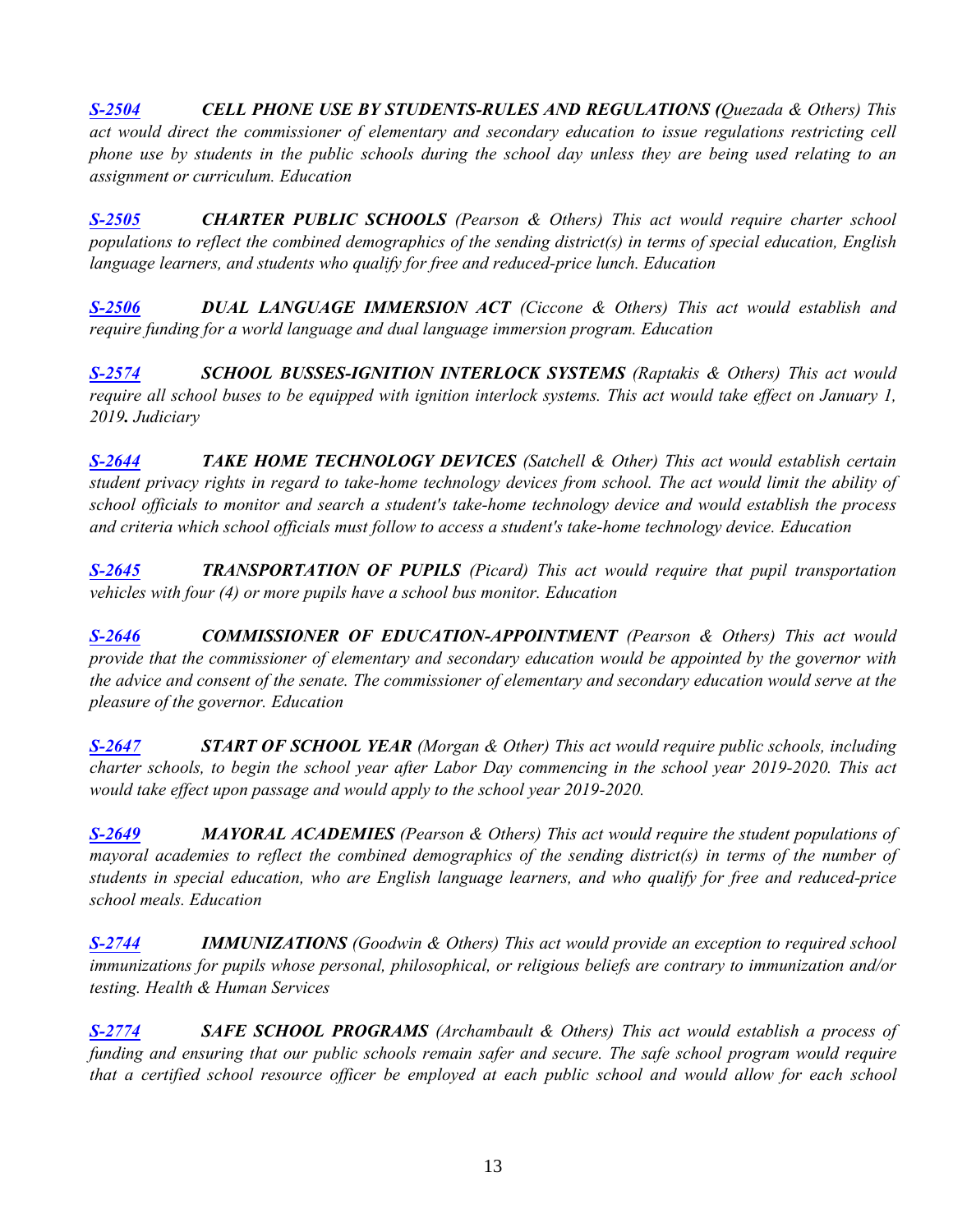***S-2504*** ***CELL PHONE USE BY STUDENTS-RULES AND REGULATIONS (****Quezada & Others) This act would direct the commissioner of elementary and secondary education to issue regulations restricting cell phone use by students in the public schools during the school day unless they are being used relating to an assignment or curriculum. Education*

***S-2505*** ***CHARTER PUBLIC SCHOOLS*** *(Pearson & Others) This act would require charter school populations to reflect the combined demographics of the sending district(s) in terms of special education, English language learners, and students who qualify for free and reduced-price lunch. Education*

***S-2506*** ***DUAL LANGUAGE IMMERSION ACT*** *(Ciccone & Others) This act would establish and require funding for a world language and dual language immersion program. Education*

***S-2574*** ***SCHOOL BUSSES-IGNITION INTERLOCK SYSTEMS*** *(Raptakis & Others) This act would require all school buses to be equipped with ignition interlock systems. This act would take effect on January 1, 2019****.*** *Judiciary*

***S-2644*** ***TAKE HOME TECHNOLOGY DEVICES*** *(Satchell & Other) This act would establish certain student privacy rights in regard to take-home technology devices from school. The act would limit the ability of school officials to monitor and search a student's take-home technology device and would establish the process and criteria which school officials must follow to access a student's take-home technology device. Education*

***S-2645*** ***TRANSPORTATION OF PUPILS*** *(Picard) This act would require that pupil transportation vehicles with four (4) or more pupils have a school bus monitor. Education*

***S-2646*** ***COMMISSIONER OF EDUCATION-APPOINTMENT*** *(Pearson & Others) This act would provide that the commissioner of elementary and secondary education would be appointed by the governor with the advice and consent of the senate. The commissioner of elementary and secondary education would serve at the pleasure of the governor. Education*

***S-2647*** ***START OF SCHOOL YEAR*** *(Morgan & Other) This act would require public schools, including charter schools, to begin the school year after Labor Day commencing in the school year 2019-2020. This act would take effect upon passage and would apply to the school year 2019-2020.*

***S-2649*** ***MAYORAL ACADEMIES*** *(Pearson & Others) This act would require the student populations of mayoral academies to reflect the combined demographics of the sending district(s) in terms of the number of students in special education, who are English language learners, and who qualify for free and reduced-price school meals. Education*

***S-2744*** ***IMMUNIZATIONS*** *(Goodwin & Others) This act would provide an exception to required school immunizations for pupils whose personal, philosophical, or religious beliefs are contrary to immunization and/or testing. Health & Human Services*

***S-2774*** ***SAFE SCHOOL PROGRAMS*** *(Archambault & Others) This act would establish a process of funding and ensuring that our public schools remain safer and secure. The safe school program would require that a certified school resource officer be employed at each public school and would allow for each school*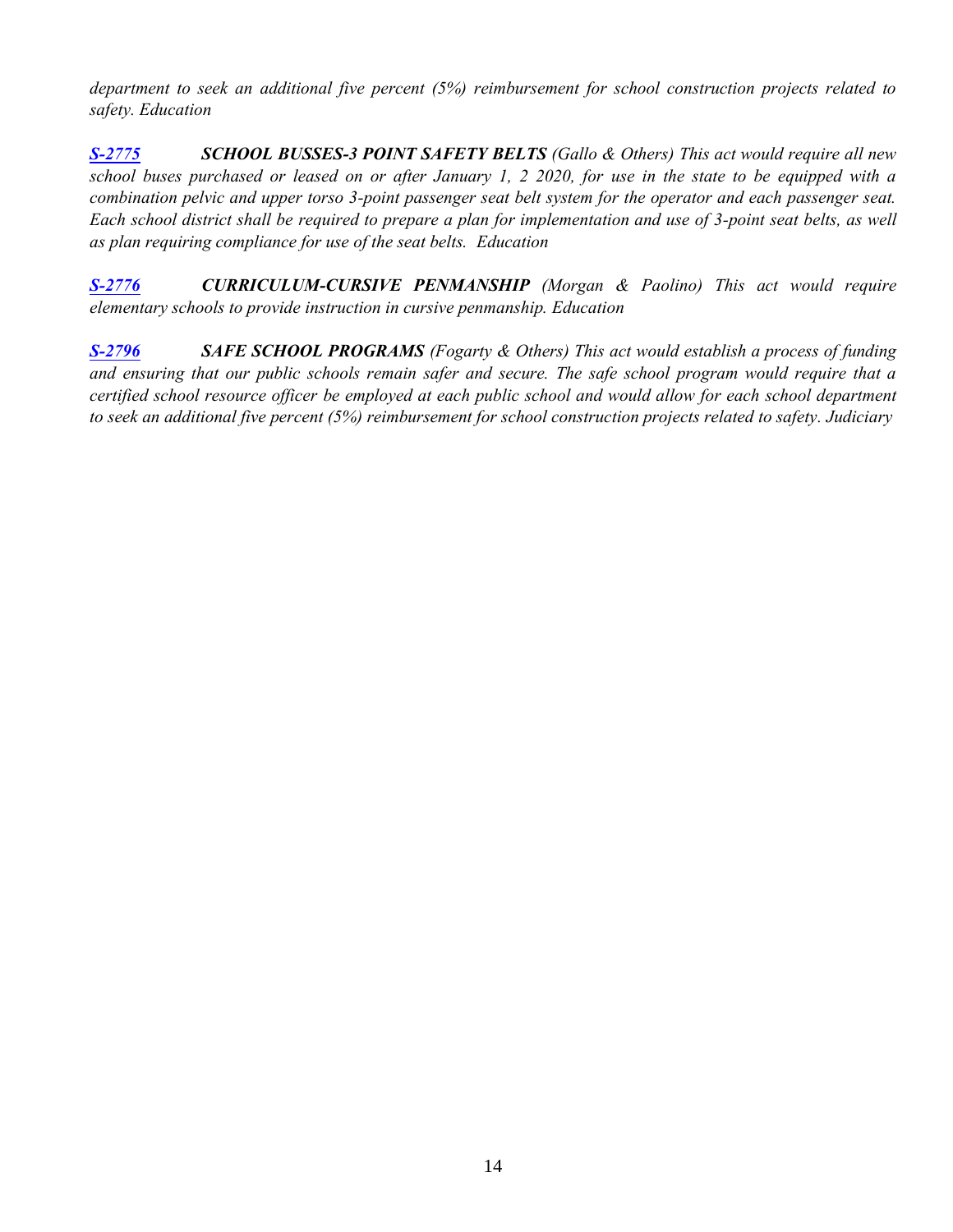*department to seek an additional five percent (5%) reimbursement for school construction projects related to safety. Education*

***S-2775*** ***SCHOOL BUSSES-3 POINT SAFETY BELTS*** *(Gallo & Others) This act would require all new school buses purchased or leased on or after January 1, 2 2020, for use in the state to be equipped with a combination pelvic and upper torso 3-point passenger seat belt system for the operator and each passenger seat. Each school district shall be required to prepare a plan for implementation and use of 3-point seat belts, as well as plan requiring compliance for use of the seat belts. Education*

***S-2776*** ***CURRICULUM-CURSIVE PENMANSHIP*** *(Morgan & Paolino) This act would require elementary schools to provide instruction in cursive penmanship. Education*

***S-2796*** ***SAFE SCHOOL PROGRAMS*** *(Fogarty & Others) This act would establish a process of funding and ensuring that our public schools remain safer and secure. The safe school program would require that a certified school resource officer be employed at each public school and would allow for each school department to seek an additional five percent (5%) reimbursement for school construction projects related to safety. Judiciary*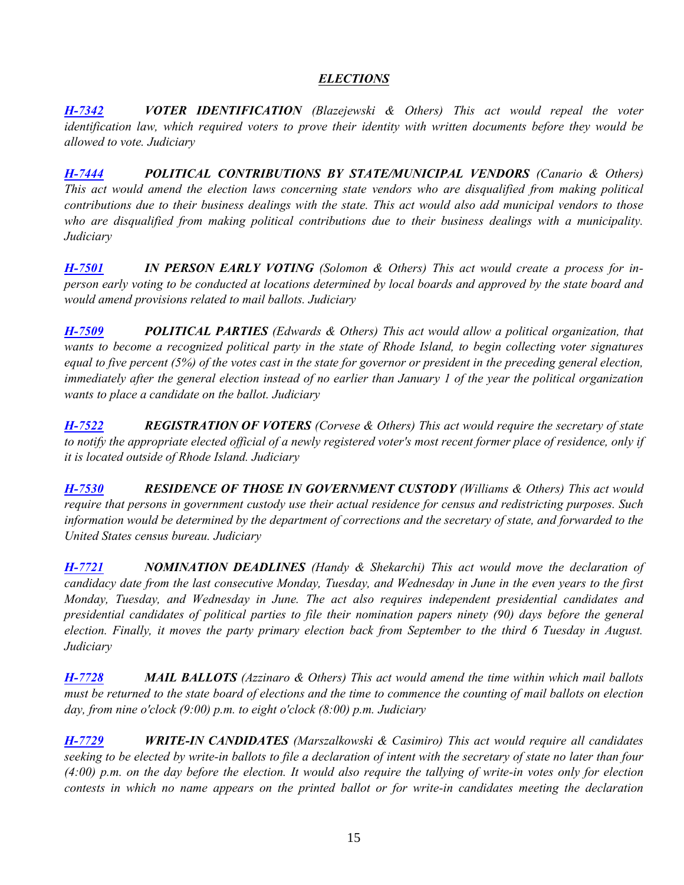## *ELECTIONS*

***H-7342*** ***VOTER IDENTIFICATION*** *(Blazejewski & Others) This act would repeal the voter identification law, which required voters to prove their identity with written documents before they would be allowed to vote. Judiciary*

***H-7444*** ***POLITICAL CONTRIBUTIONS BY STATE/MUNICIPAL VENDORS*** *(Canario & Others) This act would amend the election laws concerning state vendors who are disqualified from making political contributions due to their business dealings with the state. This act would also add municipal vendors to those who are disqualified from making political contributions due to their business dealings with a municipality. Judiciary*

***H-7501*** ***IN PERSON EARLY VOTING*** *(Solomon & Others) This act would create a process for in-person early voting to be conducted at locations determined by local boards and approved by the state board and would amend provisions related to mail ballots. Judiciary*

***H-7509*** ***POLITICAL PARTIES*** *(Edwards & Others) This act would allow a political organization, that wants to become a recognized political party in the state of Rhode Island, to begin collecting voter signatures equal to five percent (5%) of the votes cast in the state for governor or president in the preceding general election, immediately after the general election instead of no earlier than January 1 of the year the political organization wants to place a candidate on the ballot. Judiciary*

***H-7522*** ***REGISTRATION OF VOTERS*** *(Corvese & Others) This act would require the secretary of state to notify the appropriate elected official of a newly registered voter's most recent former place of residence, only if it is located outside of Rhode Island. Judiciary*

***H-7530*** ***RESIDENCE OF THOSE IN GOVERNMENT CUSTODY*** *(Williams & Others) This act would require that persons in government custody use their actual residence for census and redistricting purposes. Such information would be determined by the department of corrections and the secretary of state, and forwarded to the United States census bureau. Judiciary*

***H-7721*** ***NOMINATION DEADLINES*** *(Handy & Shekarchi) This act would move the declaration of candidacy date from the last consecutive Monday, Tuesday, and Wednesday in June in the even years to the first Monday, Tuesday, and Wednesday in June. The act also requires independent presidential candidates and presidential candidates of political parties to file their nomination papers ninety (90) days before the general election. Finally, it moves the party primary election back from September to the third 6 Tuesday in August. Judiciary*

***H-7728*** ***MAIL BALLOTS*** *(Azzinaro & Others) This act would amend the time within which mail ballots must be returned to the state board of elections and the time to commence the counting of mail ballots on election day, from nine o'clock (9:00) p.m. to eight o'clock (8:00) p.m. Judiciary*

***H-7729*** ***WRITE-IN CANDIDATES*** *(Marszalkowski & Casimiro) This act would require all candidates seeking to be elected by write-in ballots to file a declaration of intent with the secretary of state no later than four (4:00) p.m. on the day before the election. It would also require the tallying of write-in votes only for election contests in which no name appears on the printed ballot or for write-in candidates meeting the declaration*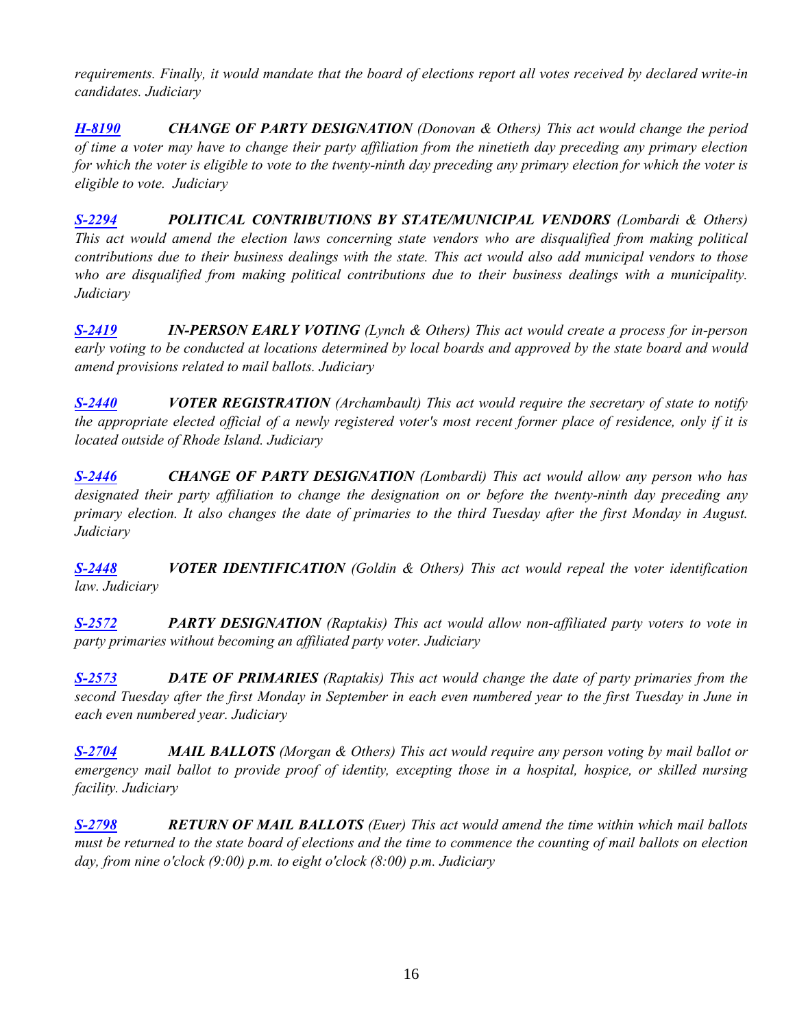*requirements. Finally, it would mandate that the board of elections report all votes received by declared write-in candidates. Judiciary*

***H-8190*** ***CHANGE OF PARTY DESIGNATION*** *(Donovan & Others) This act would change the period of time a voter may have to change their party affiliation from the ninetieth day preceding any primary election for which the voter is eligible to vote to the twenty-ninth day preceding any primary election for which the voter is eligible to vote. Judiciary*

***S-2294*** ***POLITICAL CONTRIBUTIONS BY STATE/MUNICIPAL VENDORS*** *(Lombardi & Others) This act would amend the election laws concerning state vendors who are disqualified from making political contributions due to their business dealings with the state. This act would also add municipal vendors to those who are disqualified from making political contributions due to their business dealings with a municipality. Judiciary*

***S-2419*** ***IN-PERSON EARLY VOTING*** *(Lynch & Others) This act would create a process for in-person early voting to be conducted at locations determined by local boards and approved by the state board and would amend provisions related to mail ballots. Judiciary*

***S-2440*** ***VOTER REGISTRATION*** *(Archambault) This act would require the secretary of state to notify the appropriate elected official of a newly registered voter's most recent former place of residence, only if it is located outside of Rhode Island. Judiciary*

***S-2446*** ***CHANGE OF PARTY DESIGNATION*** *(Lombardi) This act would allow any person who has designated their party affiliation to change the designation on or before the twenty-ninth day preceding any primary election. It also changes the date of primaries to the third Tuesday after the first Monday in August. Judiciary*

***S-2448*** ***VOTER IDENTIFICATION*** *(Goldin & Others) This act would repeal the voter identification law. Judiciary*

***S-2572*** ***PARTY DESIGNATION*** *(Raptakis) This act would allow non-affiliated party voters to vote in party primaries without becoming an affiliated party voter. Judiciary*

***S-2573*** ***DATE OF PRIMARIES*** *(Raptakis) This act would change the date of party primaries from the second Tuesday after the first Monday in September in each even numbered year to the first Tuesday in June in each even numbered year. Judiciary*

***S-2704*** ***MAIL BALLOTS*** *(Morgan & Others) This act would require any person voting by mail ballot or emergency mail ballot to provide proof of identity, excepting those in a hospital, hospice, or skilled nursing facility. Judiciary*

***S-2798*** ***RETURN OF MAIL BALLOTS*** *(Euer) This act would amend the time within which mail ballots must be returned to the state board of elections and the time to commence the counting of mail ballots on election day, from nine o'clock (9:00) p.m. to eight o'clock (8:00) p.m. Judiciary*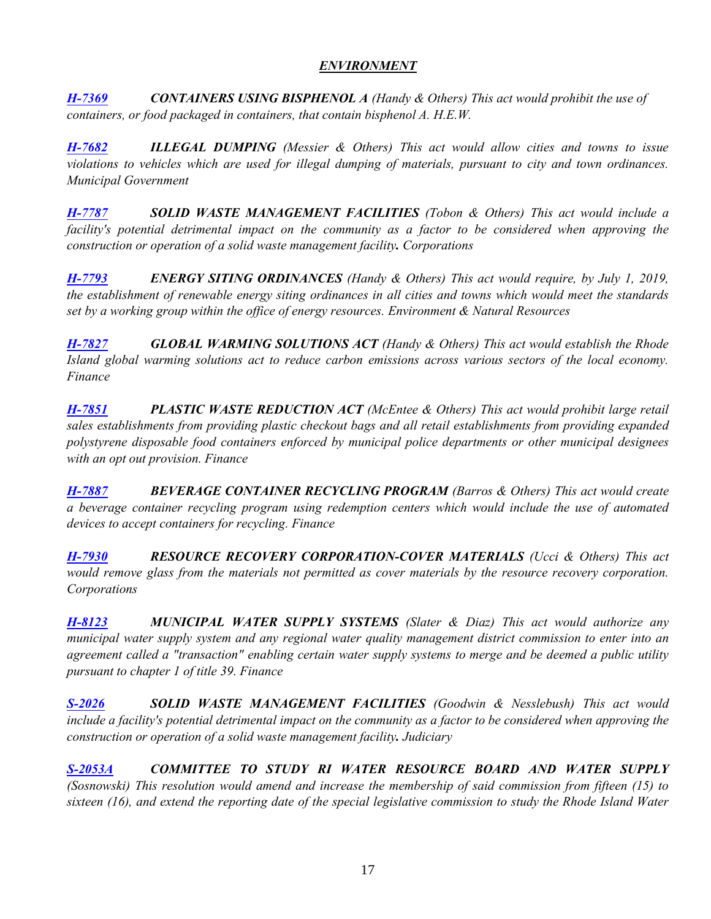## *ENVIRONMENT*

***H-7369*** ***CONTAINERS USING BISPHENOL A*** *(Handy & Others) This act would prohibit the use of containers, or food packaged in containers, that contain bisphenol A. H.E.W.*

***H-7682*** ***ILLEGAL DUMPING*** *(Messier & Others) This act would allow cities and towns to issue violations to vehicles which are used for illegal dumping of materials, pursuant to city and town ordinances. Municipal Government*

***H-7787*** ***SOLID WASTE MANAGEMENT FACILITIES*** *(Tobon & Others) This act would include a facility's potential detrimental impact on the community as a factor to be considered when approving the construction or operation of a solid waste management facility**.** Corporations*

***H-7793*** ***ENERGY SITING ORDINANCES*** *(Handy & Others) This act would require, by July 1, 2019, the establishment of renewable energy siting ordinances in all cities and towns which would meet the standards set by a working group within the office of energy resources. Environment & Natural Resources*

***H-7827*** ***GLOBAL WARMING SOLUTIONS ACT*** *(Handy & Others) This act would establish the Rhode Island global warming solutions act to reduce carbon emissions across various sectors of the local economy. Finance*

***H-7851*** ***PLASTIC WASTE REDUCTION ACT*** *(McEntee & Others) This act would prohibit large retail sales establishments from providing plastic checkout bags and all retail establishments from providing expanded polystyrene disposable food containers enforced by municipal police departments or other municipal designees with an opt out provision. Finance*

***H-7887*** ***BEVERAGE CONTAINER RECYCLING PROGRAM*** *(Barros & Others) This act would create a beverage container recycling program using redemption centers which would include the use of automated devices to accept containers for recycling. Finance*

***H-7930*** ***RESOURCE RECOVERY CORPORATION-COVER MATERIALS*** *(Ucci & Others) This act would remove glass from the materials not permitted as cover materials by the resource recovery corporation. Corporations*

***H-8123*** ***MUNICIPAL WATER SUPPLY SYSTEMS*** *(Slater & Diaz) This act would authorize any municipal water supply system and any regional water quality management district commission to enter into an agreement called a "transaction" enabling certain water supply systems to merge and be deemed a public utility pursuant to chapter 1 of title 39. Finance*

***S-2026*** ***SOLID WASTE MANAGEMENT FACILITIES*** *(Goodwin & Nesslebush) This act would include a facility's potential detrimental impact on the community as a factor to be considered when approving the construction or operation of a solid waste management facility**.** Judiciary*

***S-2053A*** ***COMMITTEE TO STUDY RI WATER RESOURCE BOARD AND WATER SUPPLY*** *(Sosnowski) This resolution would amend and increase the membership of said commission from fifteen (15) to sixteen (16), and extend the reporting date of the special legislative commission to study the Rhode Island Water*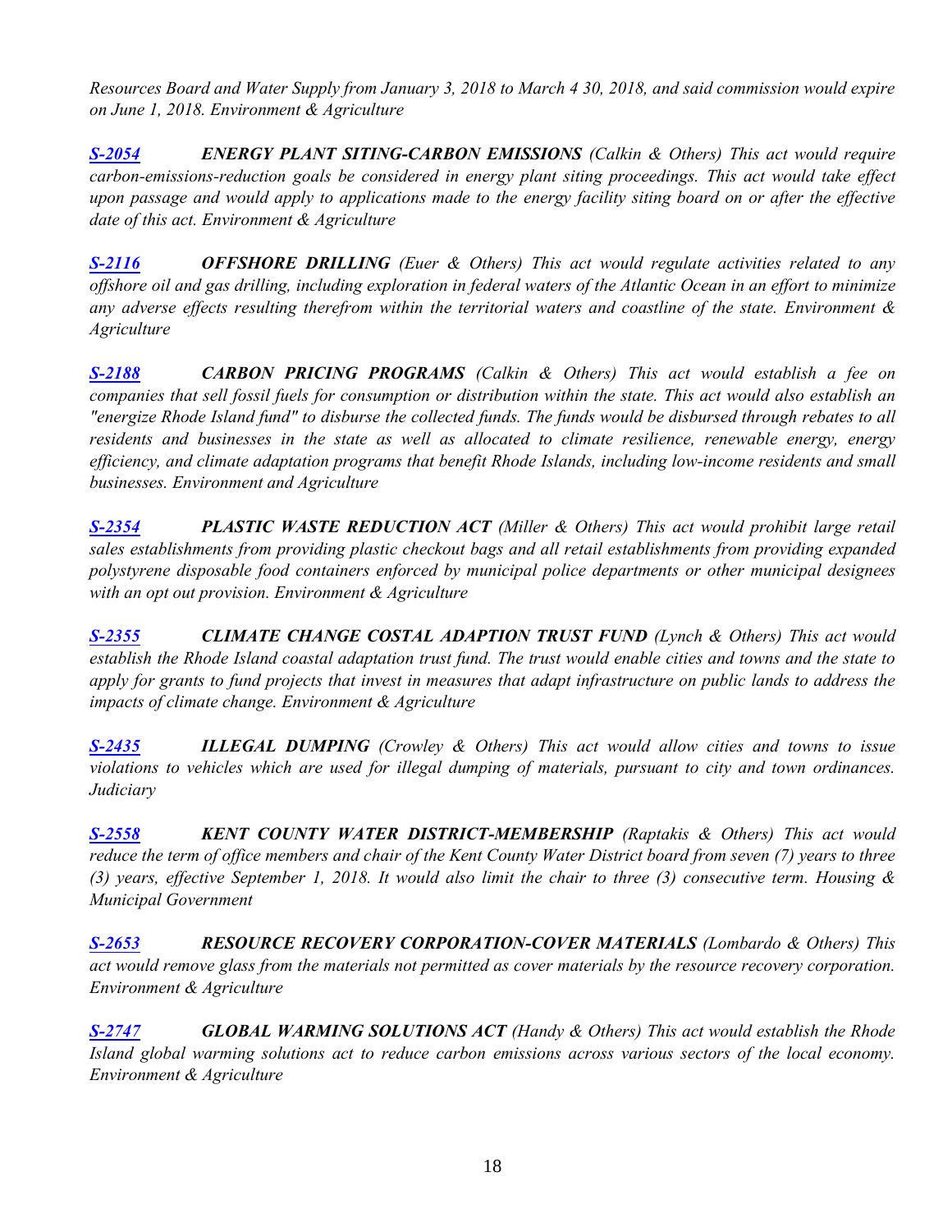*Resources Board and Water Supply from January 3, 2018 to March 4 30, 2018, and said commission would expire on June 1, 2018. Environment & Agriculture*

***S-2054*** ***ENERGY PLANT SITING-CARBON EMISSIONS*** *(Calkin & Others) This act would require carbon-emissions-reduction goals be considered in energy plant siting proceedings. This act would take effect upon passage and would apply to applications made to the energy facility siting board on or after the effective date of this act. Environment & Agriculture*

***S-2116*** ***OFFSHORE DRILLING*** *(Euer & Others) This act would regulate activities related to any offshore oil and gas drilling, including exploration in federal waters of the Atlantic Ocean in an effort to minimize any adverse effects resulting therefrom within the territorial waters and coastline of the state. Environment & Agriculture*

***S-2188*** ***CARBON PRICING PROGRAMS*** *(Calkin & Others) This act would establish a fee on companies that sell fossil fuels for consumption or distribution within the state. This act would also establish an "energize Rhode Island fund" to disburse the collected funds. The funds would be disbursed through rebates to all residents and businesses in the state as well as allocated to climate resilience, renewable energy, energy efficiency, and climate adaptation programs that benefit Rhode Islands, including low-income residents and small businesses. Environment and Agriculture*

***S-2354*** ***PLASTIC WASTE REDUCTION ACT*** *(Miller & Others) This act would prohibit large retail sales establishments from providing plastic checkout bags and all retail establishments from providing expanded polystyrene disposable food containers enforced by municipal police departments or other municipal designees with an opt out provision. Environment & Agriculture*

***S-2355*** ***CLIMATE CHANGE COSTAL ADAPTION TRUST FUND*** *(Lynch & Others) This act would establish the Rhode Island coastal adaptation trust fund. The trust would enable cities and towns and the state to apply for grants to fund projects that invest in measures that adapt infrastructure on public lands to address the impacts of climate change. Environment & Agriculture*

***S-2435*** ***ILLEGAL DUMPING*** *(Crowley & Others) This act would allow cities and towns to issue violations to vehicles which are used for illegal dumping of materials, pursuant to city and town ordinances. Judiciary*

***S-2558*** ***KENT COUNTY WATER DISTRICT-MEMBERSHIP*** *(Raptakis & Others) This act would reduce the term of office members and chair of the Kent County Water District board from seven (7) years to three (3) years, effective September 1, 2018. It would also limit the chair to three (3) consecutive term. Housing & Municipal Government*

***S-2653*** ***RESOURCE RECOVERY CORPORATION-COVER MATERIALS*** *(Lombardo & Others) This act would remove glass from the materials not permitted as cover materials by the resource recovery corporation. Environment & Agriculture*

***S-2747*** ***GLOBAL WARMING SOLUTIONS ACT*** *(Handy & Others) This act would establish the Rhode Island global warming solutions act to reduce carbon emissions across various sectors of the local economy. Environment & Agriculture*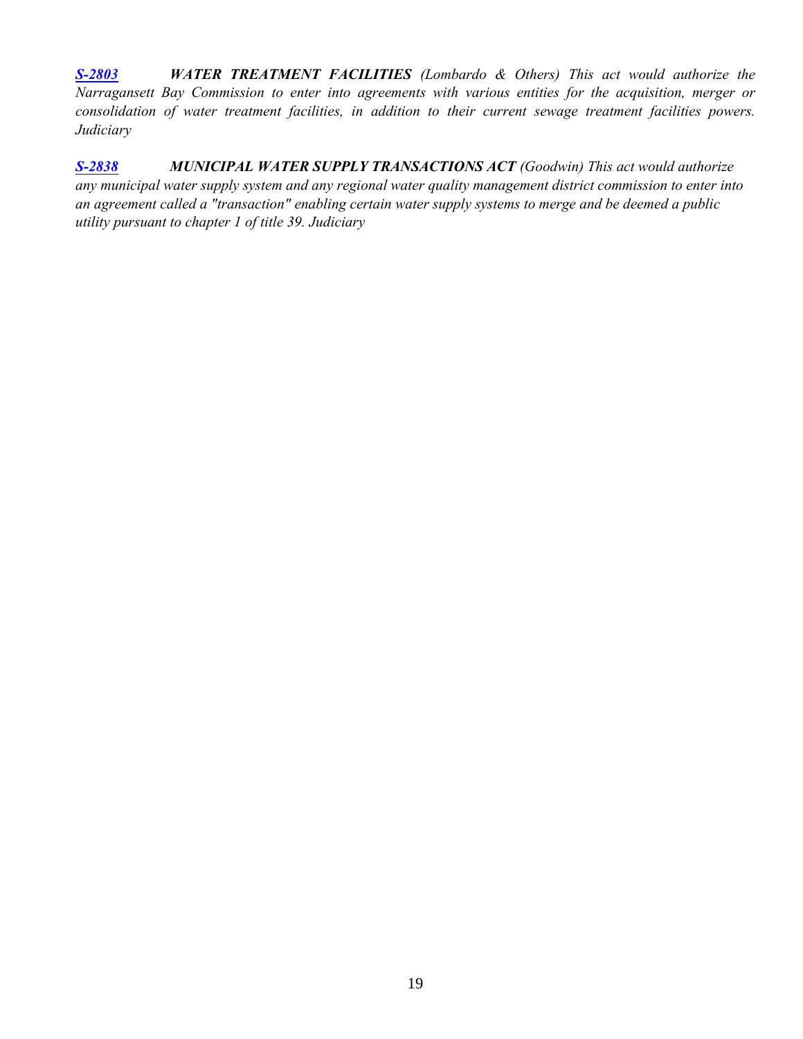***S-2803*** ***WATER TREATMENT FACILITIES*** *(Lombardo & Others) This act would authorize the Narragansett Bay Commission to enter into agreements with various entities for the acquisition, merger or consolidation of water treatment facilities, in addition to their current sewage treatment facilities powers. Judiciary*

***S-2838*** ***MUNICIPAL WATER SUPPLY TRANSACTIONS ACT*** *(Goodwin) This act would authorize any municipal water supply system and any regional water quality management district commission to enter into an agreement called a "transaction" enabling certain water supply systems to merge and be deemed a public utility pursuant to chapter 1 of title 39. Judiciary*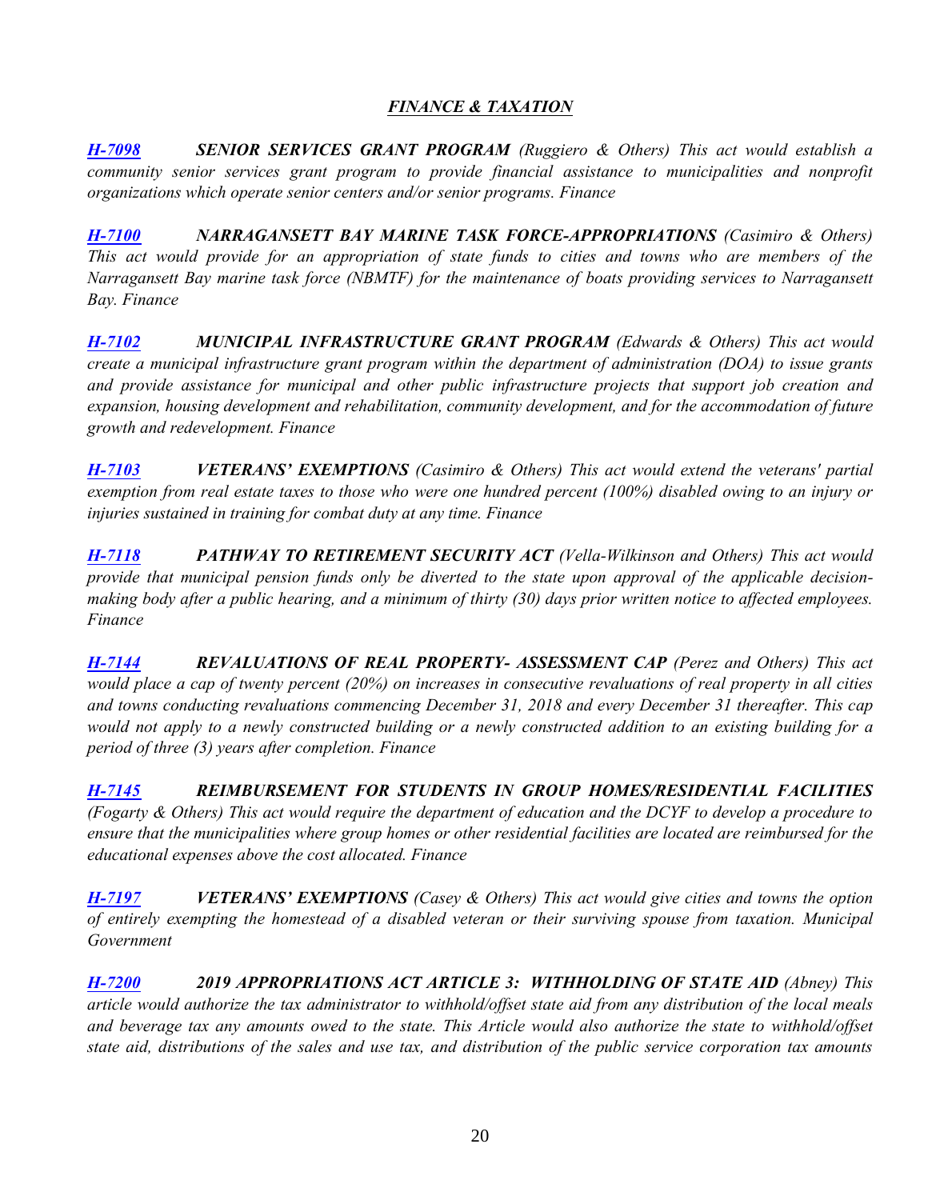## ***FINANCE & TAXATION***

***H-7098*** ***SENIOR SERVICES GRANT PROGRAM*** *(Ruggiero & Others) This act would establish a community senior services grant program to provide financial assistance to municipalities and nonprofit organizations which operate senior centers and/or senior programs. Finance*

***H-7100*** ***NARRAGANSETT BAY MARINE TASK FORCE-APPROPRIATIONS*** *(Casimiro & Others) This act would provide for an appropriation of state funds to cities and towns who are members of the Narragansett Bay marine task force (NBMTF) for the maintenance of boats providing services to Narragansett Bay. Finance*

***H-7102*** ***MUNICIPAL INFRASTRUCTURE GRANT PROGRAM*** *(Edwards & Others) This act would create a municipal infrastructure grant program within the department of administration (DOA) to issue grants and provide assistance for municipal and other public infrastructure projects that support job creation and expansion, housing development and rehabilitation, community development, and for the accommodation of future growth and redevelopment. Finance*

***H-7103*** ***VETERANS' EXEMPTIONS*** *(Casimiro & Others) This act would extend the veterans' partial exemption from real estate taxes to those who were one hundred percent (100%) disabled owing to an injury or injuries sustained in training for combat duty at any time. Finance*

***H-7118*** ***PATHWAY TO RETIREMENT SECURITY ACT*** *(Vella-Wilkinson and Others) This act would provide that municipal pension funds only be diverted to the state upon approval of the applicable decision-making body after a public hearing, and a minimum of thirty (30) days prior written notice to affected employees. Finance*

***H-7144*** ***REVALUATIONS OF REAL PROPERTY- ASSESSMENT CAP*** *(Perez and Others) This act would place a cap of twenty percent (20%) on increases in consecutive revaluations of real property in all cities and towns conducting revaluations commencing December 31, 2018 and every December 31 thereafter. This cap would not apply to a newly constructed building or a newly constructed addition to an existing building for a period of three (3) years after completion. Finance*

***H-7145*** ***REIMBURSEMENT FOR STUDENTS IN GROUP HOMES/RESIDENTIAL FACILITIES*** *(Fogarty & Others) This act would require the department of education and the DCYF to develop a procedure to ensure that the municipalities where group homes or other residential facilities are located are reimbursed for the educational expenses above the cost allocated. Finance*

***H-7197*** ***VETERANS' EXEMPTIONS*** *(Casey & Others) This act would give cities and towns the option of entirely exempting the homestead of a disabled veteran or their surviving spouse from taxation. Municipal Government*

***H-7200*** ***2019 APPROPRIATIONS ACT ARTICLE 3: WITHHOLDING OF STATE AID*** *(Abney) This article would authorize the tax administrator to withhold/offset state aid from any distribution of the local meals and beverage tax any amounts owed to the state. This Article would also authorize the state to withhold/offset state aid, distributions of the sales and use tax, and distribution of the public service corporation tax amounts*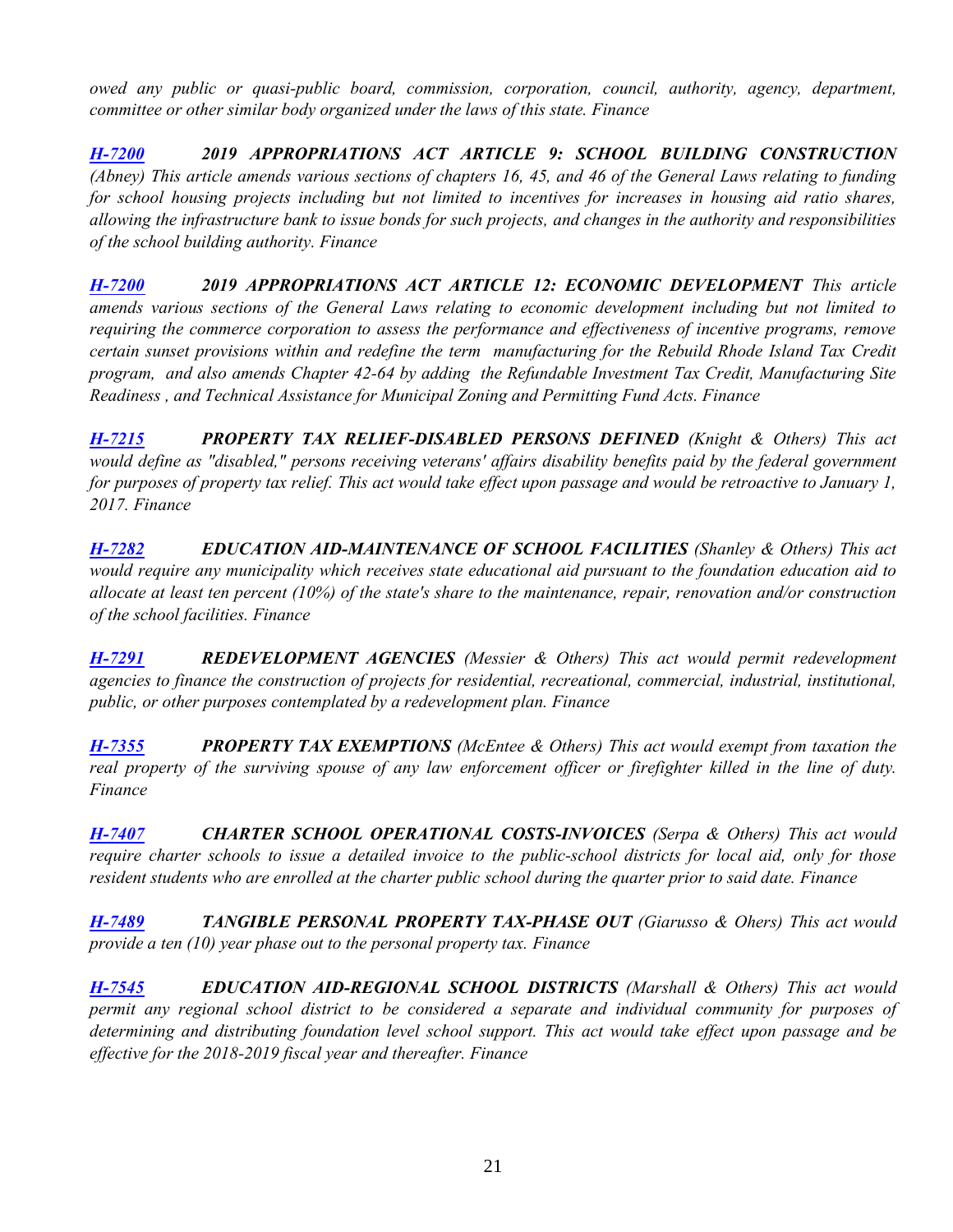*owed any public or quasi-public board, commission, corporation, council, authority, agency, department, committee or other similar body organized under the laws of this state. Finance*

***H-7200*** ***2019 APPROPRIATIONS ACT ARTICLE 9: SCHOOL BUILDING CONSTRUCTION*** *(Abney) This article amends various sections of chapters 16, 45, and 46 of the General Laws relating to funding for school housing projects including but not limited to incentives for increases in housing aid ratio shares, allowing the infrastructure bank to issue bonds for such projects, and changes in the authority and responsibilities of the school building authority. Finance*

***H-7200*** ***2019 APPROPRIATIONS ACT ARTICLE 12: ECONOMIC DEVELOPMENT*** *This article amends various sections of the General Laws relating to economic development including but not limited to requiring the commerce corporation to assess the performance and effectiveness of incentive programs, remove certain sunset provisions within and redefine the term manufacturing for the Rebuild Rhode Island Tax Credit program, and also amends Chapter 42-64 by adding the Refundable Investment Tax Credit, Manufacturing Site Readiness , and Technical Assistance for Municipal Zoning and Permitting Fund Acts. Finance*

***H-7215*** ***PROPERTY TAX RELIEF-DISABLED PERSONS DEFINED*** *(Knight & Others) This act would define as "disabled," persons receiving veterans' affairs disability benefits paid by the federal government for purposes of property tax relief. This act would take effect upon passage and would be retroactive to January 1, 2017. Finance*

***H-7282*** ***EDUCATION AID-MAINTENANCE OF SCHOOL FACILITIES*** *(Shanley & Others) This act would require any municipality which receives state educational aid pursuant to the foundation education aid to allocate at least ten percent (10%) of the state's share to the maintenance, repair, renovation and/or construction of the school facilities. Finance*

***H-7291*** ***REDEVELOPMENT AGENCIES*** *(Messier & Others) This act would permit redevelopment agencies to finance the construction of projects for residential, recreational, commercial, industrial, institutional, public, or other purposes contemplated by a redevelopment plan. Finance*

***H-7355*** ***PROPERTY TAX EXEMPTIONS*** *(McEntee & Others) This act would exempt from taxation the real property of the surviving spouse of any law enforcement officer or firefighter killed in the line of duty. Finance*

***H-7407*** ***CHARTER SCHOOL OPERATIONAL COSTS-INVOICES*** *(Serpa & Others) This act would require charter schools to issue a detailed invoice to the public-school districts for local aid, only for those resident students who are enrolled at the charter public school during the quarter prior to said date. Finance*

***H-7489*** ***TANGIBLE PERSONAL PROPERTY TAX-PHASE OUT*** *(Giarusso & Ohers) This act would provide a ten (10) year phase out to the personal property tax. Finance*

***H-7545*** ***EDUCATION AID-REGIONAL SCHOOL DISTRICTS*** *(Marshall & Others) This act would permit any regional school district to be considered a separate and individual community for purposes of determining and distributing foundation level school support. This act would take effect upon passage and be effective for the 2018-2019 fiscal year and thereafter. Finance*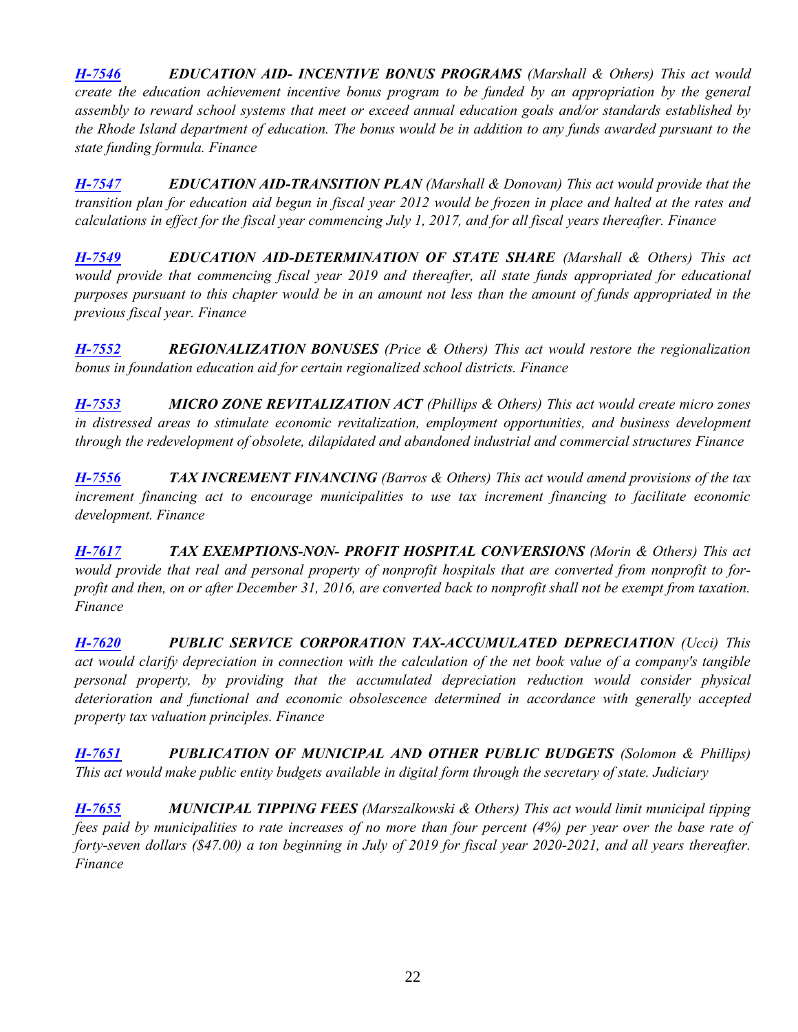***H-7546*** ***EDUCATION AID- INCENTIVE BONUS PROGRAMS*** *(Marshall & Others) This act would create the education achievement incentive bonus program to be funded by an appropriation by the general assembly to reward school systems that meet or exceed annual education goals and/or standards established by the Rhode Island department of education. The bonus would be in addition to any funds awarded pursuant to the state funding formula. Finance*

***H-7547*** ***EDUCATION AID-TRANSITION PLAN*** *(Marshall & Donovan) This act would provide that the transition plan for education aid begun in fiscal year 2012 would be frozen in place and halted at the rates and calculations in effect for the fiscal year commencing July 1, 2017, and for all fiscal years thereafter. Finance*

***H-7549*** ***EDUCATION AID-DETERMINATION OF STATE SHARE*** *(Marshall & Others) This act would provide that commencing fiscal year 2019 and thereafter, all state funds appropriated for educational purposes pursuant to this chapter would be in an amount not less than the amount of funds appropriated in the previous fiscal year. Finance*

***H-7552*** ***REGIONALIZATION BONUSES*** *(Price & Others) This act would restore the regionalization bonus in foundation education aid for certain regionalized school districts. Finance*

***H-7553*** ***MICRO ZONE REVITALIZATION ACT*** *(Phillips & Others) This act would create micro zones in distressed areas to stimulate economic revitalization, employment opportunities, and business development through the redevelopment of obsolete, dilapidated and abandoned industrial and commercial structures Finance*

***H-7556*** ***TAX INCREMENT FINANCING*** *(Barros & Others) This act would amend provisions of the tax increment financing act to encourage municipalities to use tax increment financing to facilitate economic development. Finance*

***H-7617*** ***TAX EXEMPTIONS-NON- PROFIT HOSPITAL CONVERSIONS*** *(Morin & Others) This act would provide that real and personal property of nonprofit hospitals that are converted from nonprofit to for-profit and then, on or after December 31, 2016, are converted back to nonprofit shall not be exempt from taxation. Finance*

***H-7620*** ***PUBLIC SERVICE CORPORATION TAX-ACCUMULATED DEPRECIATION*** *(Ucci) This act would clarify depreciation in connection with the calculation of the net book value of a company's tangible personal property, by providing that the accumulated depreciation reduction would consider physical deterioration and functional and economic obsolescence determined in accordance with generally accepted property tax valuation principles. Finance*

***H-7651*** ***PUBLICATION OF MUNICIPAL AND OTHER PUBLIC BUDGETS*** *(Solomon & Phillips) This act would make public entity budgets available in digital form through the secretary of state. Judiciary*

***H-7655*** ***MUNICIPAL TIPPING FEES*** *(Marszalkowski & Others) This act would limit municipal tipping fees paid by municipalities to rate increases of no more than four percent (4%) per year over the base rate of forty-seven dollars ($47.00) a ton beginning in July of 2019 for fiscal year 2020-2021, and all years thereafter. Finance*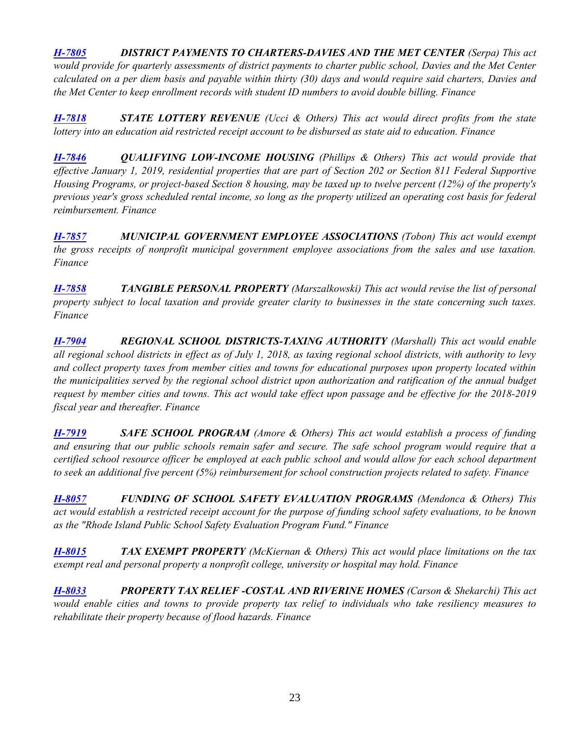***H-7805*** ***DISTRICT PAYMENTS TO CHARTERS-DAVIES AND THE MET CENTER*** *(Serpa) This act would provide for quarterly assessments of district payments to charter public school, Davies and the Met Center calculated on a per diem basis and payable within thirty (30) days and would require said charters, Davies and the Met Center to keep enrollment records with student ID numbers to avoid double billing. Finance*

***H-7818*** ***STATE LOTTERY REVENUE*** *(Ucci & Others) This act would direct profits from the state lottery into an education aid restricted receipt account to be disbursed as state aid to education. Finance*

***H-7846*** ***QUALIFYING LOW-INCOME HOUSING*** *(Phillips & Others) This act would provide that effective January 1, 2019, residential properties that are part of Section 202 or Section 811 Federal Supportive Housing Programs, or project-based Section 8 housing, may be taxed up to twelve percent (12%) of the property's previous year's gross scheduled rental income, so long as the property utilized an operating cost basis for federal reimbursement. Finance*

***H-7857*** ***MUNICIPAL GOVERNMENT EMPLOYEE ASSOCIATIONS*** *(Tobon) This act would exempt the gross receipts of nonprofit municipal government employee associations from the sales and use taxation. Finance*

***H-7858*** ***TANGIBLE PERSONAL PROPERTY*** *(Marszalkowski) This act would revise the list of personal property subject to local taxation and provide greater clarity to businesses in the state concerning such taxes. Finance*

***H-7904*** ***REGIONAL SCHOOL DISTRICTS-TAXING AUTHORITY*** *(Marshall) This act would enable all regional school districts in effect as of July 1, 2018, as taxing regional school districts, with authority to levy and collect property taxes from member cities and towns for educational purposes upon property located within the municipalities served by the regional school district upon authorization and ratification of the annual budget request by member cities and towns. This act would take effect upon passage and be effective for the 2018-2019 fiscal year and thereafter. Finance*

***H-7919*** ***SAFE SCHOOL PROGRAM*** *(Amore & Others) This act would establish a process of funding and ensuring that our public schools remain safer and secure. The safe school program would require that a certified school resource officer be employed at each public school and would allow for each school department to seek an additional five percent (5%) reimbursement for school construction projects related to safety. Finance*

***H-8057*** ***FUNDING OF SCHOOL SAFETY EVALUATION PROGRAMS*** *(Mendonca & Others) This act would establish a restricted receipt account for the purpose of funding school safety evaluations, to be known as the "Rhode Island Public School Safety Evaluation Program Fund." Finance*

***H-8015*** ***TAX EXEMPT PROPERTY*** *(McKiernan & Others) This act would place limitations on the tax exempt real and personal property a nonprofit college, university or hospital may hold. Finance*

***H-8033*** ***PROPERTY TAX RELIEF -COSTAL AND RIVERINE HOMES*** *(Carson & Shekarchi) This act would enable cities and towns to provide property tax relief to individuals who take resiliency measures to rehabilitate their property because of flood hazards. Finance*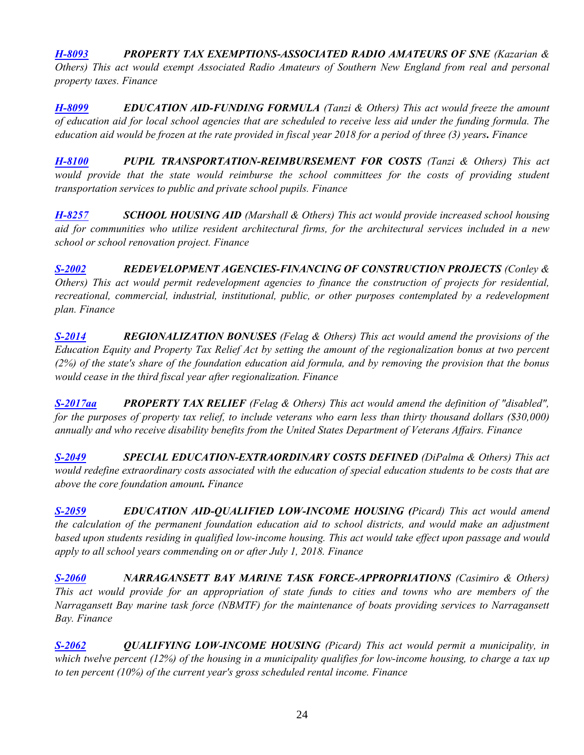***H-8093*** ***PROPERTY TAX EXEMPTIONS-ASSOCIATED RADIO AMATEURS OF SNE*** *(Kazarian & Others) This act would exempt Associated Radio Amateurs of Southern New England from real and personal property taxes. Finance*

***H-8099*** ***EDUCATION AID-FUNDING FORMULA*** *(Tanzi & Others) This act would freeze the amount of education aid for local school agencies that are scheduled to receive less aid under the funding formula. The education aid would be frozen at the rate provided in fiscal year 2018 for a period of three (3) years**.** Finance*

***H-8100*** ***PUPIL TRANSPORTATION-REIMBURSEMENT FOR COSTS*** *(Tanzi & Others) This act would provide that the state would reimburse the school committees for the costs of providing student transportation services to public and private school pupils. Finance*

***H-8257*** ***SCHOOL HOUSING AID*** *(Marshall & Others) This act would provide increased school housing aid for communities who utilize resident architectural firms, for the architectural services included in a new school or school renovation project. Finance*

***S-2002*** ***REDEVELOPMENT AGENCIES-FINANCING OF CONSTRUCTION PROJECTS*** *(Conley & Others) This act would permit redevelopment agencies to finance the construction of projects for residential, recreational, commercial, industrial, institutional, public, or other purposes contemplated by a redevelopment plan. Finance*

***S-2014*** ***REGIONALIZATION BONUSES*** *(Felag & Others) This act would amend the provisions of the Education Equity and Property Tax Relief Act by setting the amount of the regionalization bonus at two percent (2%) of the state's share of the foundation education aid formula, and by removing the provision that the bonus would cease in the third fiscal year after regionalization. Finance*

***S-2017aa*** ***PROPERTY TAX RELIEF*** *(Felag & Others) This act would amend the definition of "disabled", for the purposes of property tax relief, to include veterans who earn less than thirty thousand dollars ($30,000) annually and who receive disability benefits from the United States Department of Veterans Affairs. Finance*

***S-2049*** ***SPECIAL EDUCATION-EXTRAORDINARY COSTS DEFINED*** *(DiPalma & Others) This act would redefine extraordinary costs associated with the education of special education students to be costs that are above the core foundation amount**.** Finance*

***S-2059*** ***EDUCATION AID-QUALIFIED LOW-INCOME HOUSING (****Picard) This act would amend the calculation of the permanent foundation education aid to school districts, and would make an adjustment based upon students residing in qualified low-income housing. This act would take effect upon passage and would apply to all school years commending on or after July 1, 2018. Finance*

***S-2060*** ***NARRAGANSETT BAY MARINE TASK FORCE-APPROPRIATIONS*** *(Casimiro & Others) This act would provide for an appropriation of state funds to cities and towns who are members of the Narragansett Bay marine task force (NBMTF) for the maintenance of boats providing services to Narragansett Bay. Finance*

***S-2062*** ***QUALIFYING LOW-INCOME HOUSING*** *(Picard) This act would permit a municipality, in which twelve percent (12%) of the housing in a municipality qualifies for low-income housing, to charge a tax up to ten percent (10%) of the current year's gross scheduled rental income. Finance*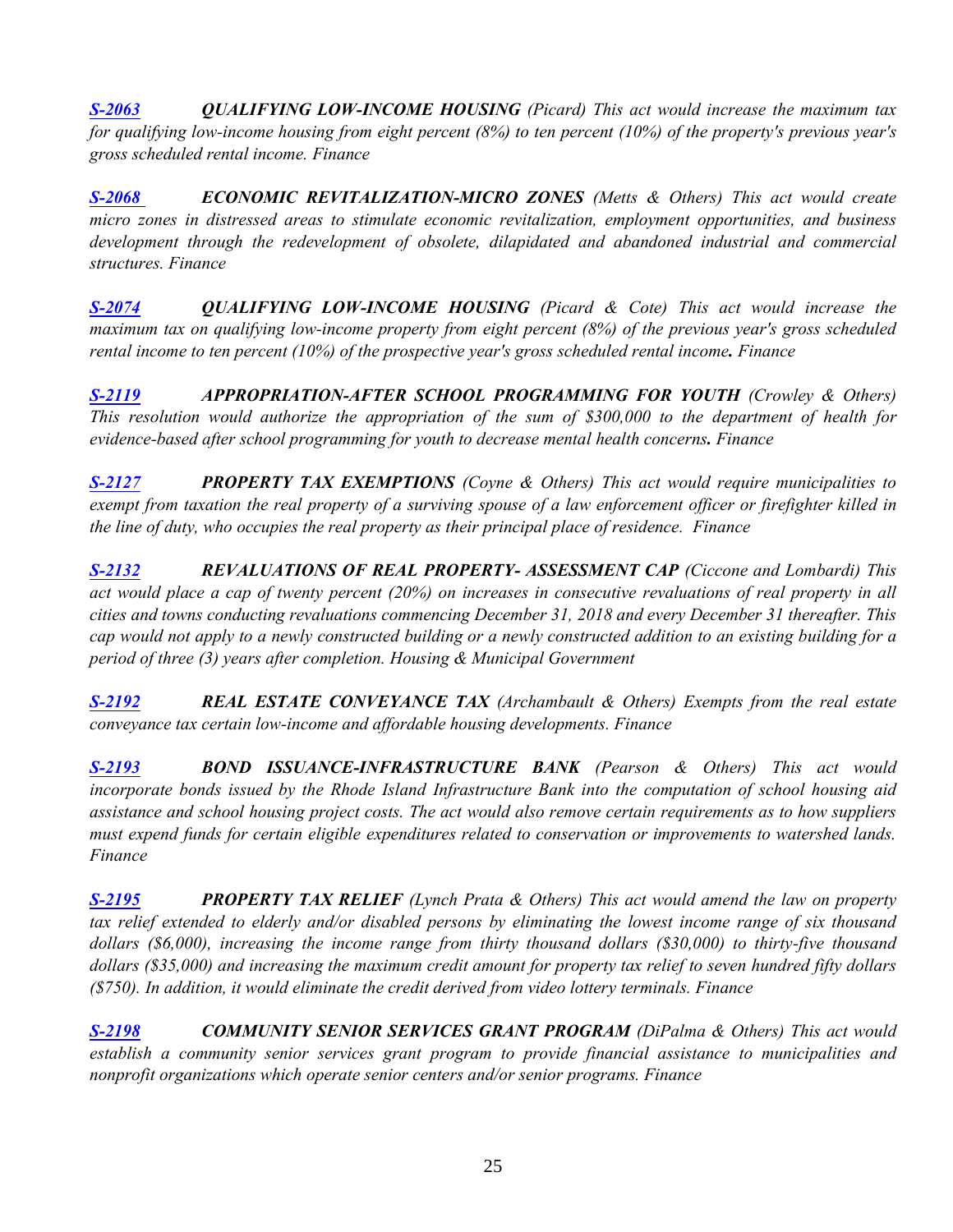***S-2063*** ***QUALIFYING LOW-INCOME HOUSING*** *(Picard) This act would increase the maximum tax for qualifying low-income housing from eight percent (8%) to ten percent (10%) of the property's previous year's gross scheduled rental income. Finance*

***S-2068*** ***ECONOMIC REVITALIZATION-MICRO ZONES*** *(Metts & Others) This act would create micro zones in distressed areas to stimulate economic revitalization, employment opportunities, and business development through the redevelopment of obsolete, dilapidated and abandoned industrial and commercial structures. Finance*

***S-2074*** ***QUALIFYING LOW-INCOME HOUSING*** *(Picard & Cote) This act would increase the maximum tax on qualifying low-income property from eight percent (8%) of the previous year's gross scheduled rental income to ten percent (10%) of the prospective year's gross scheduled rental income**.** Finance*

***S-2119*** ***APPROPRIATION-AFTER SCHOOL PROGRAMMING FOR YOUTH*** *(Crowley & Others) This resolution would authorize the appropriation of the sum of $300,000 to the department of health for evidence-based after school programming for youth to decrease mental health concerns**.** Finance*

***S-2127*** ***PROPERTY TAX EXEMPTIONS*** *(Coyne & Others) This act would require municipalities to exempt from taxation the real property of a surviving spouse of a law enforcement officer or firefighter killed in the line of duty, who occupies the real property as their principal place of residence. Finance*

***S-2132*** ***REVALUATIONS OF REAL PROPERTY- ASSESSMENT CAP*** *(Ciccone and Lombardi) This act would place a cap of twenty percent (20%) on increases in consecutive revaluations of real property in all cities and towns conducting revaluations commencing December 31, 2018 and every December 31 thereafter. This cap would not apply to a newly constructed building or a newly constructed addition to an existing building for a period of three (3) years after completion. Housing & Municipal Government*

***S-2192*** ***REAL ESTATE CONVEYANCE TAX*** *(Archambault & Others) Exempts from the real estate conveyance tax certain low-income and affordable housing developments. Finance*

***S-2193*** ***BOND ISSUANCE-INFRASTRUCTURE BANK*** *(Pearson & Others) This act would incorporate bonds issued by the Rhode Island Infrastructure Bank into the computation of school housing aid assistance and school housing project costs. The act would also remove certain requirements as to how suppliers must expend funds for certain eligible expenditures related to conservation or improvements to watershed lands. Finance*

***S-2195*** ***PROPERTY TAX RELIEF*** *(Lynch Prata & Others) This act would amend the law on property tax relief extended to elderly and/or disabled persons by eliminating the lowest income range of six thousand dollars ($6,000), increasing the income range from thirty thousand dollars ($30,000) to thirty-five thousand dollars ($35,000) and increasing the maximum credit amount for property tax relief to seven hundred fifty dollars ($750). In addition, it would eliminate the credit derived from video lottery terminals. Finance*

***S-2198*** ***COMMUNITY SENIOR SERVICES GRANT PROGRAM*** *(DiPalma & Others) This act would establish a community senior services grant program to provide financial assistance to municipalities and nonprofit organizations which operate senior centers and/or senior programs. Finance*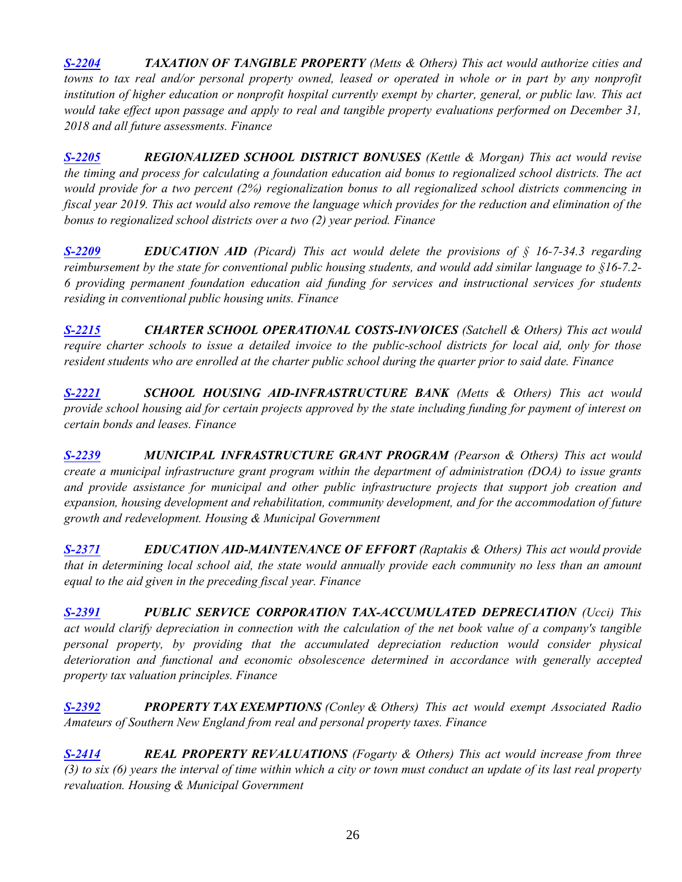***S-2204*** ***TAXATION OF TANGIBLE PROPERTY*** *(Metts & Others) This act would authorize cities and towns to tax real and/or personal property owned, leased or operated in whole or in part by any nonprofit institution of higher education or nonprofit hospital currently exempt by charter, general, or public law. This act would take effect upon passage and apply to real and tangible property evaluations performed on December 31, 2018 and all future assessments. Finance*

***S-2205*** ***REGIONALIZED SCHOOL DISTRICT BONUSES*** *(Kettle & Morgan) This act would revise the timing and process for calculating a foundation education aid bonus to regionalized school districts. The act would provide for a two percent (2%) regionalization bonus to all regionalized school districts commencing in fiscal year 2019. This act would also remove the language which provides for the reduction and elimination of the bonus to regionalized school districts over a two (2) year period. Finance*

***S-2209*** ***EDUCATION AID*** *(Picard) This act would delete the provisions of § 16-7-34.3 regarding reimbursement by the state for conventional public housing students, and would add similar language to §16-7.2-6 providing permanent foundation education aid funding for services and instructional services for students residing in conventional public housing units. Finance*

***S-2215*** ***CHARTER SCHOOL OPERATIONAL COSTS-INVOICES*** *(Satchell & Others) This act would require charter schools to issue a detailed invoice to the public-school districts for local aid, only for those resident students who are enrolled at the charter public school during the quarter prior to said date. Finance*

***S-2221*** ***SCHOOL HOUSING AID-INFRASTRUCTURE BANK*** *(Metts & Others) This act would provide school housing aid for certain projects approved by the state including funding for payment of interest on certain bonds and leases. Finance*

***S-2239*** ***MUNICIPAL INFRASTRUCTURE GRANT PROGRAM*** *(Pearson & Others) This act would create a municipal infrastructure grant program within the department of administration (DOA) to issue grants and provide assistance for municipal and other public infrastructure projects that support job creation and expansion, housing development and rehabilitation, community development, and for the accommodation of future growth and redevelopment. Housing & Municipal Government*

***S-2371*** ***EDUCATION AID-MAINTENANCE OF EFFORT*** *(Raptakis & Others) This act would provide that in determining local school aid, the state would annually provide each community no less than an amount equal to the aid given in the preceding fiscal year. Finance*

***S-2391*** ***PUBLIC SERVICE CORPORATION TAX-ACCUMULATED DEPRECIATION*** *(Ucci) This act would clarify depreciation in connection with the calculation of the net book value of a company's tangible personal property, by providing that the accumulated depreciation reduction would consider physical deterioration and functional and economic obsolescence determined in accordance with generally accepted property tax valuation principles. Finance*

***S-2392*** ***PROPERTY TAX EXEMPTIONS*** *(Conley & Others) This act would exempt Associated Radio Amateurs of Southern New England from real and personal property taxes. Finance*

***S-2414*** ***REAL PROPERTY REVALUATIONS*** *(Fogarty & Others) This act would increase from three (3) to six (6) years the interval of time within which a city or town must conduct an update of its last real property revaluation. Housing & Municipal Government*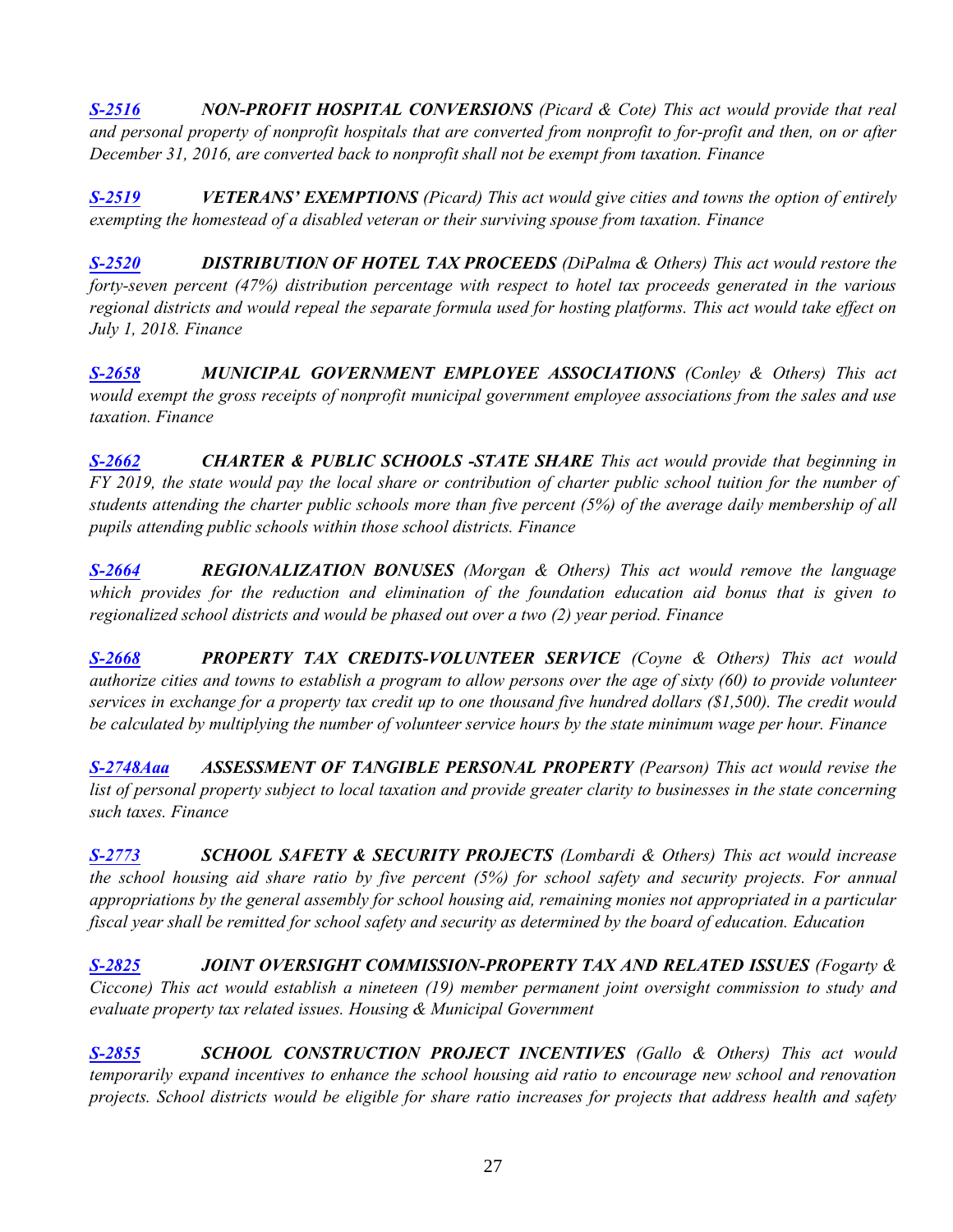*[S-2516](#)* ***NON-PROFIT HOSPITAL CONVERSIONS*** *(Picard & Cote) This act would provide that real and personal property of nonprofit hospitals that are converted from nonprofit to for-profit and then, on or after December 31, 2016, are converted back to nonprofit shall not be exempt from taxation. Finance*

*[S-2519](#)* ***VETERANS' EXEMPTIONS*** *(Picard) This act would give cities and towns the option of entirely exempting the homestead of a disabled veteran or their surviving spouse from taxation. Finance*

*[S-2520](#)* ***DISTRIBUTION OF HOTEL TAX PROCEEDS*** *(DiPalma & Others) This act would restore the forty-seven percent (47%) distribution percentage with respect to hotel tax proceeds generated in the various regional districts and would repeal the separate formula used for hosting platforms. This act would take effect on July 1, 2018. Finance*

*[S-2658](#)* ***MUNICIPAL GOVERNMENT EMPLOYEE ASSOCIATIONS*** *(Conley & Others) This act would exempt the gross receipts of nonprofit municipal government employee associations from the sales and use taxation. Finance*

*[S-2662](#)* ***CHARTER & PUBLIC SCHOOLS -STATE SHARE*** *This act would provide that beginning in FY 2019, the state would pay the local share or contribution of charter public school tuition for the number of students attending the charter public schools more than five percent (5%) of the average daily membership of all pupils attending public schools within those school districts. Finance*

*[S-2664](#)* ***REGIONALIZATION BONUSES*** *(Morgan & Others) This act would remove the language which provides for the reduction and elimination of the foundation education aid bonus that is given to regionalized school districts and would be phased out over a two (2) year period. Finance*

*[S-2668](#)* ***PROPERTY TAX CREDITS-VOLUNTEER SERVICE*** *(Coyne & Others) This act would authorize cities and towns to establish a program to allow persons over the age of sixty (60) to provide volunteer services in exchange for a property tax credit up to one thousand five hundred dollars ($1,500). The credit would be calculated by multiplying the number of volunteer service hours by the state minimum wage per hour. Finance*

*[S-2748Aaa](#)* ***ASSESSMENT OF TANGIBLE PERSONAL PROPERTY*** *(Pearson) This act would revise the list of personal property subject to local taxation and provide greater clarity to businesses in the state concerning such taxes. Finance*

*[S-2773](#)* ***SCHOOL SAFETY & SECURITY PROJECTS*** *(Lombardi & Others) This act would increase the school housing aid share ratio by five percent (5%) for school safety and security projects. For annual appropriations by the general assembly for school housing aid, remaining monies not appropriated in a particular fiscal year shall be remitted for school safety and security as determined by the board of education. Education*

*[S-2825](#)* ***JOINT OVERSIGHT COMMISSION-PROPERTY TAX AND RELATED ISSUES*** *(Fogarty & Ciccone) This act would establish a nineteen (19) member permanent joint oversight commission to study and evaluate property tax related issues. Housing & Municipal Government*

*[S-2855](#)* ***SCHOOL CONSTRUCTION PROJECT INCENTIVES*** *(Gallo & Others) This act would temporarily expand incentives to enhance the school housing aid ratio to encourage new school and renovation projects. School districts would be eligible for share ratio increases for projects that address health and safety*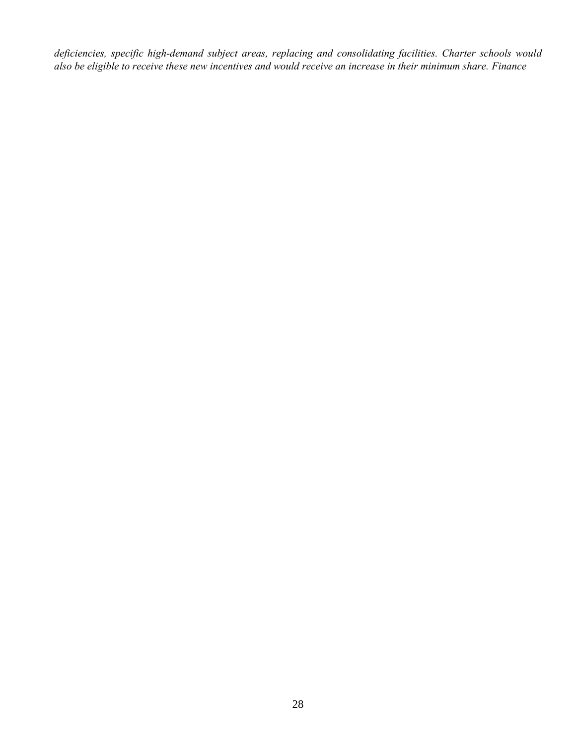*deficiencies, specific high-demand subject areas, replacing and consolidating facilities. Charter schools would also be eligible to receive these new incentives and would receive an increase in their minimum share. Finance*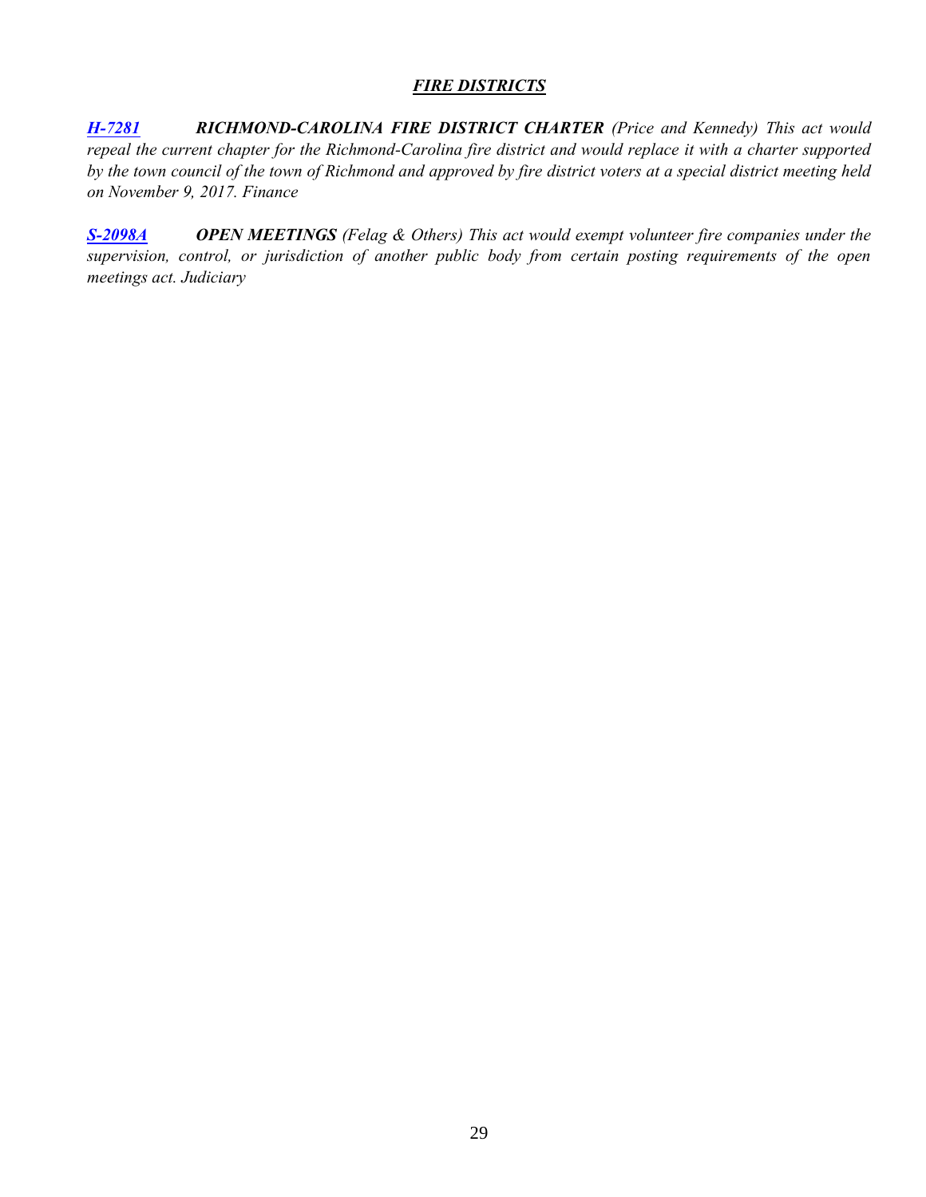## ***FIRE DISTRICTS***

***H-7281*** ***RICHMOND-CAROLINA FIRE DISTRICT CHARTER*** *(Price and Kennedy) This act would repeal the current chapter for the Richmond-Carolina fire district and would replace it with a charter supported by the town council of the town of Richmond and approved by fire district voters at a special district meeting held on November 9, 2017. Finance*

***S-2098A*** ***OPEN MEETINGS*** *(Felag & Others) This act would exempt volunteer fire companies under the supervision, control, or jurisdiction of another public body from certain posting requirements of the open meetings act. Judiciary*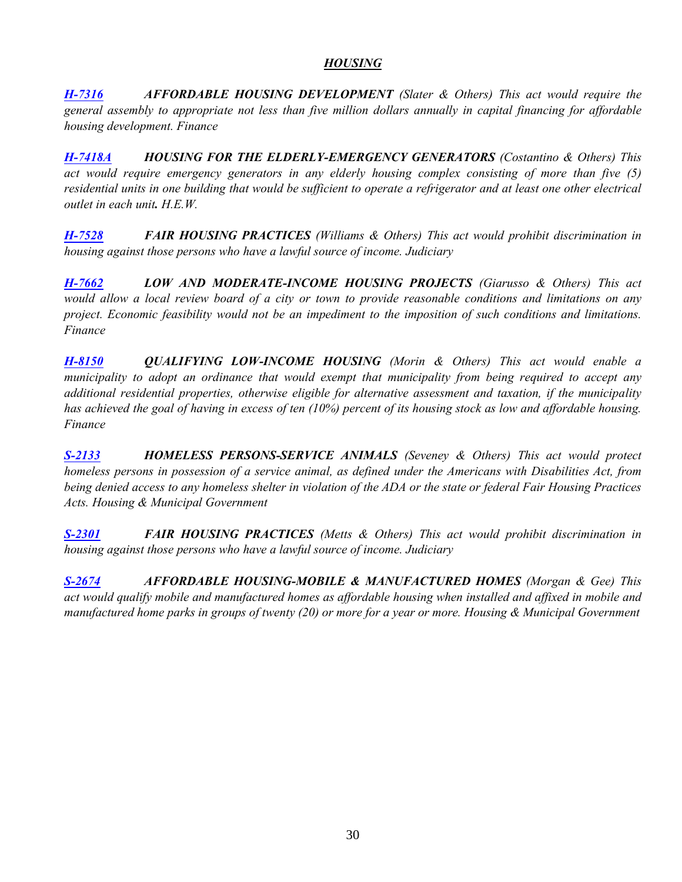## ***HOUSING***

***H-7316*** ***AFFORDABLE HOUSING DEVELOPMENT*** *(Slater & Others) This act would require the general assembly to appropriate not less than five million dollars annually in capital financing for affordable housing development. Finance*

***H-7418A*** ***HOUSING FOR THE ELDERLY-EMERGENCY GENERATORS*** *(Costantino & Others) This act would require emergency generators in any elderly housing complex consisting of more than five (5) residential units in one building that would be sufficient to operate a refrigerator and at least one other electrical outlet in each unit. H.E.W.*

***H-7528*** ***FAIR HOUSING PRACTICES*** *(Williams & Others) This act would prohibit discrimination in housing against those persons who have a lawful source of income. Judiciary*

***H-7662*** ***LOW AND MODERATE-INCOME HOUSING PROJECTS*** *(Giarusso & Others) This act would allow a local review board of a city or town to provide reasonable conditions and limitations on any project. Economic feasibility would not be an impediment to the imposition of such conditions and limitations. Finance*

***H-8150*** ***QUALIFYING LOW-INCOME HOUSING*** *(Morin & Others) This act would enable a municipality to adopt an ordinance that would exempt that municipality from being required to accept any additional residential properties, otherwise eligible for alternative assessment and taxation, if the municipality has achieved the goal of having in excess of ten (10%) percent of its housing stock as low and affordable housing. Finance*

***S-2133*** ***HOMELESS PERSONS-SERVICE ANIMALS*** *(Seveney & Others) This act would protect homeless persons in possession of a service animal, as defined under the Americans with Disabilities Act, from being denied access to any homeless shelter in violation of the ADA or the state or federal Fair Housing Practices Acts. Housing & Municipal Government*

***S-2301*** ***FAIR HOUSING PRACTICES*** *(Metts & Others) This act would prohibit discrimination in housing against those persons who have a lawful source of income. Judiciary*

***S-2674*** ***AFFORDABLE HOUSING-MOBILE & MANUFACTURED HOMES*** *(Morgan & Gee) This act would qualify mobile and manufactured homes as affordable housing when installed and affixed in mobile and manufactured home parks in groups of twenty (20) or more for a year or more. Housing & Municipal Government*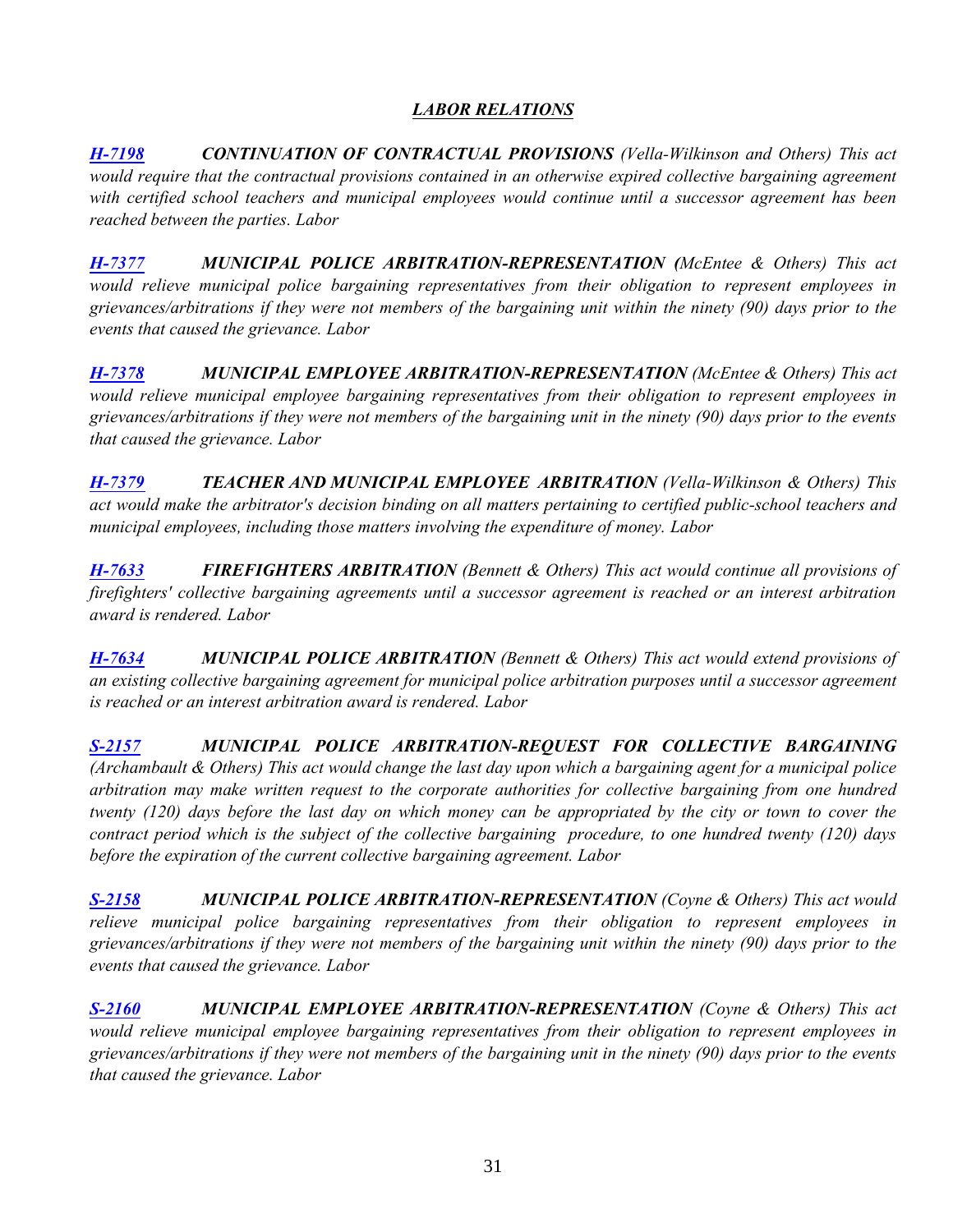## *LABOR RELATIONS*

***H-7198*** ***CONTINUATION OF CONTRACTUAL PROVISIONS*** *(Vella-Wilkinson and Others) This act would require that the contractual provisions contained in an otherwise expired collective bargaining agreement with certified school teachers and municipal employees would continue until a successor agreement has been reached between the parties. Labor*

***H-7377*** ***MUNICIPAL POLICE ARBITRATION-REPRESENTATION (****McEntee & Others) This act would relieve municipal police bargaining representatives from their obligation to represent employees in grievances/arbitrations if they were not members of the bargaining unit within the ninety (90) days prior to the events that caused the grievance. Labor*

***H-7378*** ***MUNICIPAL EMPLOYEE ARBITRATION-REPRESENTATION*** *(McEntee & Others) This act would relieve municipal employee bargaining representatives from their obligation to represent employees in grievances/arbitrations if they were not members of the bargaining unit in the ninety (90) days prior to the events that caused the grievance. Labor*

***H-7379*** ***TEACHER AND MUNICIPAL EMPLOYEE ARBITRATION*** *(Vella-Wilkinson & Others) This act would make the arbitrator's decision binding on all matters pertaining to certified public-school teachers and municipal employees, including those matters involving the expenditure of money. Labor*

***H-7633*** ***FIREFIGHTERS ARBITRATION*** *(Bennett & Others) This act would continue all provisions of firefighters' collective bargaining agreements until a successor agreement is reached or an interest arbitration award is rendered. Labor*

***H-7634*** ***MUNICIPAL POLICE ARBITRATION*** *(Bennett & Others) This act would extend provisions of an existing collective bargaining agreement for municipal police arbitration purposes until a successor agreement is reached or an interest arbitration award is rendered. Labor*

***S-2157*** ***MUNICIPAL POLICE ARBITRATION-REQUEST FOR COLLECTIVE BARGAINING*** *(Archambault & Others) This act would change the last day upon which a bargaining agent for a municipal police arbitration may make written request to the corporate authorities for collective bargaining from one hundred twenty (120) days before the last day on which money can be appropriated by the city or town to cover the contract period which is the subject of the collective bargaining procedure, to one hundred twenty (120) days before the expiration of the current collective bargaining agreement. Labor*

***S-2158*** ***MUNICIPAL POLICE ARBITRATION-REPRESENTATION*** *(Coyne & Others) This act would relieve municipal police bargaining representatives from their obligation to represent employees in grievances/arbitrations if they were not members of the bargaining unit within the ninety (90) days prior to the events that caused the grievance. Labor*

***S-2160*** ***MUNICIPAL EMPLOYEE ARBITRATION-REPRESENTATION*** *(Coyne & Others) This act would relieve municipal employee bargaining representatives from their obligation to represent employees in grievances/arbitrations if they were not members of the bargaining unit in the ninety (90) days prior to the events that caused the grievance. Labor*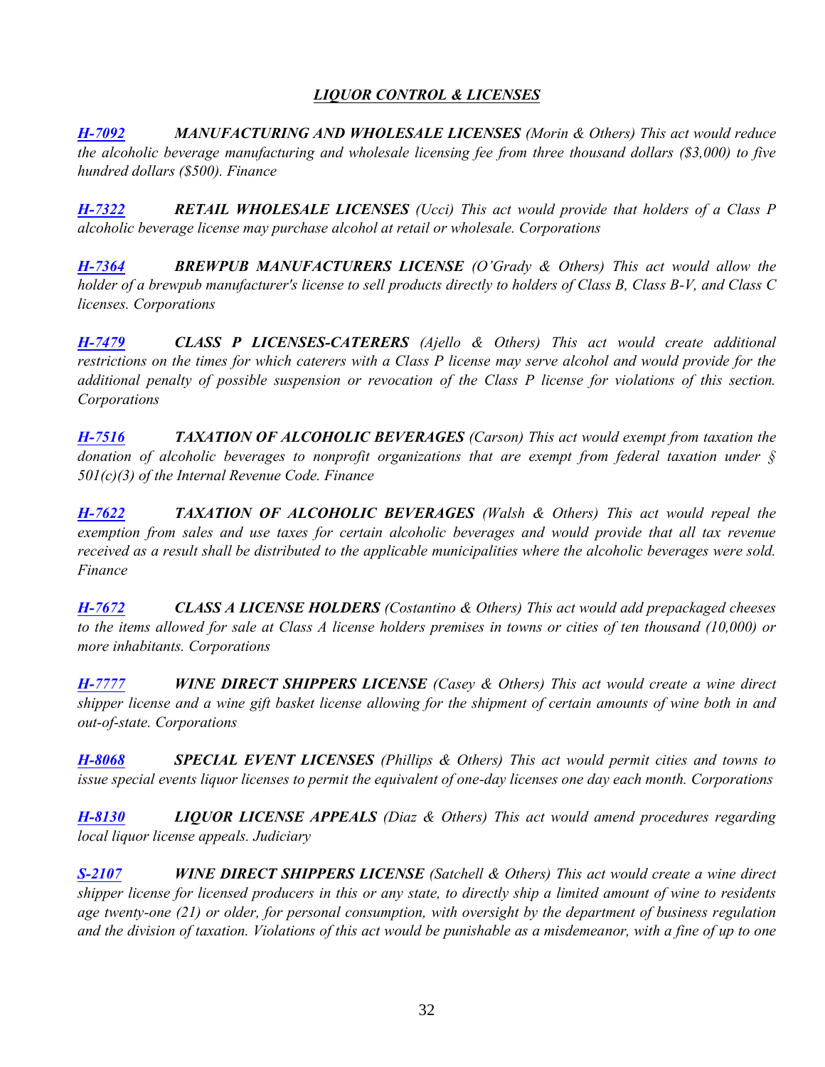## *LIQUOR CONTROL & LICENSES*

***H-7092*** ***MANUFACTURING AND WHOLESALE LICENSES*** *(Morin & Others) This act would reduce the alcoholic beverage manufacturing and wholesale licensing fee from three thousand dollars ($3,000) to five hundred dollars ($500). Finance*

***H-7322*** ***RETAIL WHOLESALE LICENSES*** *(Ucci) This act would provide that holders of a Class P alcoholic beverage license may purchase alcohol at retail or wholesale. Corporations*

***H-7364*** ***BREWPUB MANUFACTURERS LICENSE*** *(O'Grady & Others) This act would allow the holder of a brewpub manufacturer's license to sell products directly to holders of Class B, Class B-V, and Class C licenses. Corporations*

***H-7479*** ***CLASS P LICENSES-CATERERS*** *(Ajello & Others) This act would create additional restrictions on the times for which caterers with a Class P license may serve alcohol and would provide for the additional penalty of possible suspension or revocation of the Class P license for violations of this section. Corporations*

***H-7516*** ***TAXATION OF ALCOHOLIC BEVERAGES*** *(Carson) This act would exempt from taxation the donation of alcoholic beverages to nonprofit organizations that are exempt from federal taxation under § 501(c)(3) of the Internal Revenue Code. Finance*

***H-7622*** ***TAXATION OF ALCOHOLIC BEVERAGES*** *(Walsh & Others) This act would repeal the exemption from sales and use taxes for certain alcoholic beverages and would provide that all tax revenue received as a result shall be distributed to the applicable municipalities where the alcoholic beverages were sold. Finance*

***H-7672*** ***CLASS A LICENSE HOLDERS*** *(Costantino & Others) This act would add prepackaged cheeses to the items allowed for sale at Class A license holders premises in towns or cities of ten thousand (10,000) or more inhabitants. Corporations*

***H-7777*** ***WINE DIRECT SHIPPERS LICENSE*** *(Casey & Others) This act would create a wine direct shipper license and a wine gift basket license allowing for the shipment of certain amounts of wine both in and out-of-state. Corporations*

***H-8068*** ***SPECIAL EVENT LICENSES*** *(Phillips & Others) This act would permit cities and towns to issue special events liquor licenses to permit the equivalent of one-day licenses one day each month. Corporations*

***H-8130*** ***LIQUOR LICENSE APPEALS*** *(Diaz & Others) This act would amend procedures regarding local liquor license appeals. Judiciary*

***S-2107*** ***WINE DIRECT SHIPPERS LICENSE*** *(Satchell & Others) This act would create a wine direct shipper license for licensed producers in this or any state, to directly ship a limited amount of wine to residents age twenty-one (21) or older, for personal consumption, with oversight by the department of business regulation and the division of taxation. Violations of this act would be punishable as a misdemeanor, with a fine of up to one*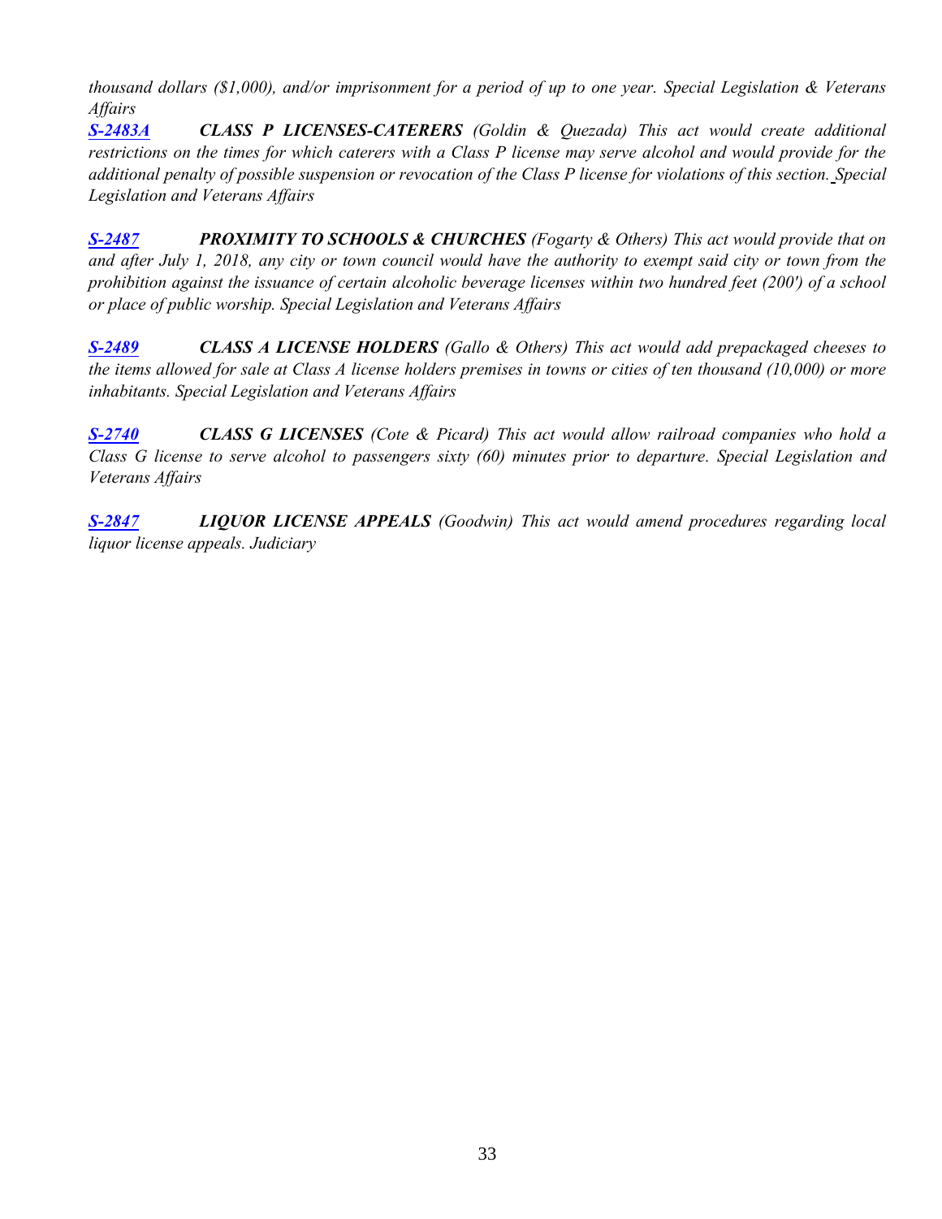*thousand dollars ($1,000), and/or imprisonment for a period of up to one year. Special Legislation & Veterans Affairs*

***S-2483A*** ***CLASS P LICENSES-CATERERS*** *(Goldin & Quezada) This act would create additional restrictions on the times for which caterers with a Class P license may serve alcohol and would provide for the additional penalty of possible suspension or revocation of the Class P license for violations of this section. Special Legislation and Veterans Affairs*

***S-2487*** ***PROXIMITY TO SCHOOLS & CHURCHES*** *(Fogarty & Others) This act would provide that on and after July 1, 2018, any city or town council would have the authority to exempt said city or town from the prohibition against the issuance of certain alcoholic beverage licenses within two hundred feet (200') of a school or place of public worship. Special Legislation and Veterans Affairs*

***S-2489*** ***CLASS A LICENSE HOLDERS*** *(Gallo & Others) This act would add prepackaged cheeses to the items allowed for sale at Class A license holders premises in towns or cities of ten thousand (10,000) or more inhabitants. Special Legislation and Veterans Affairs*

***S-2740*** ***CLASS G LICENSES*** *(Cote & Picard) This act would allow railroad companies who hold a Class G license to serve alcohol to passengers sixty (60) minutes prior to departure. Special Legislation and Veterans Affairs*

***S-2847*** ***LIQUOR LICENSE APPEALS*** *(Goodwin) This act would amend procedures regarding local liquor license appeals. Judiciary*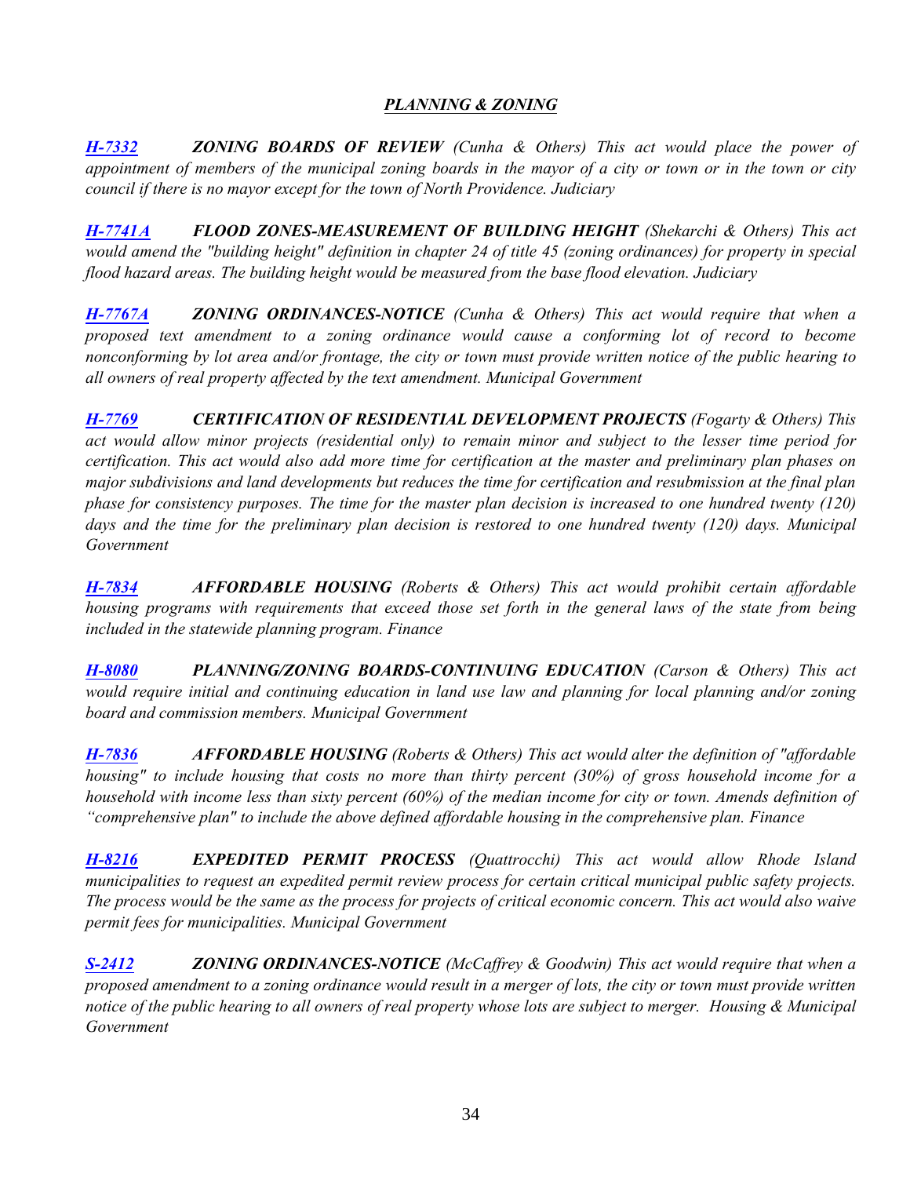## ***PLANNING & ZONING***

***H-7332*** ***ZONING BOARDS OF REVIEW*** *(Cunha & Others) This act would place the power of appointment of members of the municipal zoning boards in the mayor of a city or town or in the town or city council if there is no mayor except for the town of North Providence. Judiciary*

***H-7741A*** ***FLOOD ZONES-MEASUREMENT OF BUILDING HEIGHT*** *(Shekarchi & Others) This act would amend the "building height" definition in chapter 24 of title 45 (zoning ordinances) for property in special flood hazard areas. The building height would be measured from the base flood elevation. Judiciary*

***H-7767A*** ***ZONING ORDINANCES-NOTICE*** *(Cunha & Others) This act would require that when a proposed text amendment to a zoning ordinance would cause a conforming lot of record to become nonconforming by lot area and/or frontage, the city or town must provide written notice of the public hearing to all owners of real property affected by the text amendment. Municipal Government*

***H-7769*** ***CERTIFICATION OF RESIDENTIAL DEVELOPMENT PROJECTS*** *(Fogarty & Others) This act would allow minor projects (residential only) to remain minor and subject to the lesser time period for certification. This act would also add more time for certification at the master and preliminary plan phases on major subdivisions and land developments but reduces the time for certification and resubmission at the final plan phase for consistency purposes. The time for the master plan decision is increased to one hundred twenty (120) days and the time for the preliminary plan decision is restored to one hundred twenty (120) days. Municipal Government*

***H-7834*** ***AFFORDABLE HOUSING*** *(Roberts & Others) This act would prohibit certain affordable housing programs with requirements that exceed those set forth in the general laws of the state from being included in the statewide planning program. Finance*

***H-8080*** ***PLANNING/ZONING BOARDS-CONTINUING EDUCATION*** *(Carson & Others) This act would require initial and continuing education in land use law and planning for local planning and/or zoning board and commission members. Municipal Government*

***H-7836*** ***AFFORDABLE HOUSING*** *(Roberts & Others) This act would alter the definition of "affordable housing" to include housing that costs no more than thirty percent (30%) of gross household income for a household with income less than sixty percent (60%) of the median income for city or town. Amends definition of "comprehensive plan" to include the above defined affordable housing in the comprehensive plan. Finance*

***H-8216*** ***EXPEDITED PERMIT PROCESS*** *(Quattrocchi) This act would allow Rhode Island municipalities to request an expedited permit review process for certain critical municipal public safety projects. The process would be the same as the process for projects of critical economic concern. This act would also waive permit fees for municipalities. Municipal Government*

***S-2412*** ***ZONING ORDINANCES-NOTICE*** *(McCaffrey & Goodwin) This act would require that when a proposed amendment to a zoning ordinance would result in a merger of lots, the city or town must provide written notice of the public hearing to all owners of real property whose lots are subject to merger. Housing & Municipal Government*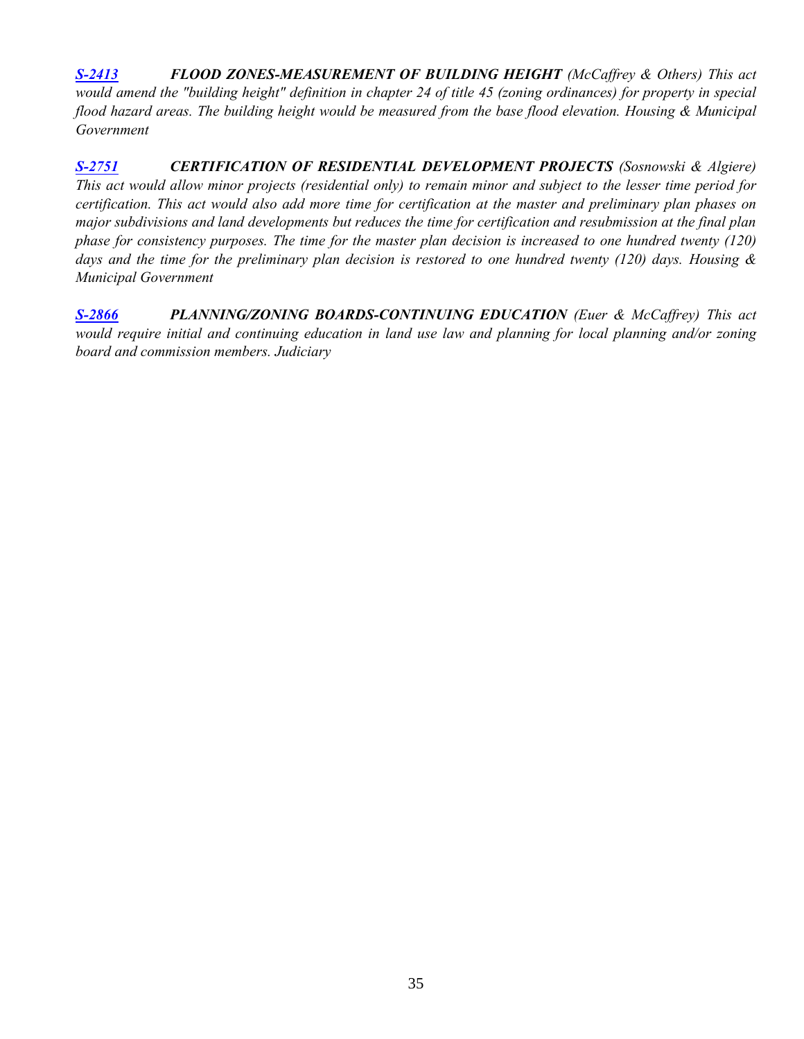***S-2413*** ***FLOOD ZONES-MEASUREMENT OF BUILDING HEIGHT*** *(McCaffrey & Others) This act would amend the "building height" definition in chapter 24 of title 45 (zoning ordinances) for property in special flood hazard areas. The building height would be measured from the base flood elevation. Housing & Municipal Government*

***S-2751*** ***CERTIFICATION OF RESIDENTIAL DEVELOPMENT PROJECTS*** *(Sosnowski & Algiere) This act would allow minor projects (residential only) to remain minor and subject to the lesser time period for certification. This act would also add more time for certification at the master and preliminary plan phases on major subdivisions and land developments but reduces the time for certification and resubmission at the final plan phase for consistency purposes. The time for the master plan decision is increased to one hundred twenty (120) days and the time for the preliminary plan decision is restored to one hundred twenty (120) days. Housing & Municipal Government*

***S-2866*** ***PLANNING/ZONING BOARDS-CONTINUING EDUCATION*** *(Euer & McCaffrey) This act would require initial and continuing education in land use law and planning for local planning and/or zoning board and commission members. Judiciary*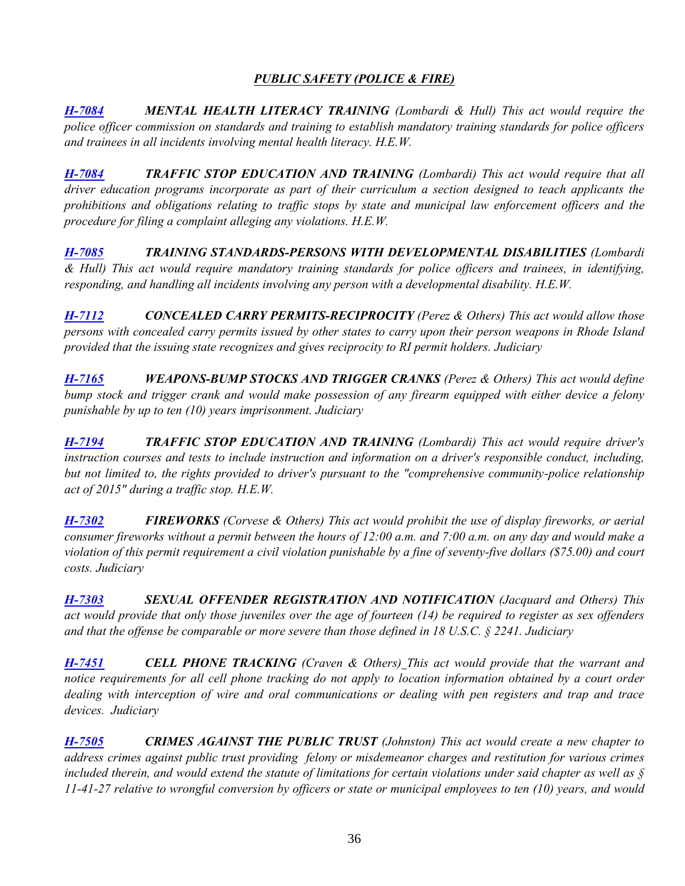## *PUBLIC SAFETY (POLICE & FIRE)*

***H-7084*** ***MENTAL HEALTH LITERACY TRAINING*** *(Lombardi & Hull) This act would require the police officer commission on standards and training to establish mandatory training standards for police officers and trainees in all incidents involving mental health literacy. H.E.W.*

***H-7084*** ***TRAFFIC STOP EDUCATION AND TRAINING*** *(Lombardi) This act would require that all driver education programs incorporate as part of their curriculum a section designed to teach applicants the prohibitions and obligations relating to traffic stops by state and municipal law enforcement officers and the procedure for filing a complaint alleging any violations. H.E.W.*

***H-7085*** ***TRAINING STANDARDS-PERSONS WITH DEVELOPMENTAL DISABILITIES*** *(Lombardi & Hull) This act would require mandatory training standards for police officers and trainees, in identifying, responding, and handling all incidents involving any person with a developmental disability. H.E.W.*

***H-7112*** ***CONCEALED CARRY PERMITS-RECIPROCITY*** *(Perez & Others) This act would allow those persons with concealed carry permits issued by other states to carry upon their person weapons in Rhode Island provided that the issuing state recognizes and gives reciprocity to RI permit holders. Judiciary*

***H-7165*** ***WEAPONS-BUMP STOCKS AND TRIGGER CRANKS*** *(Perez & Others) This act would define bump stock and trigger crank and would make possession of any firearm equipped with either device a felony punishable by up to ten (10) years imprisonment. Judiciary*

***H-7194*** ***TRAFFIC STOP EDUCATION AND TRAINING*** *(Lombardi) This act would require driver's instruction courses and tests to include instruction and information on a driver's responsible conduct, including, but not limited to, the rights provided to driver's pursuant to the "comprehensive community-police relationship act of 2015" during a traffic stop. H.E.W.*

***H-7302*** ***FIREWORKS*** *(Corvese & Others) This act would prohibit the use of display fireworks, or aerial consumer fireworks without a permit between the hours of 12:00 a.m. and 7:00 a.m. on any day and would make a violation of this permit requirement a civil violation punishable by a fine of seventy-five dollars ($75.00) and court costs. Judiciary*

***H-7303*** ***SEXUAL OFFENDER REGISTRATION AND NOTIFICATION*** *(Jacquard and Others) This act would provide that only those juveniles over the age of fourteen (14) be required to register as sex offenders and that the offense be comparable or more severe than those defined in 18 U.S.C. § 2241. Judiciary*

***H-7451*** ***CELL PHONE TRACKING*** *(Craven & Others) This act would provide that the warrant and notice requirements for all cell phone tracking do not apply to location information obtained by a court order dealing with interception of wire and oral communications or dealing with pen registers and trap and trace devices. Judiciary*

***H-7505*** ***CRIMES AGAINST THE PUBLIC TRUST*** *(Johnston) This act would create a new chapter to address crimes against public trust providing felony or misdemeanor charges and restitution for various crimes included therein, and would extend the statute of limitations for certain violations under said chapter as well as § 11-41-27 relative to wrongful conversion by officers or state or municipal employees to ten (10) years, and would*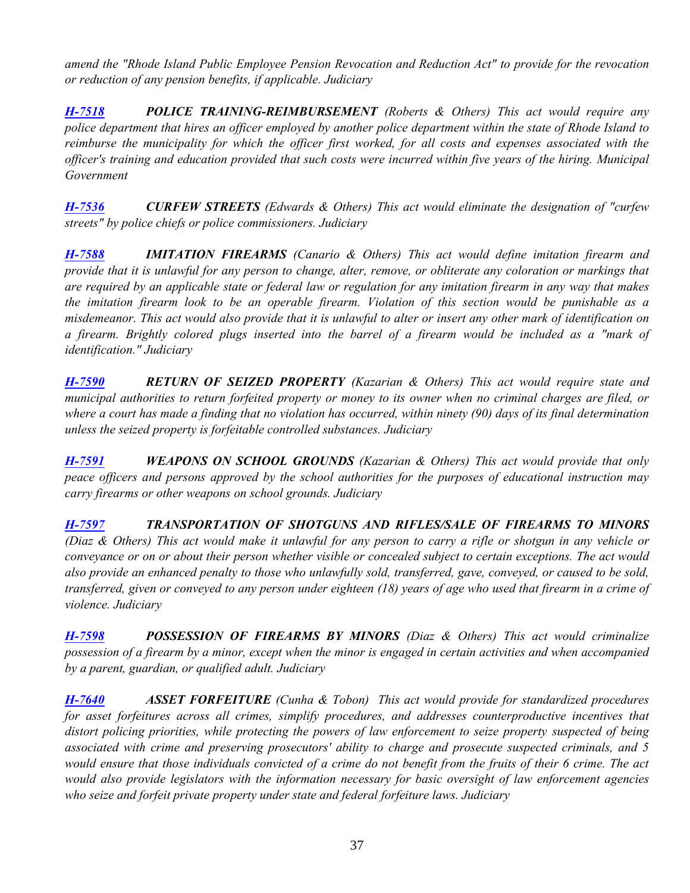*amend the "Rhode Island Public Employee Pension Revocation and Reduction Act" to provide for the revocation or reduction of any pension benefits, if applicable. Judiciary*

***H-7518*** ***POLICE TRAINING-REIMBURSEMENT*** *(Roberts & Others) This act would require any police department that hires an officer employed by another police department within the state of Rhode Island to reimburse the municipality for which the officer first worked, for all costs and expenses associated with the officer's training and education provided that such costs were incurred within five years of the hiring. Municipal Government*

***H-7536*** ***CURFEW STREETS*** *(Edwards & Others) This act would eliminate the designation of "curfew streets" by police chiefs or police commissioners. Judiciary*

***H-7588*** ***IMITATION FIREARMS*** *(Canario & Others) This act would define imitation firearm and provide that it is unlawful for any person to change, alter, remove, or obliterate any coloration or markings that are required by an applicable state or federal law or regulation for any imitation firearm in any way that makes the imitation firearm look to be an operable firearm. Violation of this section would be punishable as a misdemeanor. This act would also provide that it is unlawful to alter or insert any other mark of identification on a firearm. Brightly colored plugs inserted into the barrel of a firearm would be included as a "mark of identification." Judiciary*

***H-7590*** ***RETURN OF SEIZED PROPERTY*** *(Kazarian & Others) This act would require state and municipal authorities to return forfeited property or money to its owner when no criminal charges are filed, or where a court has made a finding that no violation has occurred, within ninety (90) days of its final determination unless the seized property is forfeitable controlled substances. Judiciary*

***H-7591*** ***WEAPONS ON SCHOOL GROUNDS*** *(Kazarian & Others) This act would provide that only peace officers and persons approved by the school authorities for the purposes of educational instruction may carry firearms or other weapons on school grounds. Judiciary*

***H-7597*** ***TRANSPORTATION OF SHOTGUNS AND RIFLES/SALE OF FIREARMS TO MINORS*** *(Diaz & Others) This act would make it unlawful for any person to carry a rifle or shotgun in any vehicle or conveyance or on or about their person whether visible or concealed subject to certain exceptions. The act would also provide an enhanced penalty to those who unlawfully sold, transferred, gave, conveyed, or caused to be sold, transferred, given or conveyed to any person under eighteen (18) years of age who used that firearm in a crime of violence. Judiciary*

***H-7598*** ***POSSESSION OF FIREARMS BY MINORS*** *(Diaz & Others) This act would criminalize possession of a firearm by a minor, except when the minor is engaged in certain activities and when accompanied by a parent, guardian, or qualified adult. Judiciary*

***H-7640*** ***ASSET FORFEITURE*** *(Cunha & Tobon) This act would provide for standardized procedures for asset forfeitures across all crimes, simplify procedures, and addresses counterproductive incentives that distort policing priorities, while protecting the powers of law enforcement to seize property suspected of being associated with crime and preserving prosecutors' ability to charge and prosecute suspected criminals, and 5 would ensure that those individuals convicted of a crime do not benefit from the fruits of their 6 crime. The act would also provide legislators with the information necessary for basic oversight of law enforcement agencies who seize and forfeit private property under state and federal forfeiture laws. Judiciary*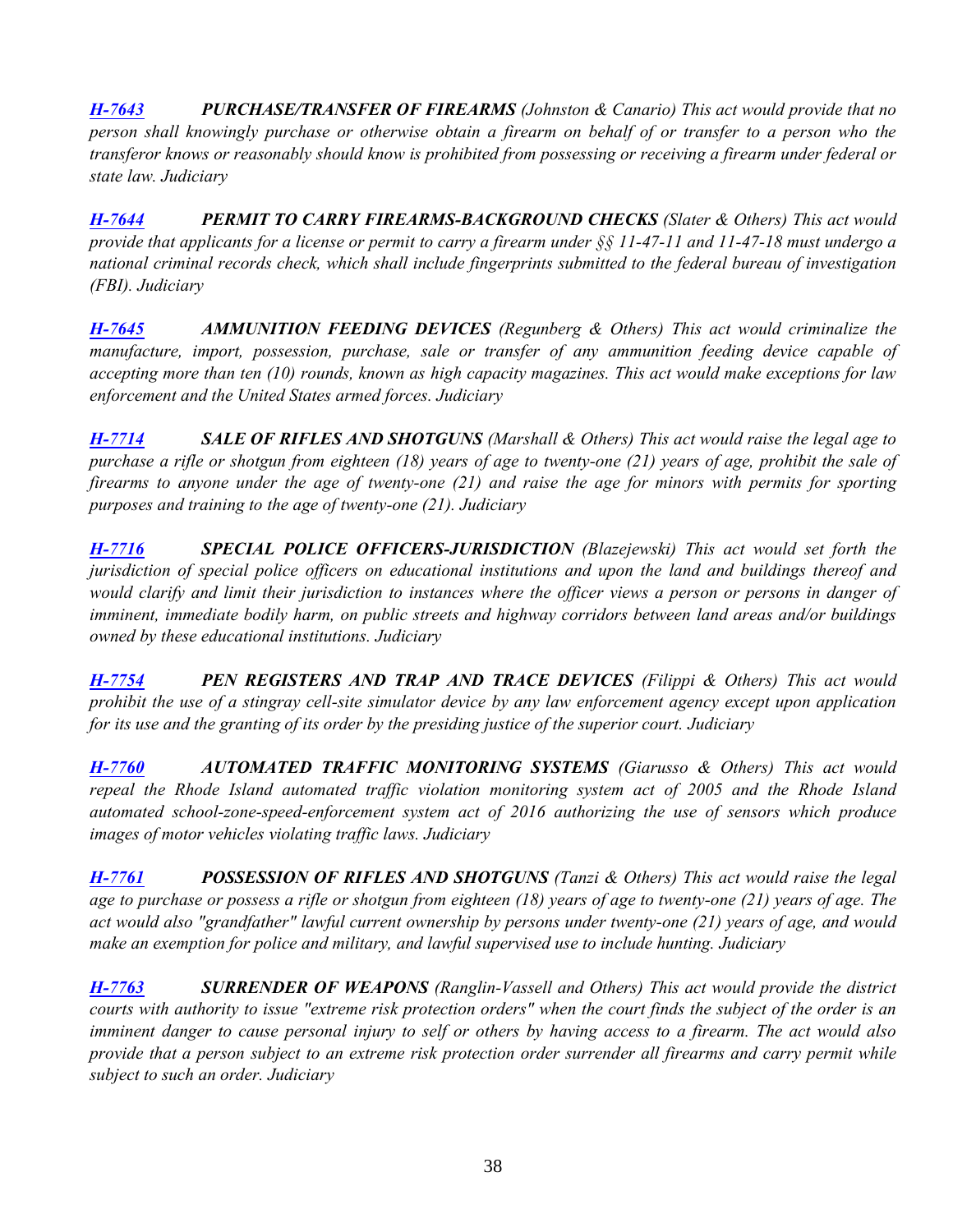***H-7643*** ***PURCHASE/TRANSFER OF FIREARMS*** *(Johnston & Canario) This act would provide that no person shall knowingly purchase or otherwise obtain a firearm on behalf of or transfer to a person who the transferor knows or reasonably should know is prohibited from possessing or receiving a firearm under federal or state law. Judiciary*

***H-7644*** ***PERMIT TO CARRY FIREARMS-BACKGROUND CHECKS*** *(Slater & Others) This act would provide that applicants for a license or permit to carry a firearm under §§ 11-47-11 and 11-47-18 must undergo a national criminal records check, which shall include fingerprints submitted to the federal bureau of investigation (FBI). Judiciary*

***H-7645*** ***AMMUNITION FEEDING DEVICES*** *(Regunberg & Others) This act would criminalize the manufacture, import, possession, purchase, sale or transfer of any ammunition feeding device capable of accepting more than ten (10) rounds, known as high capacity magazines. This act would make exceptions for law enforcement and the United States armed forces. Judiciary*

***H-7714*** ***SALE OF RIFLES AND SHOTGUNS*** *(Marshall & Others) This act would raise the legal age to purchase a rifle or shotgun from eighteen (18) years of age to twenty-one (21) years of age, prohibit the sale of firearms to anyone under the age of twenty-one (21) and raise the age for minors with permits for sporting purposes and training to the age of twenty-one (21). Judiciary*

***H-7716*** ***SPECIAL POLICE OFFICERS-JURISDICTION*** *(Blazejewski) This act would set forth the jurisdiction of special police officers on educational institutions and upon the land and buildings thereof and would clarify and limit their jurisdiction to instances where the officer views a person or persons in danger of imminent, immediate bodily harm, on public streets and highway corridors between land areas and/or buildings owned by these educational institutions. Judiciary*

***H-7754*** ***PEN REGISTERS AND TRAP AND TRACE DEVICES*** *(Filippi & Others) This act would prohibit the use of a stingray cell-site simulator device by any law enforcement agency except upon application for its use and the granting of its order by the presiding justice of the superior court. Judiciary*

***H-7760*** ***AUTOMATED TRAFFIC MONITORING SYSTEMS*** *(Giarusso & Others) This act would repeal the Rhode Island automated traffic violation monitoring system act of 2005 and the Rhode Island automated school-zone-speed-enforcement system act of 2016 authorizing the use of sensors which produce images of motor vehicles violating traffic laws. Judiciary*

***H-7761*** ***POSSESSION OF RIFLES AND SHOTGUNS*** *(Tanzi & Others) This act would raise the legal age to purchase or possess a rifle or shotgun from eighteen (18) years of age to twenty-one (21) years of age. The act would also "grandfather" lawful current ownership by persons under twenty-one (21) years of age, and would make an exemption for police and military, and lawful supervised use to include hunting. Judiciary*

***H-7763*** ***SURRENDER OF WEAPONS*** *(Ranglin-Vassell and Others) This act would provide the district courts with authority to issue "extreme risk protection orders" when the court finds the subject of the order is an imminent danger to cause personal injury to self or others by having access to a firearm. The act would also provide that a person subject to an extreme risk protection order surrender all firearms and carry permit while subject to such an order. Judiciary*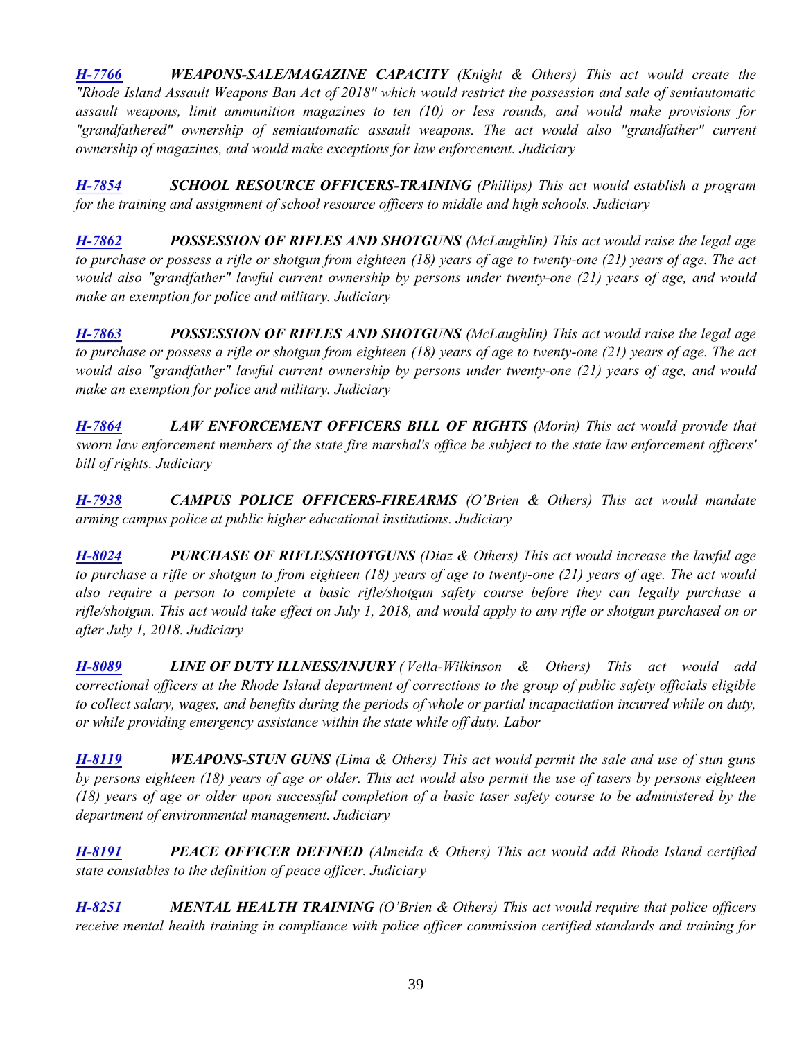***H-7766*** ***WEAPONS-SALE/MAGAZINE CAPACITY*** *(Knight & Others) This act would create the "Rhode Island Assault Weapons Ban Act of 2018" which would restrict the possession and sale of semiautomatic assault weapons, limit ammunition magazines to ten (10) or less rounds, and would make provisions for "grandfathered" ownership of semiautomatic assault weapons. The act would also "grandfather" current ownership of magazines, and would make exceptions for law enforcement. Judiciary*

***H-7854*** ***SCHOOL RESOURCE OFFICERS-TRAINING*** *(Phillips) This act would establish a program for the training and assignment of school resource officers to middle and high schools. Judiciary*

***H-7862*** ***POSSESSION OF RIFLES AND SHOTGUNS*** *(McLaughlin) This act would raise the legal age to purchase or possess a rifle or shotgun from eighteen (18) years of age to twenty-one (21) years of age. The act would also "grandfather" lawful current ownership by persons under twenty-one (21) years of age, and would make an exemption for police and military. Judiciary*

***H-7863*** ***POSSESSION OF RIFLES AND SHOTGUNS*** *(McLaughlin) This act would raise the legal age to purchase or possess a rifle or shotgun from eighteen (18) years of age to twenty-one (21) years of age. The act would also "grandfather" lawful current ownership by persons under twenty-one (21) years of age, and would make an exemption for police and military. Judiciary*

***H-7864*** ***LAW ENFORCEMENT OFFICERS BILL OF RIGHTS*** *(Morin) This act would provide that sworn law enforcement members of the state fire marshal's office be subject to the state law enforcement officers' bill of rights. Judiciary*

***H-7938*** ***CAMPUS POLICE OFFICERS-FIREARMS*** *(O'Brien & Others) This act would mandate arming campus police at public higher educational institutions. Judiciary*

***H-8024*** ***PURCHASE OF RIFLES/SHOTGUNS*** *(Diaz & Others) This act would increase the lawful age to purchase a rifle or shotgun to from eighteen (18) years of age to twenty-one (21) years of age. The act would also require a person to complete a basic rifle/shotgun safety course before they can legally purchase a rifle/shotgun. This act would take effect on July 1, 2018, and would apply to any rifle or shotgun purchased on or after July 1, 2018. Judiciary*

***H-8089*** ***LINE OF DUTY ILLNESS/INJURY*** *(Vella-Wilkinson & Others) This act would add correctional officers at the Rhode Island department of corrections to the group of public safety officials eligible to collect salary, wages, and benefits during the periods of whole or partial incapacitation incurred while on duty, or while providing emergency assistance within the state while off duty. Labor*

***H-8119*** ***WEAPONS-STUN GUNS*** *(Lima & Others) This act would permit the sale and use of stun guns by persons eighteen (18) years of age or older. This act would also permit the use of tasers by persons eighteen (18) years of age or older upon successful completion of a basic taser safety course to be administered by the department of environmental management. Judiciary*

***H-8191*** ***PEACE OFFICER DEFINED*** *(Almeida & Others) This act would add Rhode Island certified state constables to the definition of peace officer. Judiciary*

***H-8251*** ***MENTAL HEALTH TRAINING*** *(O'Brien & Others) This act would require that police officers receive mental health training in compliance with police officer commission certified standards and training for*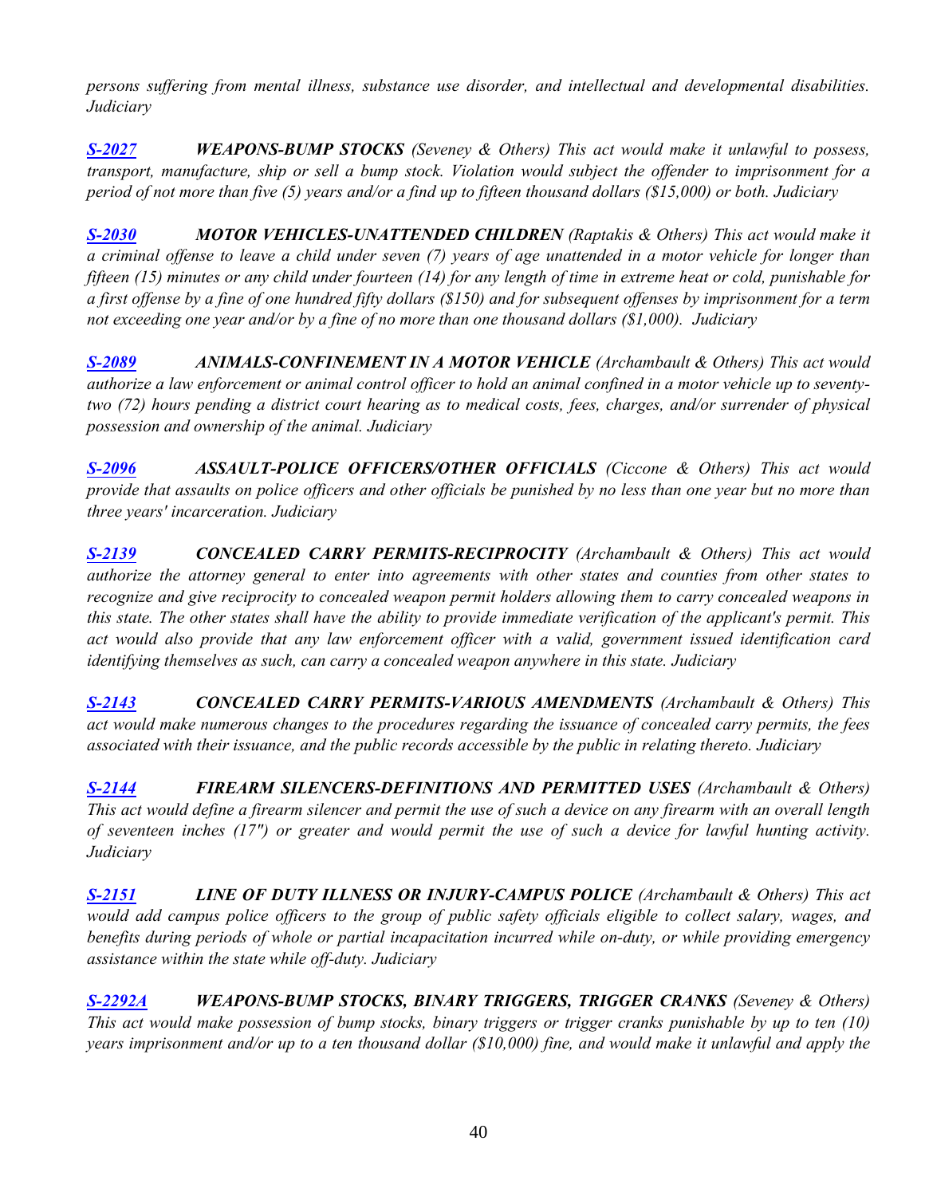*persons suffering from mental illness, substance use disorder, and intellectual and developmental disabilities. Judiciary*

***S-2027*** ***WEAPONS-BUMP STOCKS*** *(Seveney & Others) This act would make it unlawful to possess, transport, manufacture, ship or sell a bump stock. Violation would subject the offender to imprisonment for a period of not more than five (5) years and/or a find up to fifteen thousand dollars ($15,000) or both. Judiciary*

***S-2030*** ***MOTOR VEHICLES-UNATTENDED CHILDREN*** *(Raptakis & Others) This act would make it a criminal offense to leave a child under seven (7) years of age unattended in a motor vehicle for longer than fifteen (15) minutes or any child under fourteen (14) for any length of time in extreme heat or cold, punishable for a first offense by a fine of one hundred fifty dollars ($150) and for subsequent offenses by imprisonment for a term not exceeding one year and/or by a fine of no more than one thousand dollars ($1,000). Judiciary*

***S-2089*** ***ANIMALS-CONFINEMENT IN A MOTOR VEHICLE*** *(Archambault & Others) This act would authorize a law enforcement or animal control officer to hold an animal confined in a motor vehicle up to seventy-two (72) hours pending a district court hearing as to medical costs, fees, charges, and/or surrender of physical possession and ownership of the animal. Judiciary*

***S-2096*** ***ASSAULT-POLICE OFFICERS/OTHER OFFICIALS*** *(Ciccone & Others) This act would provide that assaults on police officers and other officials be punished by no less than one year but no more than three years' incarceration. Judiciary*

***S-2139*** ***CONCEALED CARRY PERMITS-RECIPROCITY*** *(Archambault & Others) This act would authorize the attorney general to enter into agreements with other states and counties from other states to recognize and give reciprocity to concealed weapon permit holders allowing them to carry concealed weapons in this state. The other states shall have the ability to provide immediate verification of the applicant's permit. This act would also provide that any law enforcement officer with a valid, government issued identification card identifying themselves as such, can carry a concealed weapon anywhere in this state. Judiciary*

***S-2143*** ***CONCEALED CARRY PERMITS-VARIOUS AMENDMENTS*** *(Archambault & Others) This act would make numerous changes to the procedures regarding the issuance of concealed carry permits, the fees associated with their issuance, and the public records accessible by the public in relating thereto. Judiciary*

***S-2144*** ***FIREARM SILENCERS-DEFINITIONS AND PERMITTED USES*** *(Archambault & Others) This act would define a firearm silencer and permit the use of such a device on any firearm with an overall length of seventeen inches (17") or greater and would permit the use of such a device for lawful hunting activity. Judiciary*

***S-2151*** ***LINE OF DUTY ILLNESS OR INJURY-CAMPUS POLICE*** *(Archambault & Others) This act would add campus police officers to the group of public safety officials eligible to collect salary, wages, and benefits during periods of whole or partial incapacitation incurred while on-duty, or while providing emergency assistance within the state while off-duty. Judiciary*

***S-2292A*** ***WEAPONS-BUMP STOCKS, BINARY TRIGGERS, TRIGGER CRANKS*** *(Seveney & Others) This act would make possession of bump stocks, binary triggers or trigger cranks punishable by up to ten (10) years imprisonment and/or up to a ten thousand dollar ($10,000) fine, and would make it unlawful and apply the*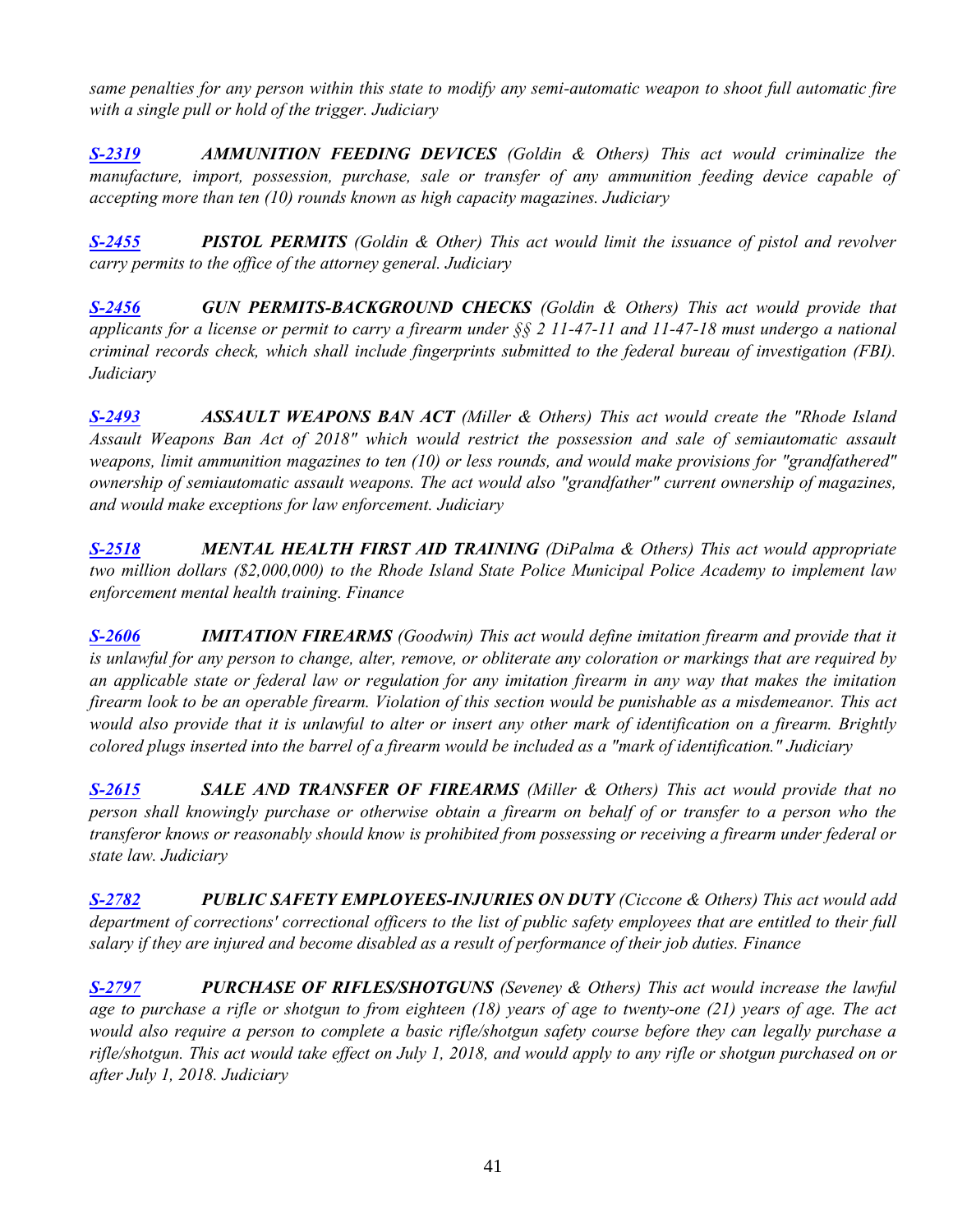*same penalties for any person within this state to modify any semi-automatic weapon to shoot full automatic fire with a single pull or hold of the trigger. Judiciary*

***S-2319*** ***AMMUNITION FEEDING DEVICES*** *(Goldin & Others) This act would criminalize the manufacture, import, possession, purchase, sale or transfer of any ammunition feeding device capable of accepting more than ten (10) rounds known as high capacity magazines. Judiciary*

***S-2455*** ***PISTOL PERMITS*** *(Goldin & Other) This act would limit the issuance of pistol and revolver carry permits to the office of the attorney general. Judiciary*

***S-2456*** ***GUN PERMITS-BACKGROUND CHECKS*** *(Goldin & Others) This act would provide that applicants for a license or permit to carry a firearm under §§ 2 11-47-11 and 11-47-18 must undergo a national criminal records check, which shall include fingerprints submitted to the federal bureau of investigation (FBI). Judiciary*

***S-2493*** ***ASSAULT WEAPONS BAN ACT*** *(Miller & Others) This act would create the "Rhode Island Assault Weapons Ban Act of 2018" which would restrict the possession and sale of semiautomatic assault weapons, limit ammunition magazines to ten (10) or less rounds, and would make provisions for "grandfathered" ownership of semiautomatic assault weapons. The act would also "grandfather" current ownership of magazines, and would make exceptions for law enforcement. Judiciary*

***S-2518*** ***MENTAL HEALTH FIRST AID TRAINING*** *(DiPalma & Others) This act would appropriate two million dollars ($2,000,000) to the Rhode Island State Police Municipal Police Academy to implement law enforcement mental health training. Finance*

***S-2606*** ***IMITATION FIREARMS*** *(Goodwin) This act would define imitation firearm and provide that it is unlawful for any person to change, alter, remove, or obliterate any coloration or markings that are required by an applicable state or federal law or regulation for any imitation firearm in any way that makes the imitation firearm look to be an operable firearm. Violation of this section would be punishable as a misdemeanor. This act would also provide that it is unlawful to alter or insert any other mark of identification on a firearm. Brightly colored plugs inserted into the barrel of a firearm would be included as a "mark of identification." Judiciary*

***S-2615*** ***SALE AND TRANSFER OF FIREARMS*** *(Miller & Others) This act would provide that no person shall knowingly purchase or otherwise obtain a firearm on behalf of or transfer to a person who the transferor knows or reasonably should know is prohibited from possessing or receiving a firearm under federal or state law. Judiciary*

***S-2782*** ***PUBLIC SAFETY EMPLOYEES-INJURIES ON DUTY*** *(Ciccone & Others) This act would add department of corrections' correctional officers to the list of public safety employees that are entitled to their full salary if they are injured and become disabled as a result of performance of their job duties. Finance*

***S-2797*** ***PURCHASE OF RIFLES/SHOTGUNS*** *(Seveney & Others) This act would increase the lawful age to purchase a rifle or shotgun to from eighteen (18) years of age to twenty-one (21) years of age. The act would also require a person to complete a basic rifle/shotgun safety course before they can legally purchase a rifle/shotgun. This act would take effect on July 1, 2018, and would apply to any rifle or shotgun purchased on or after July 1, 2018. Judiciary*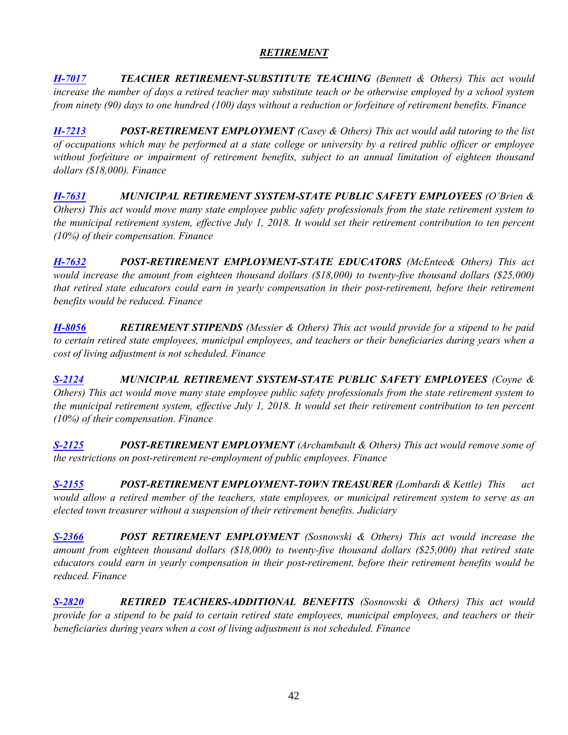## *RETIREMENT*

***H-7017*** ***TEACHER RETIREMENT-SUBSTITUTE TEACHING*** *(Bennett & Others) This act would increase the number of days a retired teacher may substitute teach or be otherwise employed by a school system from ninety (90) days to one hundred (100) days without a reduction or forfeiture of retirement benefits. Finance*

***H-7213*** ***POST-RETIREMENT EMPLOYMENT*** *(Casey & Others) This act would add tutoring to the list of occupations which may be performed at a state college or university by a retired public officer or employee without forfeiture or impairment of retirement benefits, subject to an annual limitation of eighteen thousand dollars ($18,000). Finance*

***H-7631*** ***MUNICIPAL RETIREMENT SYSTEM-STATE PUBLIC SAFETY EMPLOYEES*** *(O'Brien & Others) This act would move many state employee public safety professionals from the state retirement system to the municipal retirement system, effective July 1, 2018. It would set their retirement contribution to ten percent (10%) of their compensation. Finance*

***H-7632*** ***POST-RETIREMENT EMPLOYMENT-STATE EDUCATORS*** *(McEntee& Others) This act would increase the amount from eighteen thousand dollars ($18,000) to twenty-five thousand dollars ($25,000) that retired state educators could earn in yearly compensation in their post-retirement, before their retirement benefits would be reduced. Finance*

***H-8056*** ***RETIREMENT STIPENDS*** *(Messier & Others) This act would provide for a stipend to be paid to certain retired state employees, municipal employees, and teachers or their beneficiaries during years when a cost of living adjustment is not scheduled. Finance*

***S-2124*** ***MUNICIPAL RETIREMENT SYSTEM-STATE PUBLIC SAFETY EMPLOYEES*** *(Coyne & Others) This act would move many state employee public safety professionals from the state retirement system to the municipal retirement system, effective July 1, 2018. It would set their retirement contribution to ten percent (10%) of their compensation. Finance*

***S-2125*** ***POST-RETIREMENT EMPLOYMENT*** *(Archambault & Others) This act would remove some of the restrictions on post-retirement re-employment of public employees. Finance*

***S-2155*** ***POST-RETIREMENT EMPLOYMENT-TOWN TREASURER*** *(Lombardi & Kettle) This act would allow a retired member of the teachers, state employees, or municipal retirement system to serve as an elected town treasurer without a suspension of their retirement benefits. Judiciary*

***S-2366*** ***POST RETIREMENT EMPLOYMENT*** *(Sosnowski & Others) This act would increase the amount from eighteen thousand dollars ($18,000) to twenty-five thousand dollars ($25,000) that retired state educators could earn in yearly compensation in their post-retirement, before their retirement benefits would be reduced. Finance*

***S-2820*** ***RETIRED TEACHERS-ADDITIONAL BENEFITS*** *(Sosnowski & Others) This act would provide for a stipend to be paid to certain retired state employees, municipal employees, and teachers or their beneficiaries during years when a cost of living adjustment is not scheduled. Finance*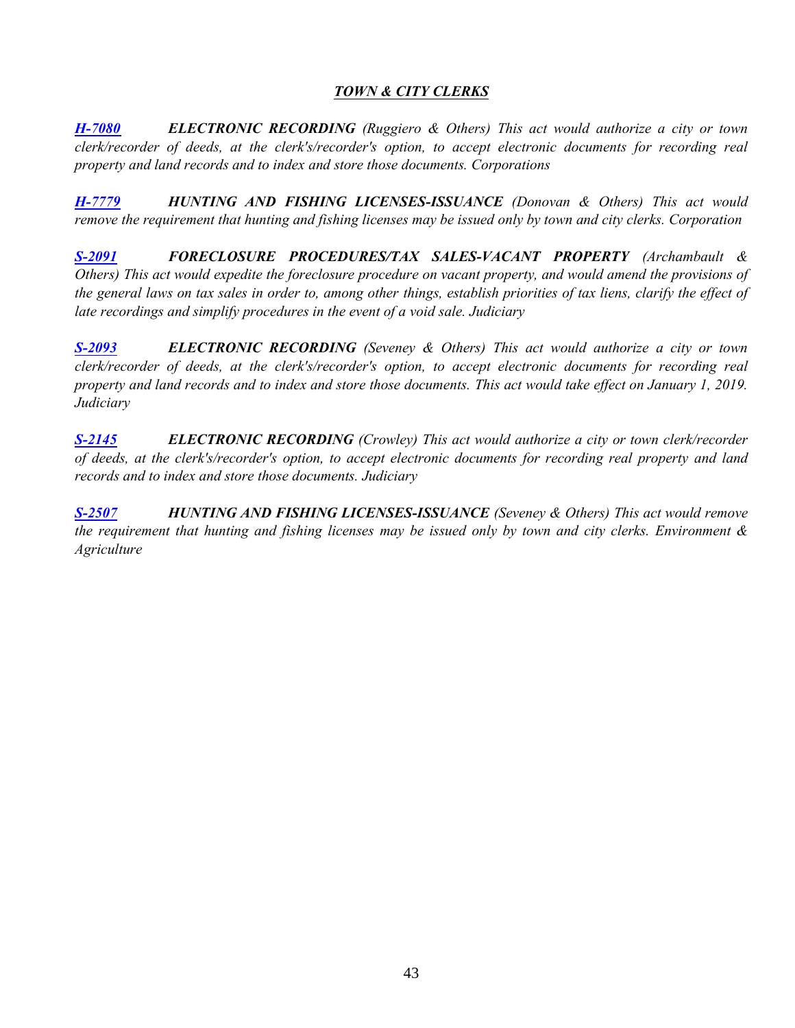## *TOWN & CITY CLERKS*

***H-7080*** ***ELECTRONIC RECORDING*** *(Ruggiero & Others) This act would authorize a city or town clerk/recorder of deeds, at the clerk's/recorder's option, to accept electronic documents for recording real property and land records and to index and store those documents. Corporations*

***H-7779*** ***HUNTING AND FISHING LICENSES-ISSUANCE*** *(Donovan & Others) This act would remove the requirement that hunting and fishing licenses may be issued only by town and city clerks. Corporation*

***S-2091*** ***FORECLOSURE PROCEDURES/TAX SALES-VACANT PROPERTY*** *(Archambault & Others) This act would expedite the foreclosure procedure on vacant property, and would amend the provisions of the general laws on tax sales in order to, among other things, establish priorities of tax liens, clarify the effect of late recordings and simplify procedures in the event of a void sale. Judiciary*

***S-2093*** ***ELECTRONIC RECORDING*** *(Seveney & Others) This act would authorize a city or town clerk/recorder of deeds, at the clerk's/recorder's option, to accept electronic documents for recording real property and land records and to index and store those documents. This act would take effect on January 1, 2019. Judiciary*

***S-2145*** ***ELECTRONIC RECORDING*** *(Crowley) This act would authorize a city or town clerk/recorder of deeds, at the clerk's/recorder's option, to accept electronic documents for recording real property and land records and to index and store those documents. Judiciary*

***S-2507*** ***HUNTING AND FISHING LICENSES-ISSUANCE*** *(Seveney & Others) This act would remove the requirement that hunting and fishing licenses may be issued only by town and city clerks. Environment & Agriculture*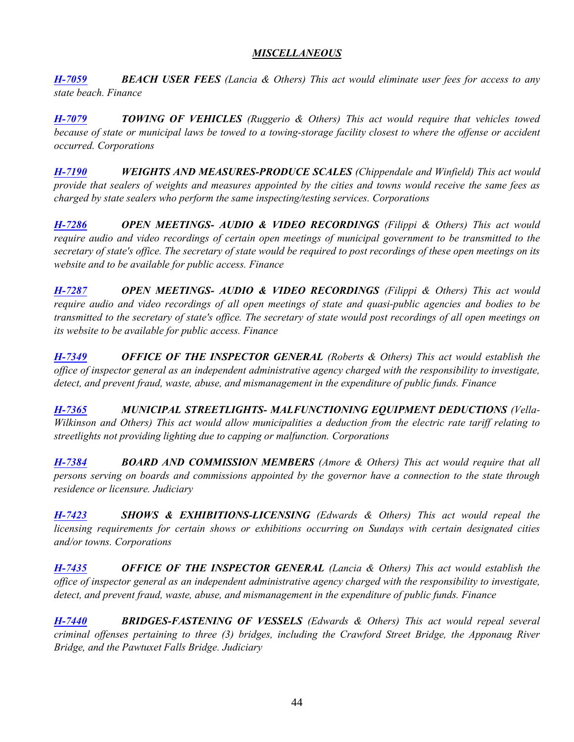## *MISCELLANEOUS*

***H-7059*** ***BEACH USER FEES*** *(Lancia & Others) This act would eliminate user fees for access to any state beach. Finance*

***H-7079*** ***TOWING OF VEHICLES*** *(Ruggerio & Others) This act would require that vehicles towed because of state or municipal laws be towed to a towing-storage facility closest to where the offense or accident occurred. Corporations*

***H-7190*** ***WEIGHTS AND MEASURES-PRODUCE SCALES*** *(Chippendale and Winfield) This act would provide that sealers of weights and measures appointed by the cities and towns would receive the same fees as charged by state sealers who perform the same inspecting/testing services. Corporations*

***H-7286*** ***OPEN MEETINGS- AUDIO & VIDEO RECORDINGS*** *(Filippi & Others) This act would require audio and video recordings of certain open meetings of municipal government to be transmitted to the secretary of state's office. The secretary of state would be required to post recordings of these open meetings on its website and to be available for public access. Finance*

***H-7287*** ***OPEN MEETINGS- AUDIO & VIDEO RECORDINGS*** *(Filippi & Others) This act would require audio and video recordings of all open meetings of state and quasi-public agencies and bodies to be transmitted to the secretary of state's office. The secretary of state would post recordings of all open meetings on its website to be available for public access. Finance*

***H-7349*** ***OFFICE OF THE INSPECTOR GENERAL*** *(Roberts & Others) This act would establish the office of inspector general as an independent administrative agency charged with the responsibility to investigate, detect, and prevent fraud, waste, abuse, and mismanagement in the expenditure of public funds. Finance*

***H-7365*** ***MUNICIPAL STREETLIGHTS- MALFUNCTIONING EQUIPMENT DEDUCTIONS*** *(Vella-Wilkinson and Others) This act would allow municipalities a deduction from the electric rate tariff relating to streetlights not providing lighting due to capping or malfunction. Corporations*

***H-7384*** ***BOARD AND COMMISSION MEMBERS*** *(Amore & Others) This act would require that all persons serving on boards and commissions appointed by the governor have a connection to the state through residence or licensure. Judiciary*

***H-7423*** ***SHOWS & EXHIBITIONS-LICENSING*** *(Edwards & Others) This act would repeal the licensing requirements for certain shows or exhibitions occurring on Sundays with certain designated cities and/or towns. Corporations*

***H-7435*** ***OFFICE OF THE INSPECTOR GENERAL*** *(Lancia & Others) This act would establish the office of inspector general as an independent administrative agency charged with the responsibility to investigate, detect, and prevent fraud, waste, abuse, and mismanagement in the expenditure of public funds. Finance*

***H-7440*** ***BRIDGES-FASTENING OF VESSELS*** *(Edwards & Others) This act would repeal several criminal offenses pertaining to three (3) bridges, including the Crawford Street Bridge, the Apponaug River Bridge, and the Pawtuxet Falls Bridge. Judiciary*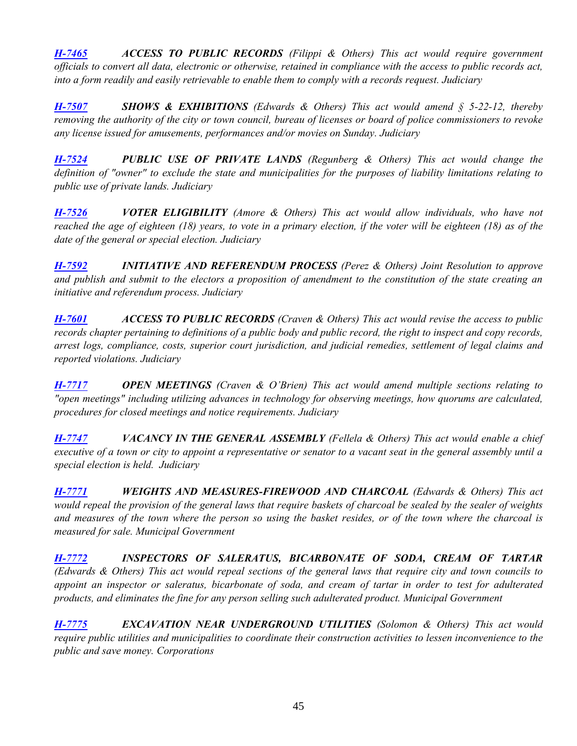***H-7465*** ***ACCESS TO PUBLIC RECORDS*** *(Filippi & Others) This act would require government officials to convert all data, electronic or otherwise, retained in compliance with the access to public records act, into a form readily and easily retrievable to enable them to comply with a records request. Judiciary*

***H-7507*** ***SHOWS & EXHIBITIONS*** *(Edwards & Others) This act would amend § 5-22-12, thereby removing the authority of the city or town council, bureau of licenses or board of police commissioners to revoke any license issued for amusements, performances and/or movies on Sunday. Judiciary*

***H-7524*** ***PUBLIC USE OF PRIVATE LANDS*** *(Regunberg & Others) This act would change the definition of "owner" to exclude the state and municipalities for the purposes of liability limitations relating to public use of private lands. Judiciary*

***H-7526*** ***VOTER ELIGIBILITY*** *(Amore & Others) This act would allow individuals, who have not reached the age of eighteen (18) years, to vote in a primary election, if the voter will be eighteen (18) as of the date of the general or special election. Judiciary*

***H-7592*** ***INITIATIVE AND REFERENDUM PROCESS*** *(Perez & Others) Joint Resolution to approve and publish and submit to the electors a proposition of amendment to the constitution of the state creating an initiative and referendum process. Judiciary*

***H-7601*** ***ACCESS TO PUBLIC RECORDS*** *(Craven & Others) This act would revise the access to public records chapter pertaining to definitions of a public body and public record, the right to inspect and copy records, arrest logs, compliance, costs, superior court jurisdiction, and judicial remedies, settlement of legal claims and reported violations. Judiciary*

***H-7717*** ***OPEN MEETINGS*** *(Craven & O'Brien) This act would amend multiple sections relating to "open meetings" including utilizing advances in technology for observing meetings, how quorums are calculated, procedures for closed meetings and notice requirements. Judiciary*

***H-7747*** ***VACANCY IN THE GENERAL ASSEMBLY*** *(Fellela & Others) This act would enable a chief executive of a town or city to appoint a representative or senator to a vacant seat in the general assembly until a special election is held. Judiciary*

***H-7771*** ***WEIGHTS AND MEASURES-FIREWOOD AND CHARCOAL*** *(Edwards & Others) This act would repeal the provision of the general laws that require baskets of charcoal be sealed by the sealer of weights and measures of the town where the person so using the basket resides, or of the town where the charcoal is measured for sale. Municipal Government*

***H-7772*** ***INSPECTORS OF SALERATUS, BICARBONATE OF SODA, CREAM OF TARTAR*** *(Edwards & Others) This act would repeal sections of the general laws that require city and town councils to appoint an inspector or saleratus, bicarbonate of soda, and cream of tartar in order to test for adulterated products, and eliminates the fine for any person selling such adulterated product. Municipal Government*

***H-7775*** ***EXCAVATION NEAR UNDERGROUND UTILITIES*** *(Solomon & Others) This act would require public utilities and municipalities to coordinate their construction activities to lessen inconvenience to the public and save money. Corporations*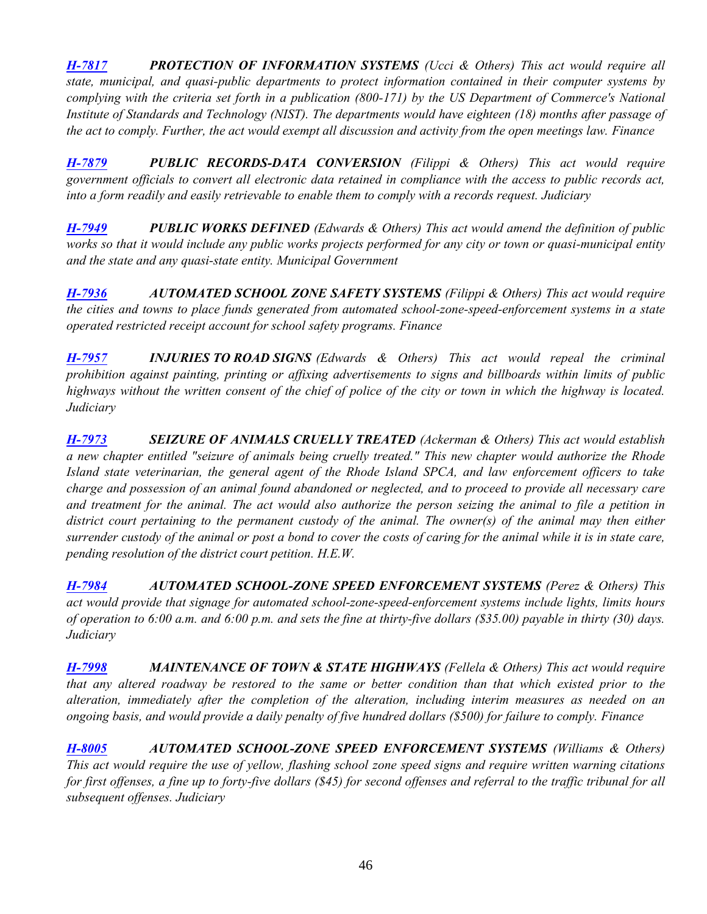***H-7817*** ***PROTECTION OF INFORMATION SYSTEMS*** *(Ucci & Others) This act would require all state, municipal, and quasi-public departments to protect information contained in their computer systems by complying with the criteria set forth in a publication (800-171) by the US Department of Commerce's National Institute of Standards and Technology (NIST). The departments would have eighteen (18) months after passage of the act to comply. Further, the act would exempt all discussion and activity from the open meetings law. Finance*

***H-7879*** ***PUBLIC RECORDS-DATA CONVERSION*** *(Filippi & Others) This act would require government officials to convert all electronic data retained in compliance with the access to public records act, into a form readily and easily retrievable to enable them to comply with a records request. Judiciary*

***H-7949*** ***PUBLIC WORKS DEFINED*** *(Edwards & Others) This act would amend the definition of public works so that it would include any public works projects performed for any city or town or quasi-municipal entity and the state and any quasi-state entity. Municipal Government*

***H-7936*** ***AUTOMATED SCHOOL ZONE SAFETY SYSTEMS*** *(Filippi & Others) This act would require the cities and towns to place funds generated from automated school-zone-speed-enforcement systems in a state operated restricted receipt account for school safety programs. Finance*

***H-7957*** ***INJURIES TO ROAD SIGNS*** *(Edwards & Others) This act would repeal the criminal prohibition against painting, printing or affixing advertisements to signs and billboards within limits of public highways without the written consent of the chief of police of the city or town in which the highway is located. Judiciary*

***H-7973*** ***SEIZURE OF ANIMALS CRUELLY TREATED*** *(Ackerman & Others) This act would establish a new chapter entitled "seizure of animals being cruelly treated." This new chapter would authorize the Rhode Island state veterinarian, the general agent of the Rhode Island SPCA, and law enforcement officers to take charge and possession of an animal found abandoned or neglected, and to proceed to provide all necessary care and treatment for the animal. The act would also authorize the person seizing the animal to file a petition in district court pertaining to the permanent custody of the animal. The owner(s) of the animal may then either surrender custody of the animal or post a bond to cover the costs of caring for the animal while it is in state care, pending resolution of the district court petition. H.E.W.*

***H-7984*** ***AUTOMATED SCHOOL-ZONE SPEED ENFORCEMENT SYSTEMS*** *(Perez & Others) This act would provide that signage for automated school-zone-speed-enforcement systems include lights, limits hours of operation to 6:00 a.m. and 6:00 p.m. and sets the fine at thirty-five dollars ($35.00) payable in thirty (30) days. Judiciary*

***H-7998*** ***MAINTENANCE OF TOWN & STATE HIGHWAYS*** *(Fellela & Others) This act would require that any altered roadway be restored to the same or better condition than that which existed prior to the alteration, immediately after the completion of the alteration, including interim measures as needed on an ongoing basis, and would provide a daily penalty of five hundred dollars ($500) for failure to comply. Finance*

***H-8005*** ***AUTOMATED SCHOOL-ZONE SPEED ENFORCEMENT SYSTEMS*** *(Williams & Others) This act would require the use of yellow, flashing school zone speed signs and require written warning citations for first offenses, a fine up to forty-five dollars ($45) for second offenses and referral to the traffic tribunal for all subsequent offenses. Judiciary*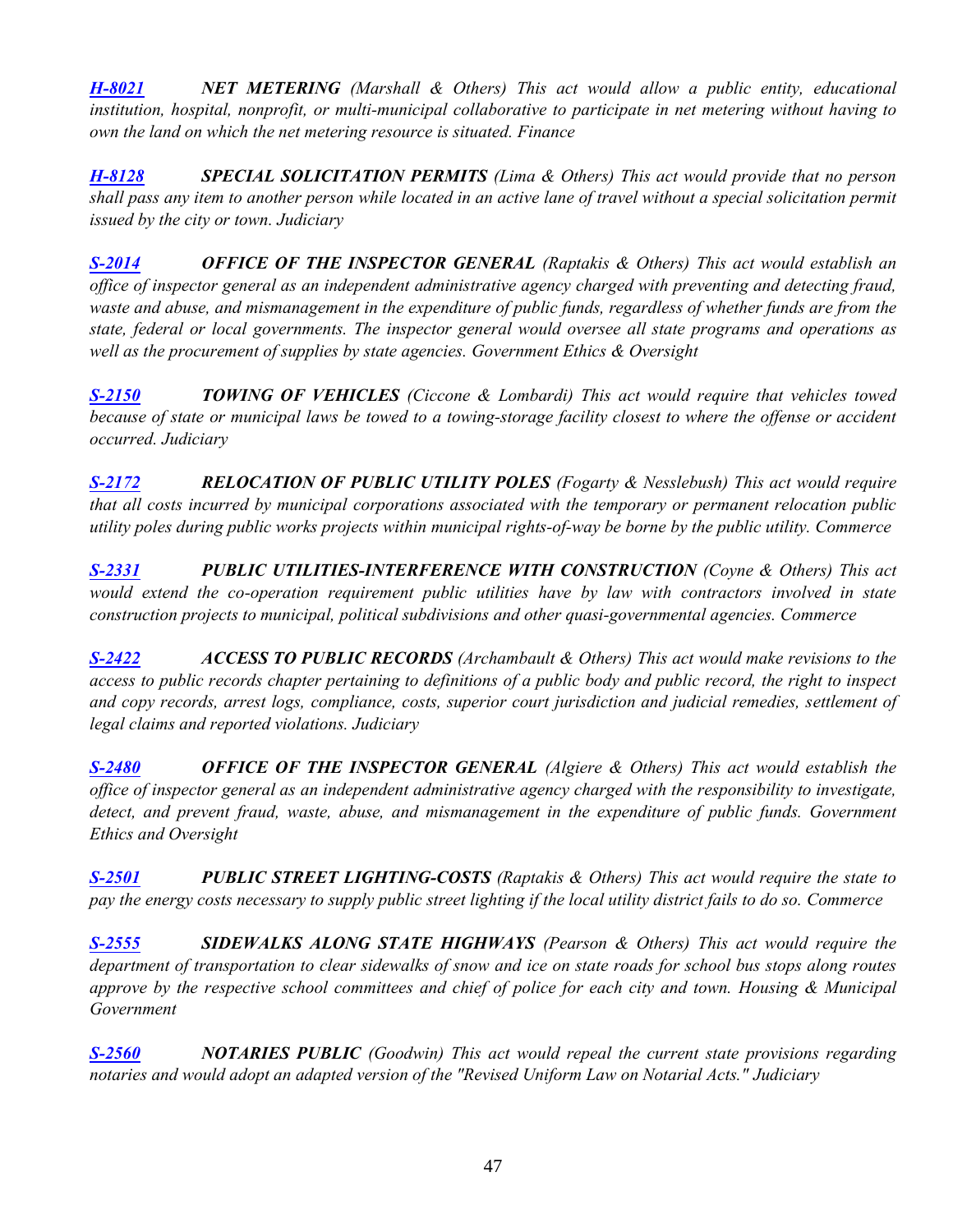***H-8021*** ***NET METERING*** *(Marshall & Others) This act would allow a public entity, educational institution, hospital, nonprofit, or multi-municipal collaborative to participate in net metering without having to own the land on which the net metering resource is situated. Finance*

***H-8128*** ***SPECIAL SOLICITATION PERMITS*** *(Lima & Others) This act would provide that no person shall pass any item to another person while located in an active lane of travel without a special solicitation permit issued by the city or town. Judiciary*

***S-2014*** ***OFFICE OF THE INSPECTOR GENERAL*** *(Raptakis & Others) This act would establish an office of inspector general as an independent administrative agency charged with preventing and detecting fraud, waste and abuse, and mismanagement in the expenditure of public funds, regardless of whether funds are from the state, federal or local governments. The inspector general would oversee all state programs and operations as well as the procurement of supplies by state agencies. Government Ethics & Oversight*

***S-2150*** ***TOWING OF VEHICLES*** *(Ciccone & Lombardi) This act would require that vehicles towed because of state or municipal laws be towed to a towing-storage facility closest to where the offense or accident occurred. Judiciary*

***S-2172*** ***RELOCATION OF PUBLIC UTILITY POLES*** *(Fogarty & Nesslebush) This act would require that all costs incurred by municipal corporations associated with the temporary or permanent relocation public utility poles during public works projects within municipal rights-of-way be borne by the public utility. Commerce*

***S-2331*** ***PUBLIC UTILITIES-INTERFERENCE WITH CONSTRUCTION*** *(Coyne & Others) This act would extend the co-operation requirement public utilities have by law with contractors involved in state construction projects to municipal, political subdivisions and other quasi-governmental agencies. Commerce*

***S-2422*** ***ACCESS TO PUBLIC RECORDS*** *(Archambault & Others) This act would make revisions to the access to public records chapter pertaining to definitions of a public body and public record, the right to inspect and copy records, arrest logs, compliance, costs, superior court jurisdiction and judicial remedies, settlement of legal claims and reported violations. Judiciary*

***S-2480*** ***OFFICE OF THE INSPECTOR GENERAL*** *(Algiere & Others) This act would establish the office of inspector general as an independent administrative agency charged with the responsibility to investigate, detect, and prevent fraud, waste, abuse, and mismanagement in the expenditure of public funds. Government Ethics and Oversight*

***S-2501*** ***PUBLIC STREET LIGHTING-COSTS*** *(Raptakis & Others) This act would require the state to pay the energy costs necessary to supply public street lighting if the local utility district fails to do so. Commerce*

***S-2555*** ***SIDEWALKS ALONG STATE HIGHWAYS*** *(Pearson & Others) This act would require the department of transportation to clear sidewalks of snow and ice on state roads for school bus stops along routes approve by the respective school committees and chief of police for each city and town. Housing & Municipal Government*

***S-2560*** ***NOTARIES PUBLIC*** *(Goodwin) This act would repeal the current state provisions regarding notaries and would adopt an adapted version of the "Revised Uniform Law on Notarial Acts." Judiciary*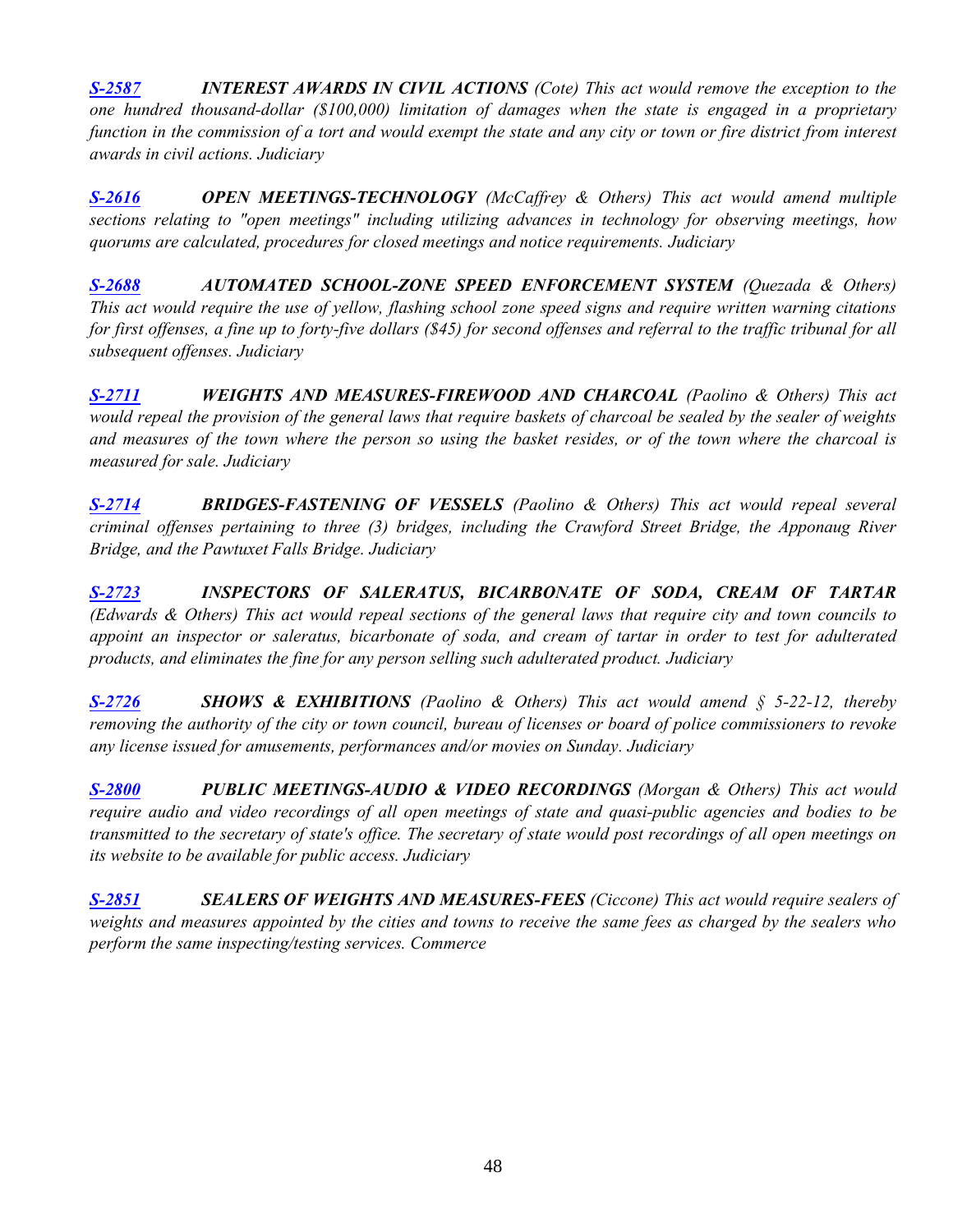***S-2587*** ***INTEREST AWARDS IN CIVIL ACTIONS*** *(Cote) This act would remove the exception to the one hundred thousand-dollar ($100,000) limitation of damages when the state is engaged in a proprietary function in the commission of a tort and would exempt the state and any city or town or fire district from interest awards in civil actions. Judiciary*

***S-2616*** ***OPEN MEETINGS-TECHNOLOGY*** *(McCaffrey & Others) This act would amend multiple sections relating to "open meetings" including utilizing advances in technology for observing meetings, how quorums are calculated, procedures for closed meetings and notice requirements. Judiciary*

***S-2688*** ***AUTOMATED SCHOOL-ZONE SPEED ENFORCEMENT SYSTEM*** *(Quezada & Others) This act would require the use of yellow, flashing school zone speed signs and require written warning citations for first offenses, a fine up to forty-five dollars ($45) for second offenses and referral to the traffic tribunal for all subsequent offenses. Judiciary*

***S-2711*** ***WEIGHTS AND MEASURES-FIREWOOD AND CHARCOAL*** *(Paolino & Others) This act would repeal the provision of the general laws that require baskets of charcoal be sealed by the sealer of weights and measures of the town where the person so using the basket resides, or of the town where the charcoal is measured for sale. Judiciary*

***S-2714*** ***BRIDGES-FASTENING OF VESSELS*** *(Paolino & Others) This act would repeal several criminal offenses pertaining to three (3) bridges, including the Crawford Street Bridge, the Apponaug River Bridge, and the Pawtuxet Falls Bridge. Judiciary*

***S-2723*** ***INSPECTORS OF SALERATUS, BICARBONATE OF SODA, CREAM OF TARTAR*** *(Edwards & Others) This act would repeal sections of the general laws that require city and town councils to appoint an inspector or saleratus, bicarbonate of soda, and cream of tartar in order to test for adulterated products, and eliminates the fine for any person selling such adulterated product. Judiciary*

***S-2726*** ***SHOWS & EXHIBITIONS*** *(Paolino & Others) This act would amend § 5-22-12, thereby removing the authority of the city or town council, bureau of licenses or board of police commissioners to revoke any license issued for amusements, performances and/or movies on Sunday. Judiciary*

***S-2800*** ***PUBLIC MEETINGS-AUDIO & VIDEO RECORDINGS*** *(Morgan & Others) This act would require audio and video recordings of all open meetings of state and quasi-public agencies and bodies to be transmitted to the secretary of state's office. The secretary of state would post recordings of all open meetings on its website to be available for public access. Judiciary*

***S-2851*** ***SEALERS OF WEIGHTS AND MEASURES-FEES*** *(Ciccone) This act would require sealers of weights and measures appointed by the cities and towns to receive the same fees as charged by the sealers who perform the same inspecting/testing services. Commerce*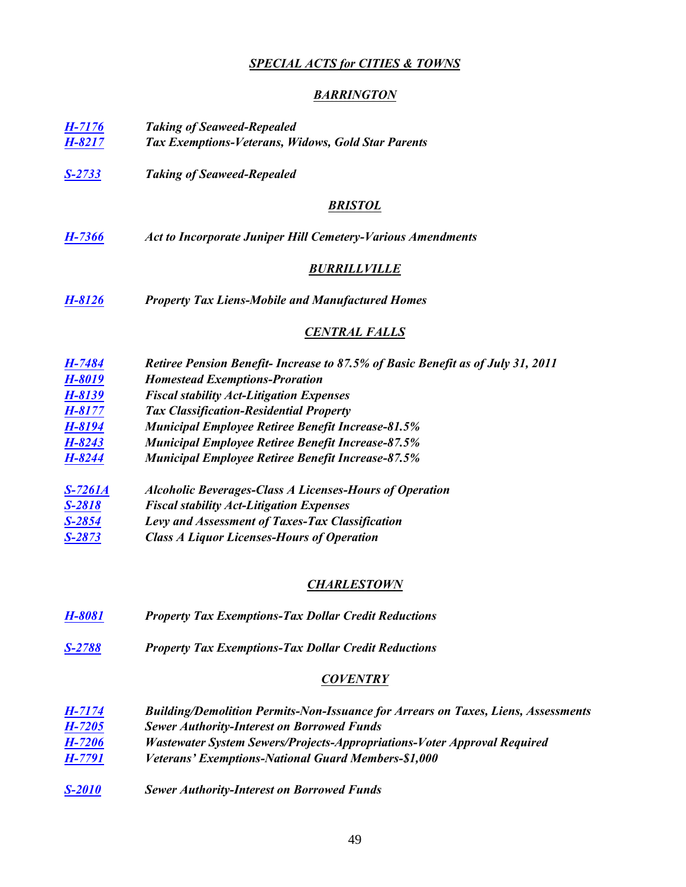## *SPECIAL ACTS for CITIES & TOWNS*

### *BARRINGTON*

***H-7176*** ***Taking of Seaweed-Repealed***
***H-8217*** ***Tax Exemptions-Veterans, Widows, Gold Star Parents***

***S-2733*** ***Taking of Seaweed-Repealed***

### *BRISTOL*

***H-7366*** ***Act to Incorporate Juniper Hill Cemetery-Various Amendments***

### *BURRILLVILLE*

***H-8126*** ***Property Tax Liens-Mobile and Manufactured Homes***

### *CENTRAL FALLS*

***H-7484*** ***Retiree Pension Benefit- Increase to 87.5% of Basic Benefit as of July 31, 2011***
***H-8019*** ***Homestead Exemptions-Proration***
***H-8139*** ***Fiscal stability Act-Litigation Expenses***
***H-8177*** ***Tax Classification-Residential Property***
***H-8194*** ***Municipal Employee Retiree Benefit Increase-81.5%***
***H-8243*** ***Municipal Employee Retiree Benefit Increase-87.5%***
***H-8244*** ***Municipal Employee Retiree Benefit Increase-87.5%***

***S-7261A*** ***Alcoholic Beverages-Class A Licenses-Hours of Operation***
***S-2818*** ***Fiscal stability Act-Litigation Expenses***
***S-2854*** ***Levy and Assessment of Taxes-Tax Classification***
***S-2873*** ***Class A Liquor Licenses-Hours of Operation***

### *CHARLESTOWN*

***H-8081*** ***Property Tax Exemptions-Tax Dollar Credit Reductions***

***S-2788*** ***Property Tax Exemptions-Tax Dollar Credit Reductions***

### *COVENTRY*

***H-7174*** ***Building/Demolition Permits-Non-Issuance for Arrears on Taxes, Liens, Assessments***
***H-7205*** ***Sewer Authority-Interest on Borrowed Funds***
***H-7206*** ***Wastewater System Sewers/Projects-Appropriations-Voter Approval Required***
***H-7791*** ***Veterans' Exemptions-National Guard Members-$1,000***

***S-2010*** ***Sewer Authority-Interest on Borrowed Funds***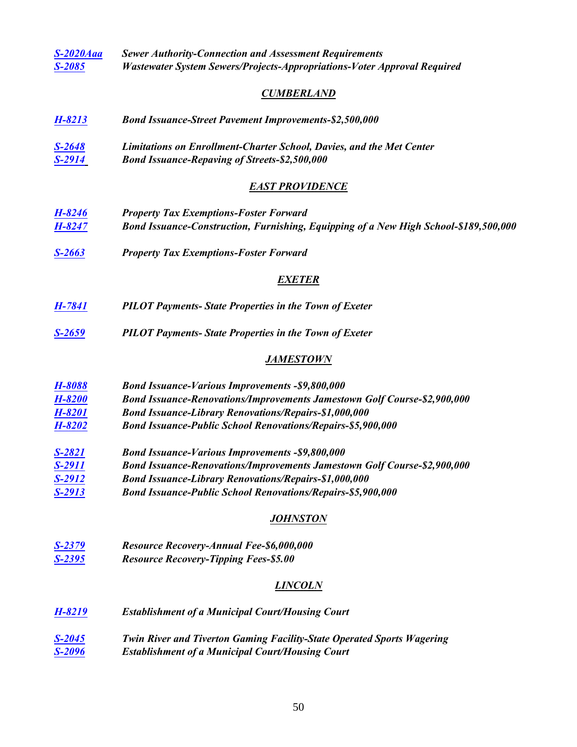*S-2020Aaa* *Sewer Authority-Connection and Assessment Requirements*
*S-2085* *Wastewater System Sewers/Projects-Appropriations-Voter Approval Required*

### *CUMBERLAND*

*H-8213* *Bond Issuance-Street Pavement Improvements-$2,500,000*

*S-2648* *Limitations on Enrollment-Charter School, Davies, and the Met Center*
*S-2914* *Bond Issuance-Repaving of Streets-$2,500,000*

### *EAST PROVIDENCE*

*H-8246* *Property Tax Exemptions-Foster Forward*
*H-8247* *Bond Issuance-Construction, Furnishing, Equipping of a New High School-$189,500,000*

*S-2663* *Property Tax Exemptions-Foster Forward*

### *EXETER*

*H-7841* *PILOT Payments- State Properties in the Town of Exeter*

*S-2659* *PILOT Payments- State Properties in the Town of Exeter*

### *JAMESTOWN*

*H-8088* *Bond Issuance-Various Improvements -$9,800,000*
*H-8200* *Bond Issuance-Renovations/Improvements Jamestown Golf Course-$2,900,000*
*H-8201* *Bond Issuance-Library Renovations/Repairs-$1,000,000*
*H-8202* *Bond Issuance-Public School Renovations/Repairs-$5,900,000*

*S-2821* *Bond Issuance-Various Improvements -$9,800,000*
*S-2911* *Bond Issuance-Renovations/Improvements Jamestown Golf Course-$2,900,000*
*S-2912* *Bond Issuance-Library Renovations/Repairs-$1,000,000*
*S-2913* *Bond Issuance-Public School Renovations/Repairs-$5,900,000*

### *JOHNSTON*

*S-2379* *Resource Recovery-Annual Fee-$6,000,000*
*S-2395* *Resource Recovery-Tipping Fees-$5.00*

### *LINCOLN*

*H-8219* *Establishment of a Municipal Court/Housing Court*

*S-2045* *Twin River and Tiverton Gaming Facility-State Operated Sports Wagering*
*S-2096* *Establishment of a Municipal Court/Housing Court*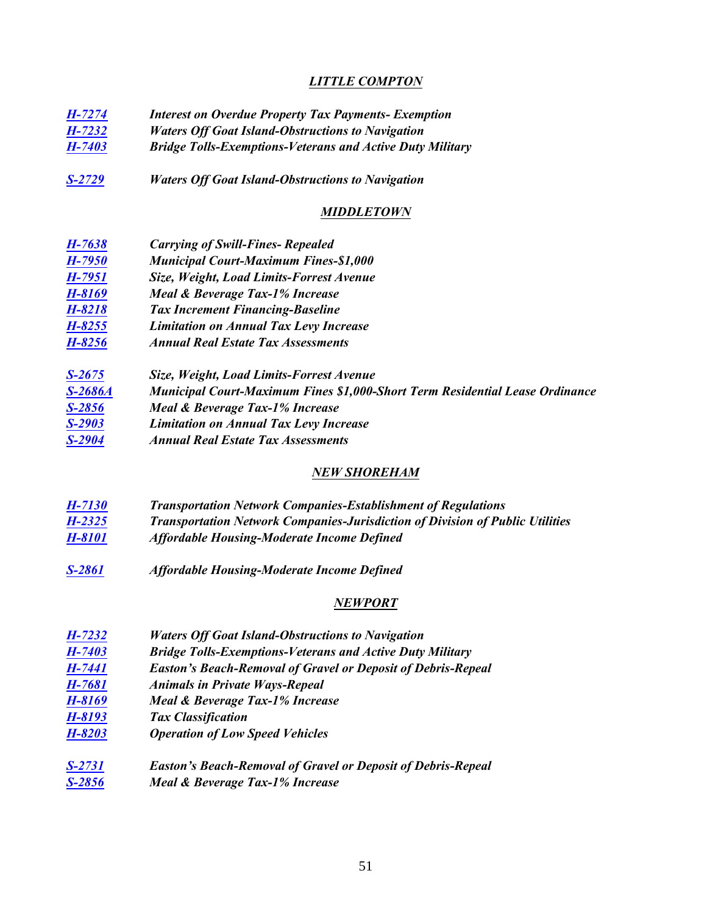## *LITTLE COMPTON*

***H-7274*** *Interest on Overdue Property Tax Payments- Exemption*
***H-7232*** *Waters Off Goat Island-Obstructions to Navigation*
***H-7403*** *Bridge Tolls-Exemptions-Veterans and Active Duty Military*

***S-2729*** *Waters Off Goat Island-Obstructions to Navigation*

## *MIDDLETOWN*

***H-7638*** *Carrying of Swill-Fines- Repealed*
***H-7950*** *Municipal Court-Maximum Fines-$1,000*
***H-7951*** *Size, Weight, Load Limits-Forrest Avenue*
***H-8169*** *Meal & Beverage Tax-1% Increase*
***H-8218*** *Tax Increment Financing-Baseline*
***H-8255*** *Limitation on Annual Tax Levy Increase*
***H-8256*** *Annual Real Estate Tax Assessments*

***S-2675*** *Size, Weight, Load Limits-Forrest Avenue*
***S-2686A*** *Municipal Court-Maximum Fines $1,000-Short Term Residential Lease Ordinance*
***S-2856*** *Meal & Beverage Tax-1% Increase*
***S-2903*** *Limitation on Annual Tax Levy Increase*
***S-2904*** *Annual Real Estate Tax Assessments*

## *NEW SHOREHAM*

***H-7130*** *Transportation Network Companies-Establishment of Regulations*
***H-2325*** *Transportation Network Companies-Jurisdiction of Division of Public Utilities*
***H-8101*** *Affordable Housing-Moderate Income Defined*

***S-2861*** *Affordable Housing-Moderate Income Defined*

## *NEWPORT*

***H-7232*** *Waters Off Goat Island-Obstructions to Navigation*
***H-7403*** *Bridge Tolls-Exemptions-Veterans and Active Duty Military*
***H-7441*** *Easton's Beach-Removal of Gravel or Deposit of Debris-Repeal*
***H-7681*** *Animals in Private Ways-Repeal*
***H-8169*** *Meal & Beverage Tax-1% Increase*
***H-8193*** *Tax Classification*
***H-8203*** *Operation of Low Speed Vehicles*

***S-2731*** *Easton's Beach-Removal of Gravel or Deposit of Debris-Repeal*
***S-2856*** *Meal & Beverage Tax-1% Increase*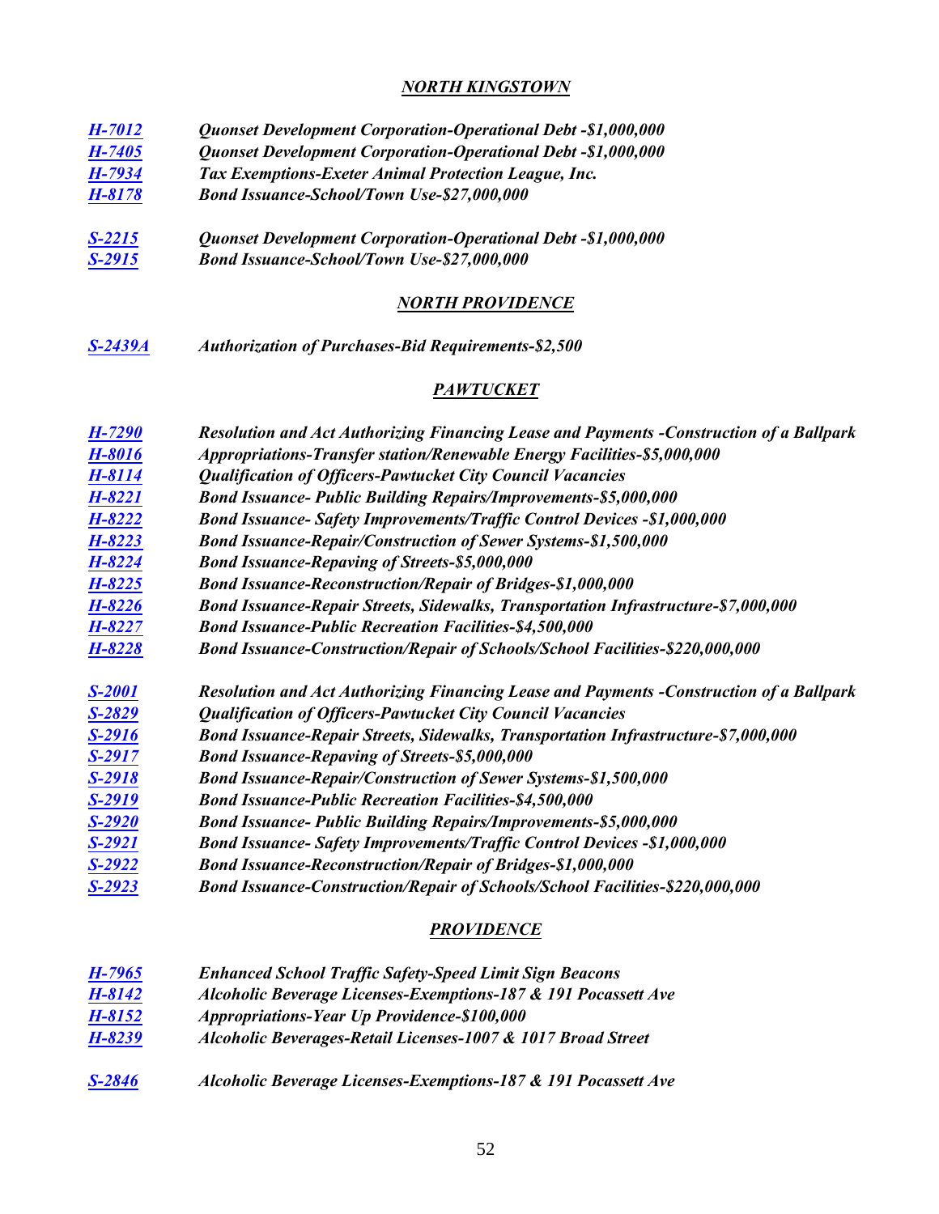## *NORTH KINGSTOWN*

*H-7012* *Quonset Development Corporation-Operational Debt -$1,000,000*
*H-7405* *Quonset Development Corporation-Operational Debt -$1,000,000*
*H-7934* *Tax Exemptions-Exeter Animal Protection League, Inc.*
*H-8178* *Bond Issuance-School/Town Use-$27,000,000*

*S-2215* *Quonset Development Corporation-Operational Debt -$1,000,000*
*S-2915* *Bond Issuance-School/Town Use-$27,000,000*

## *NORTH PROVIDENCE*

*S-2439A* *Authorization of Purchases-Bid Requirements-$2,500*

## *PAWTUCKET*

*H-7290* *Resolution and Act Authorizing Financing Lease and Payments -Construction of a Ballpark*
*H-8016* *Appropriations-Transfer station/Renewable Energy Facilities-$5,000,000*
*H-8114* *Qualification of Officers-Pawtucket City Council Vacancies*
*H-8221* *Bond Issuance- Public Building Repairs/Improvements-$5,000,000*
*H-8222* *Bond Issuance- Safety Improvements/Traffic Control Devices -$1,000,000*
*H-8223* *Bond Issuance-Repair/Construction of Sewer Systems-$1,500,000*
*H-8224* *Bond Issuance-Repaving of Streets-$5,000,000*
*H-8225* *Bond Issuance-Reconstruction/Repair of Bridges-$1,000,000*
*H-8226* *Bond Issuance-Repair Streets, Sidewalks, Transportation Infrastructure-$7,000,000*
*H-8227* *Bond Issuance-Public Recreation Facilities-$4,500,000*
*H-8228* *Bond Issuance-Construction/Repair of Schools/School Facilities-$220,000,000*

*S-2001* *Resolution and Act Authorizing Financing Lease and Payments -Construction of a Ballpark*
*S-2829* *Qualification of Officers-Pawtucket City Council Vacancies*
*S-2916* *Bond Issuance-Repair Streets, Sidewalks, Transportation Infrastructure-$7,000,000*
*S-2917* *Bond Issuance-Repaving of Streets-$5,000,000*
*S-2918* *Bond Issuance-Repair/Construction of Sewer Systems-$1,500,000*
*S-2919* *Bond Issuance-Public Recreation Facilities-$4,500,000*
*S-2920* *Bond Issuance- Public Building Repairs/Improvements-$5,000,000*
*S-2921* *Bond Issuance- Safety Improvements/Traffic Control Devices -$1,000,000*
*S-2922* *Bond Issuance-Reconstruction/Repair of Bridges-$1,000,000*
*S-2923* *Bond Issuance-Construction/Repair of Schools/School Facilities-$220,000,000*

## *PROVIDENCE*

*H-7965* *Enhanced School Traffic Safety-Speed Limit Sign Beacons*
*H-8142* *Alcoholic Beverage Licenses-Exemptions-187 & 191 Pocassett Ave*
*H-8152* *Appropriations-Year Up Providence-$100,000*
*H-8239* *Alcoholic Beverages-Retail Licenses-1007 & 1017 Broad Street*

*S-2846* *Alcoholic Beverage Licenses-Exemptions-187 & 191 Pocassett Ave*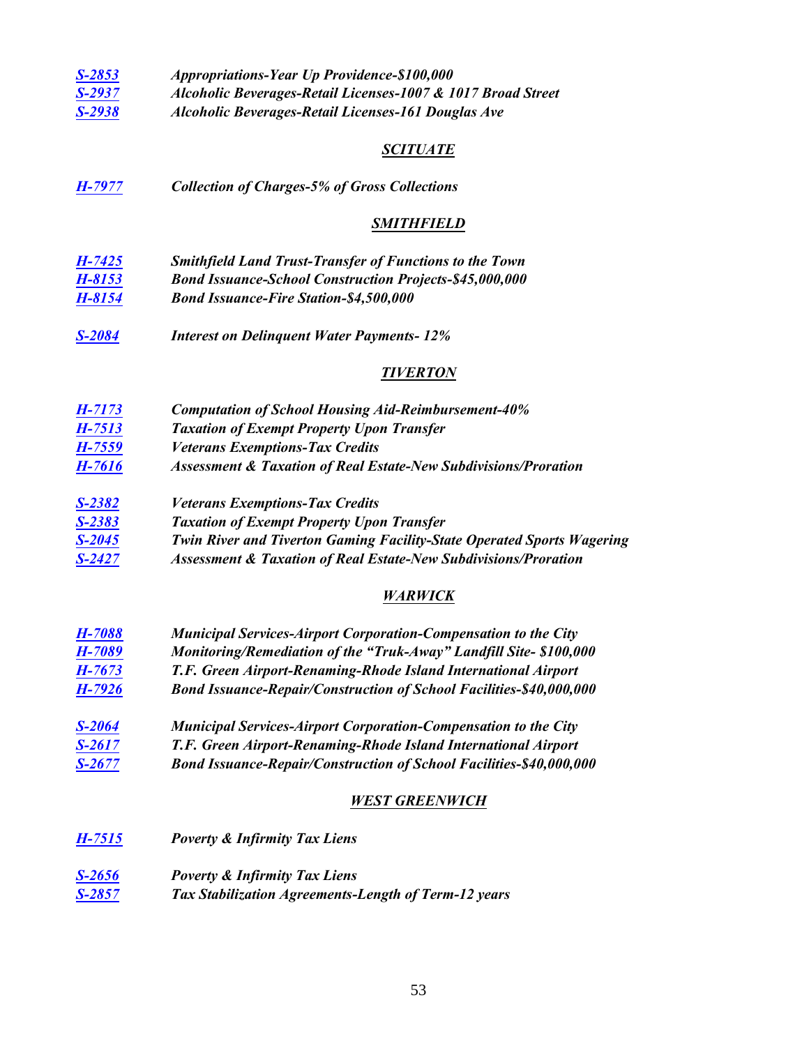*S-2853* *Appropriations-Year Up Providence-$100,000*
*S-2937* *Alcoholic Beverages-Retail Licenses-1007 & 1017 Broad Street*
*S-2938* *Alcoholic Beverages-Retail Licenses-161 Douglas Ave*

## ***SCITUATE***

*H-7977* *Collection of Charges-5% of Gross Collections*

## ***SMITHFIELD***

*H-7425* *Smithfield Land Trust-Transfer of Functions to the Town*
*H-8153* *Bond Issuance-School Construction Projects-$45,000,000*
*H-8154* *Bond Issuance-Fire Station-$4,500,000*

*S-2084* *Interest on Delinquent Water Payments- 12%*

## ***TIVERTON***

*H-7173* *Computation of School Housing Aid-Reimbursement-40%*
*H-7513* *Taxation of Exempt Property Upon Transfer*
*H-7559* *Veterans Exemptions-Tax Credits*
*H-7616* *Assessment & Taxation of Real Estate-New Subdivisions/Proration*

*S-2382* *Veterans Exemptions-Tax Credits*
*S-2383* *Taxation of Exempt Property Upon Transfer*
*S-2045* *Twin River and Tiverton Gaming Facility-State Operated Sports Wagering*
*S-2427* *Assessment & Taxation of Real Estate-New Subdivisions/Proration*

## ***WARWICK***

*H-7088* *Municipal Services-Airport Corporation-Compensation to the City*
*H-7089* *Monitoring/Remediation of the "Truk-Away" Landfill Site- $100,000*
*H-7673* *T.F. Green Airport-Renaming-Rhode Island International Airport*
*H-7926* *Bond Issuance-Repair/Construction of School Facilities-$40,000,000*

*S-2064* *Municipal Services-Airport Corporation-Compensation to the City*
*S-2617* *T.F. Green Airport-Renaming-Rhode Island International Airport*
*S-2677* *Bond Issuance-Repair/Construction of School Facilities-$40,000,000*

## ***WEST GREENWICH***

*H-7515* *Poverty & Infirmity Tax Liens*

*S-2656* *Poverty & Infirmity Tax Liens*
*S-2857* *Tax Stabilization Agreements-Length of Term-12 years*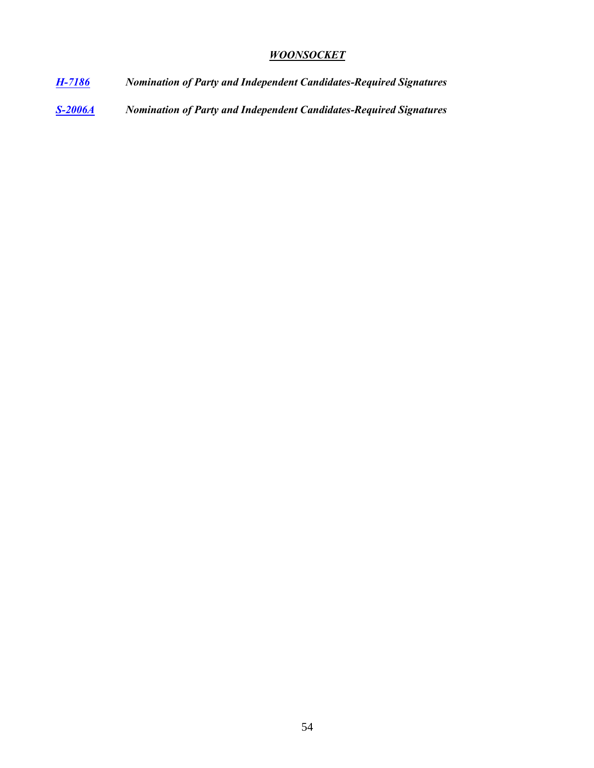## ***WOONSOCKET***

***H-7186*** ***Nomination of Party and Independent Candidates-Required Signatures***

***S-2006A*** ***Nomination of Party and Independent Candidates-Required Signatures***